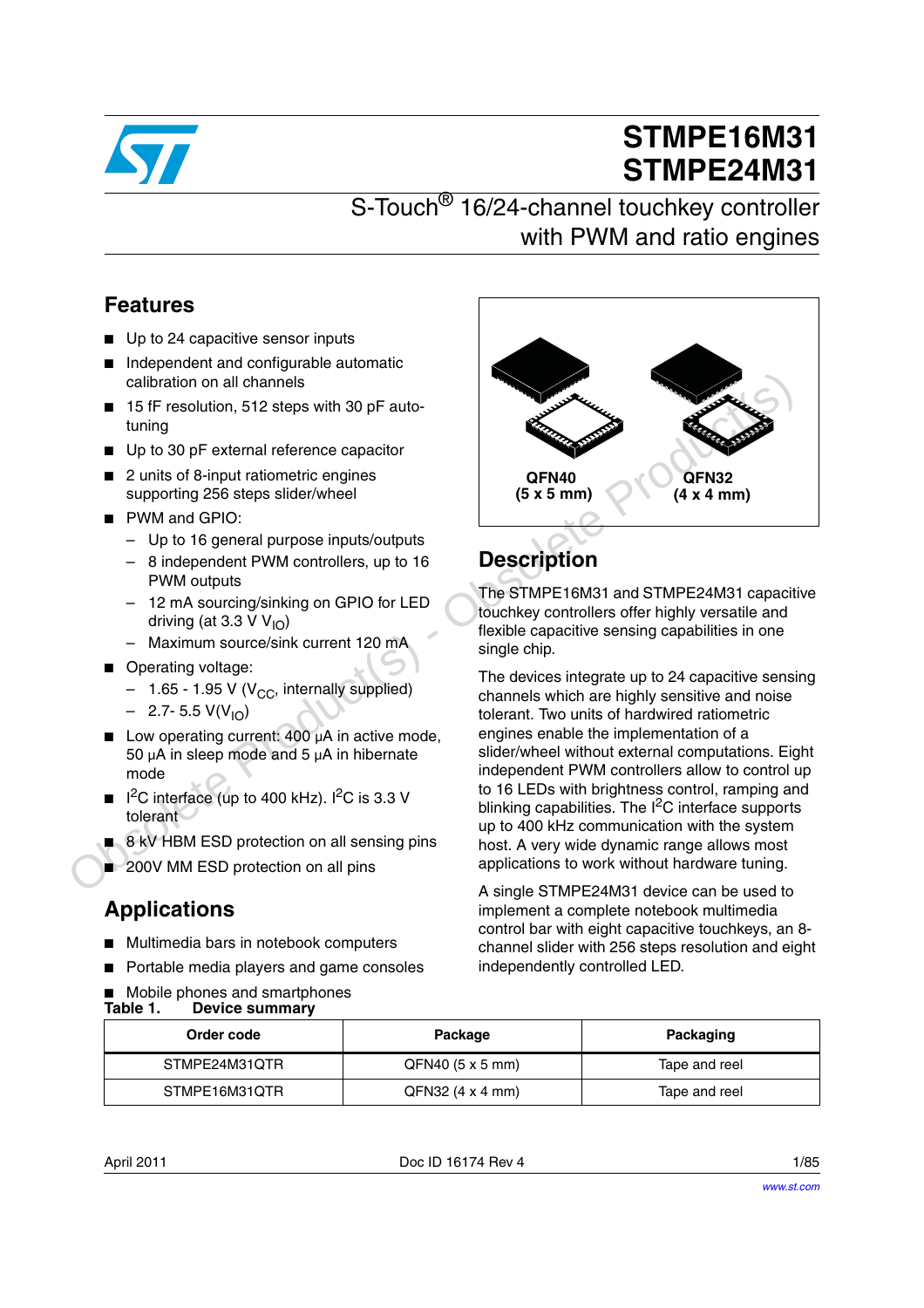# STMPE16M31 STMPE24M31

## S-Touch® 16/24-channel touchkey controller with PWM and ratio engines

## Features

- Up to 24 capacitive sensor inputs
- Independent and configurable automatic calibration on all channels
- 15 fF resolution, 512 steps with 30 pF auto-tuning
- Up to 30 pF external reference capacitor
- 2 units of 8-input ratiometric engines supporting 256 steps slider/wheel
- PWM and GPIO:
  - Up to 16 general purpose inputs/outputs
  - 8 independent PWM controllers, up to 16 PWM outputs
  - 12 mA sourcing/sinking on GPIO for LED driving (at 3.3 V $V_{IO}$)
  - Maximum source/sink current 120 mA
- Operating voltage:
  - 1.65 - 1.95 V ($V_{CC}$, internally supplied)
  - 2.7- 5.5 V($V_{IO}$)
- Low operating current: 400 µA in active mode, 50 µA in sleep mode and 5 µA in hibernate mode
- $I^2C$ interface (up to 400 kHz). $I^2C$ is 3.3 V tolerant
- 8 kV HBM ESD protection on all sensing pins
- 200V MM ESD protection on all pins

QFN40 (5 x 5 mm)

QFN32 (4 x 4 mm)

## Applications

- Multimedia bars in notebook computers
- Portable media players and game consoles
- Mobile phones and smartphones

## Description

The STMPE16M31 and STMPE24M31 capacitive touchkey controllers offer highly versatile and flexible capacitive sensing capabilities in one single chip.

The devices integrate up to 24 capacitive sensing channels which are highly sensitive and noise tolerant. Two units of hardwired ratiometric engines enable the implementation of a slider/wheel without external computations. Eight independent PWM controllers allow to control up to 16 LEDs with brightness control, ramping and blinking capabilities. The $I^2C$ interface supports up to 400 kHz communication with the system host. A very wide dynamic range allows most applications to work without hardware tuning.

A single STMPE24M31 device can be used to implement a complete notebook multimedia control bar with eight capacitive touchkeys, an 8-channel slider with 256 steps resolution and eight independently controlled LED.

**Table 1. Device summary**

| Order code | Package | Packaging |
|---|---|---|
| STMPE24M31QTR | QFN40 (5 x 5 mm) | Tape and reel |
| STMPE16M31QTR | QFN32 (4 x 4 mm) | Tape and reel |

April 2011 Doc ID 16174 Rev 4

www.st.com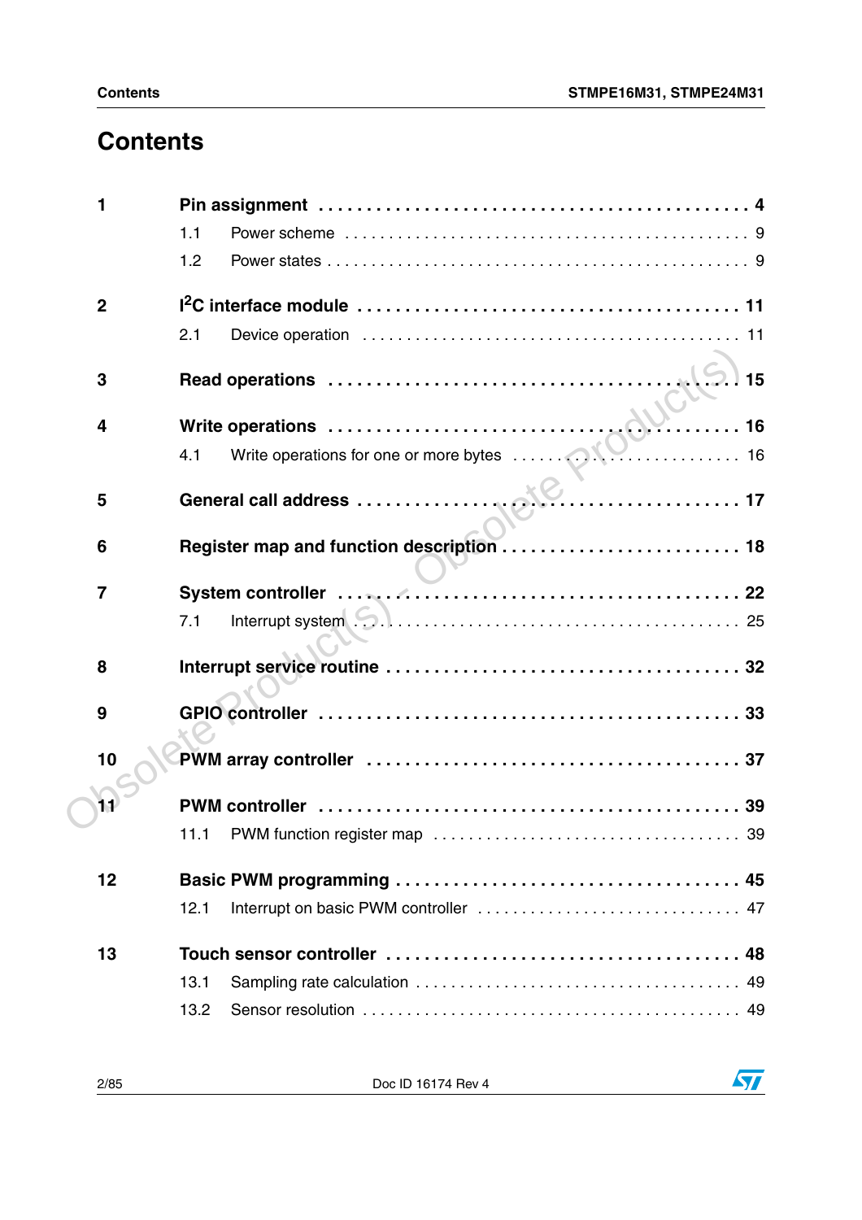# Contents

| | | |
|---|---|---|
| **1** | **Pin assignment** | **4** |
| | 1.1 Power scheme | 9 |
| | 1.2 Power states | 9 |
| **2** | **$I^2C$ interface module** | **11** |
| | 2.1 Device operation | 11 |
| **3** | **Read operations** | **15** |
| **4** | **Write operations** | **16** |
| | 4.1 Write operations for one or more bytes | 16 |
| **5** | **General call address** | **17** |
| **6** | **Register map and function description** | **18** |
| **7** | **System controller** | **22** |
| | 7.1 Interrupt system | 25 |
| **8** | **Interrupt service routine** | **32** |
| **9** | **GPIO controller** | **33** |
| **10** | **PWM array controller** | **37** |
| **11** | **PWM controller** | **39** |
| | 11.1 PWM function register map | 39 |
| **12** | **Basic PWM programming** | **45** |
| | 12.1 Interrupt on basic PWM controller | 47 |
| **13** | **Touch sensor controller** | **48** |
| | 13.1 Sampling rate calculation | 49 |
| | 13.2 Sensor resolution | 49 |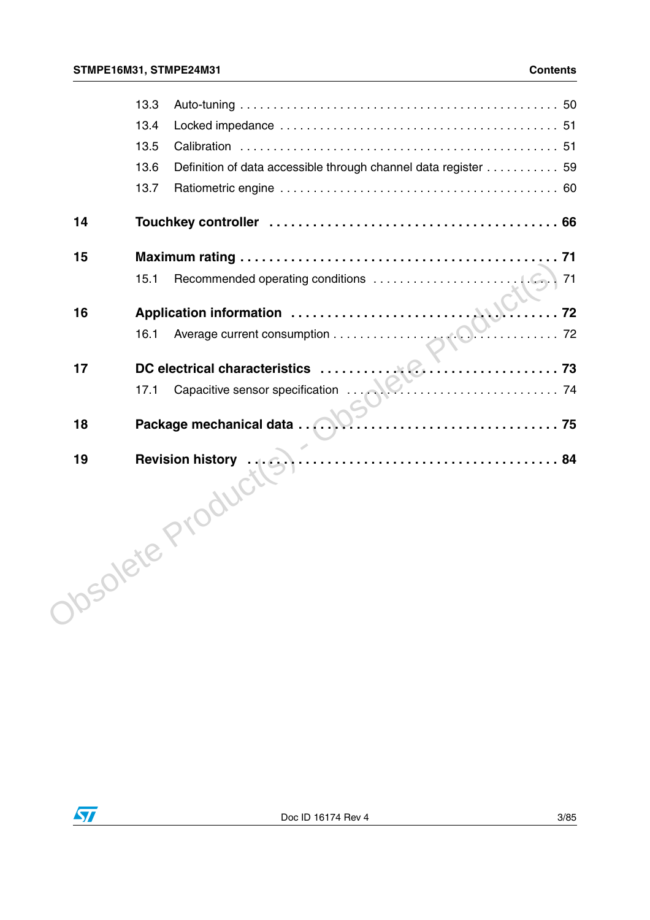13.3 Auto-tuning . . . . . . . . . . . . . . . . . . . . . . . . . . . . . . . . . . . . . . . . . . . . . . 50

13.4 Locked impedance . . . . . . . . . . . . . . . . . . . . . . . . . . . . . . . . . . . . . . . . 51

13.5 Calibration . . . . . . . . . . . . . . . . . . . . . . . . . . . . . . . . . . . . . . . . . . . . . . 51

13.6 Definition of data accessible through channel data register . . . . . . . . . . . 59

13.7 Ratiometric engine . . . . . . . . . . . . . . . . . . . . . . . . . . . . . . . . . . . . . . . . 60

**14 Touchkey controller . . . . . . . . . . . . . . . . . . . . . . . . . . . . . . . . . . . . . . 66**

**15 Maximum rating . . . . . . . . . . . . . . . . . . . . . . . . . . . . . . . . . . . . . . . . . 71**

15.1 Recommended operating conditions . . . . . . . . . . . . . . . . . . . . . . . . . . . 71

**16 Application information . . . . . . . . . . . . . . . . . . . . . . . . . . . . . . . . . . . 72**

16.1 Average current consumption . . . . . . . . . . . . . . . . . . . . . . . . . . . . . . . . 72

**17 DC electrical characteristics . . . . . . . . . . . . . . . . . . . . . . . . . . . . . . . . 73**

17.1 Capacitive sensor specification . . . . . . . . . . . . . . . . . . . . . . . . . . . . . . . 74

**18 Package mechanical data . . . . . . . . . . . . . . . . . . . . . . . . . . . . . . . . . . 75**

**19 Revision history . . . . . . . . . . . . . . . . . . . . . . . . . . . . . . . . . . . . . . . . . 84**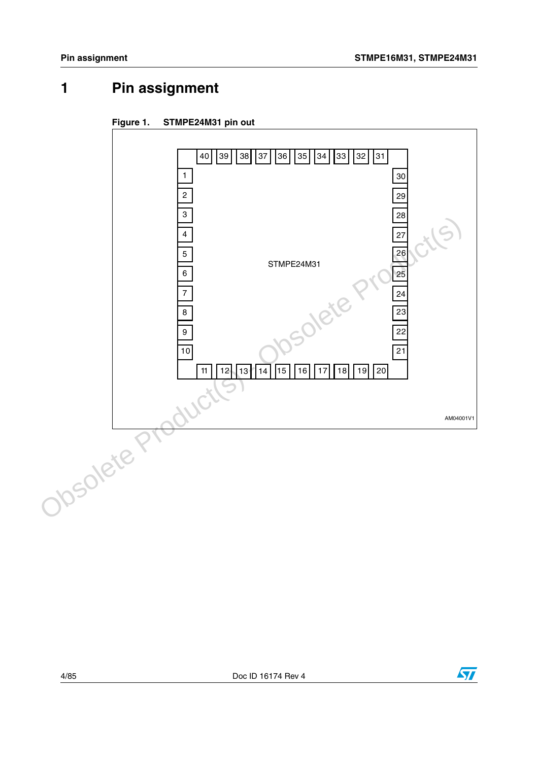# 1 Pin assignment

**Figure 1. STMPE24M31 pin out**

STMPE24M31

AM04001V1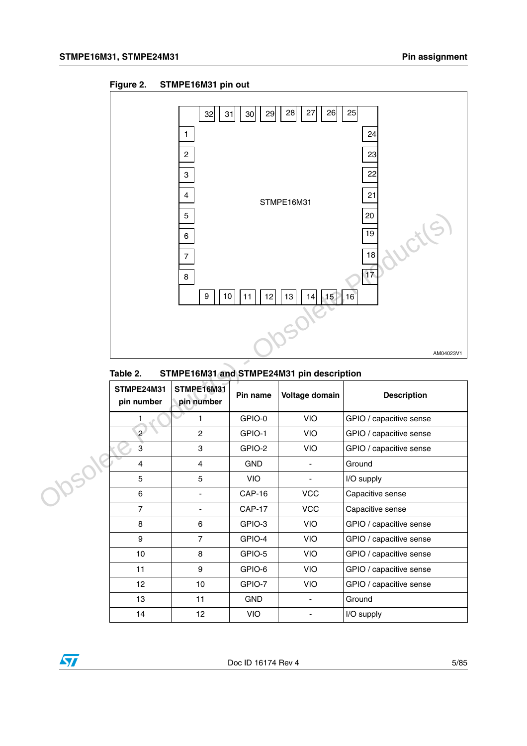Figure 2. STMPE16M31 pin out

Table 2. STMPE16M31 and STMPE24M31 pin description

| STMPE24M31 pin number | STMPE16M31 pin number | Pin name | Voltage domain | Description |
|---|---|---|---|---|
| 1 | 1 | GPIO-0 | VIO | GPIO / capacitive sense |
| 2 | 2 | GPIO-1 | VIO | GPIO / capacitive sense |
| 3 | 3 | GPIO-2 | VIO | GPIO / capacitive sense |
| 4 | 4 | GND | - | Ground |
| 5 | 5 | VIO | - | I/O supply |
| 6 | - | CAP-16 | VCC | Capacitive sense |
| 7 | - | CAP-17 | VCC | Capacitive sense |
| 8 | 6 | GPIO-3 | VIO | GPIO / capacitive sense |
| 9 | 7 | GPIO-4 | VIO | GPIO / capacitive sense |
| 10 | 8 | GPIO-5 | VIO | GPIO / capacitive sense |
| 11 | 9 | GPIO-6 | VIO | GPIO / capacitive sense |
| 12 | 10 | GPIO-7 | VIO | GPIO / capacitive sense |
| 13 | 11 | GND | - | Ground |
| 14 | 12 | VIO | - | I/O supply |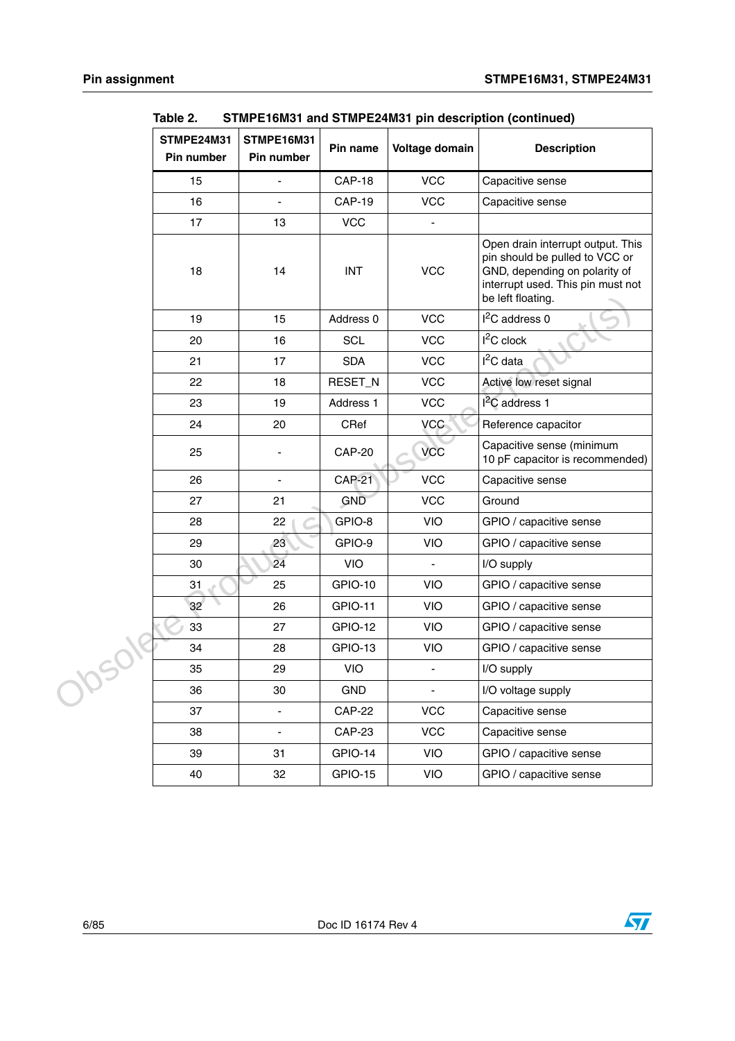Table 2. STMPE16M31 and STMPE24M31 pin description (continued)

| STMPE24M31 Pin number | STMPE16M31 Pin number | Pin name | Voltage domain | Description |
|---|---|---|---|---|
| 15 | - | CAP-18 | VCC | Capacitive sense |
| 16 | - | CAP-19 | VCC | Capacitive sense |
| 17 | 13 | VCC | - | |
| 18 | 14 | INT | VCC | Open drain interrupt output. This pin should be pulled to VCC or GND, depending on polarity of interrupt used. This pin must not be left floating. |
| 19 | 15 | Address 0 | VCC | $I^2C$ address 0 |
| 20 | 16 | SCL | VCC | $I^2C$ clock |
| 21 | 17 | SDA | VCC | $I^2C$ data |
| 22 | 18 | RESET_N | VCC | Active low reset signal |
| 23 | 19 | Address 1 | VCC | $I^2C$ address 1 |
| 24 | 20 | CRef | VCC | Reference capacitor |
| 25 | - | CAP-20 | VCC | Capacitive sense (minimum 10 pF capacitor is recommended) |
| 26 | - | CAP-21 | VCC | Capacitive sense |
| 27 | 21 | GND | VCC | Ground |
| 28 | 22 | GPIO-8 | VIO | GPIO / capacitive sense |
| 29 | 23 | GPIO-9 | VIO | GPIO / capacitive sense |
| 30 | 24 | VIO | - | I/O supply |
| 31 | 25 | GPIO-10 | VIO | GPIO / capacitive sense |
| 32 | 26 | GPIO-11 | VIO | GPIO / capacitive sense |
| 33 | 27 | GPIO-12 | VIO | GPIO / capacitive sense |
| 34 | 28 | GPIO-13 | VIO | GPIO / capacitive sense |
| 35 | 29 | VIO | - | I/O supply |
| 36 | 30 | GND | - | I/O voltage supply |
| 37 | - | CAP-22 | VCC | Capacitive sense |
| 38 | - | CAP-23 | VCC | Capacitive sense |
| 39 | 31 | GPIO-14 | VIO | GPIO / capacitive sense |
| 40 | 32 | GPIO-15 | VIO | GPIO / capacitive sense |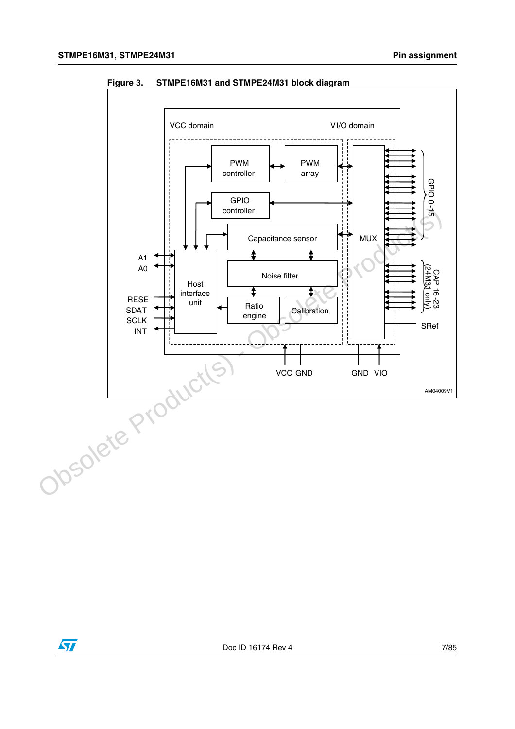**Figure 3. STMPE16M31 and STMPE24M31 block diagram**

VCC domain

V I/O domain

PWM controller

PWM array

GPIO controller

Capacitance sensor

MUX

Host interface unit

Noise filter

Ratio engine

Calibration

A1

A0

RESE

SDAT

SCLK

INT

GPIO 0 -15

CAP 16 -23 (24M31 only)

SRef

VCC GND

GND VIO

AM04009V1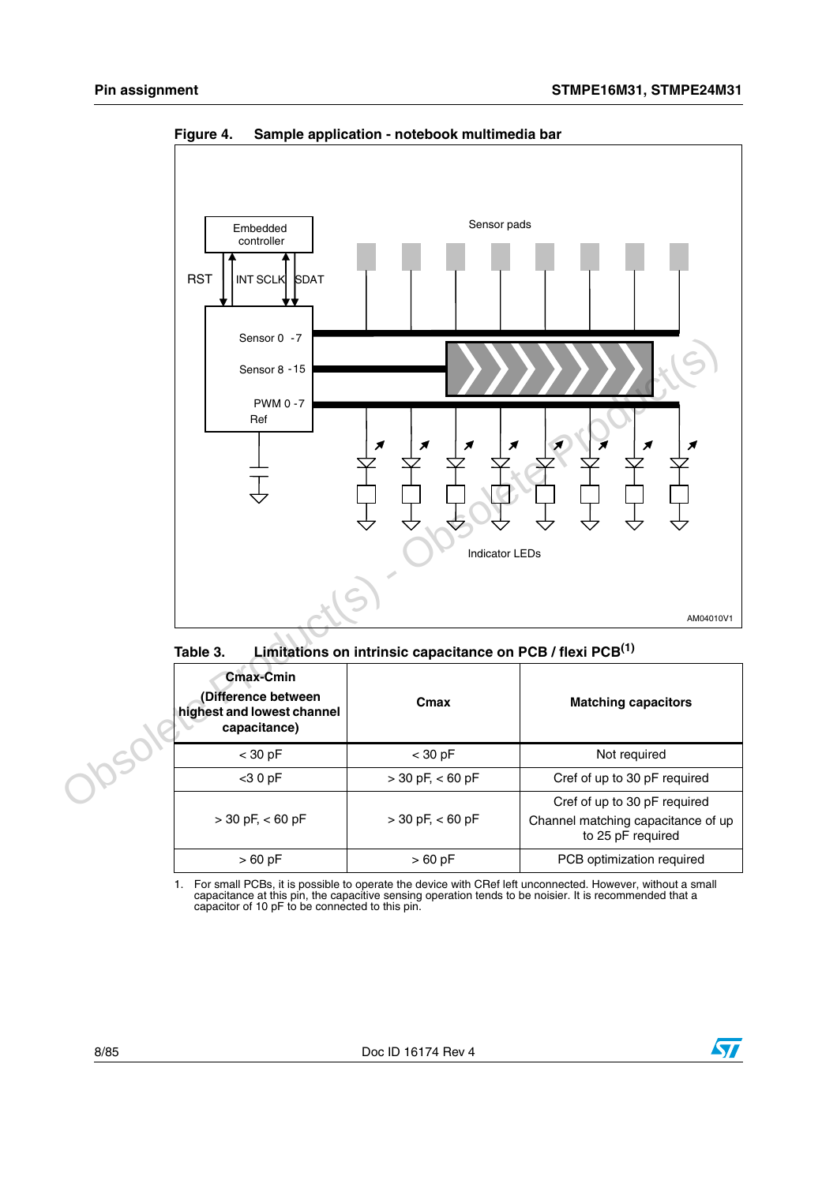**Figure 4. Sample application - notebook multimedia bar**

Embedded controller

RST INT SCLK SDAT

Sensor pads

Sensor 0 -7

Sensor 8 -15

PWM 0 -7

Ref

Indicator LEDs

AM04010V1

**Table 3. Limitations on intrinsic capacitance on PCB / flexi PCB(1)**

| Cmax-Cmin (Difference between highest and lowest channel capacitance) | Cmax | Matching capacitors |
|---|---|---|
| < 30 pF | < 30 pF | Not required |
| <3 0 pF | > 30 pF, < 60 pF | Cref of up to 30 pF required |
| > 30 pF, < 60 pF | > 30 pF, < 60 pF | Cref of up to 30 pF required<br>Channel matching capacitance of up to 25 pF required |
| > 60 pF | > 60 pF | PCB optimization required |

1. For small PCBs, it is possible to operate the device with CRef left unconnected. However, without a small capacitance at this pin, the capacitive sensing operation tends to be noisier. It is recommended that a capacitor of 10 pF to be connected to this pin.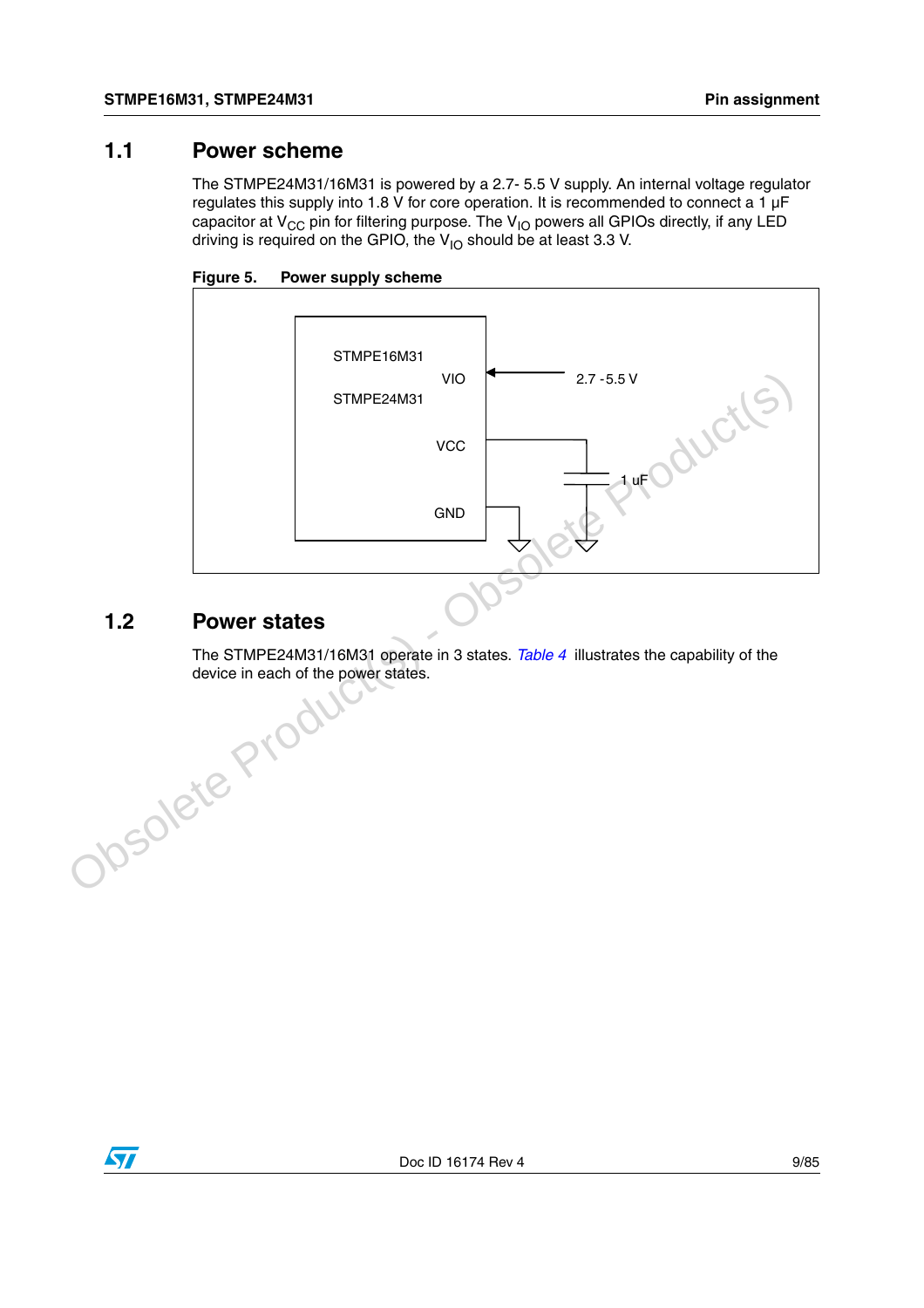## 1.1 Power scheme

The STMPE24M31/16M31 is powered by a 2.7- 5.5 V supply. An internal voltage regulator regulates this supply into 1.8 V for core operation. It is recommended to connect a 1 µF capacitor at $V_{CC}$ pin for filtering purpose. The $V_{IO}$ powers all GPIOs directly, if any LED driving is required on the GPIO, the $V_{IO}$ should be at least 3.3 V.

**Figure 5. Power supply scheme**

## 1.2 Power states

The STMPE24M31/16M31 operate in 3 states. *Table 4* illustrates the capability of the device in each of the power states.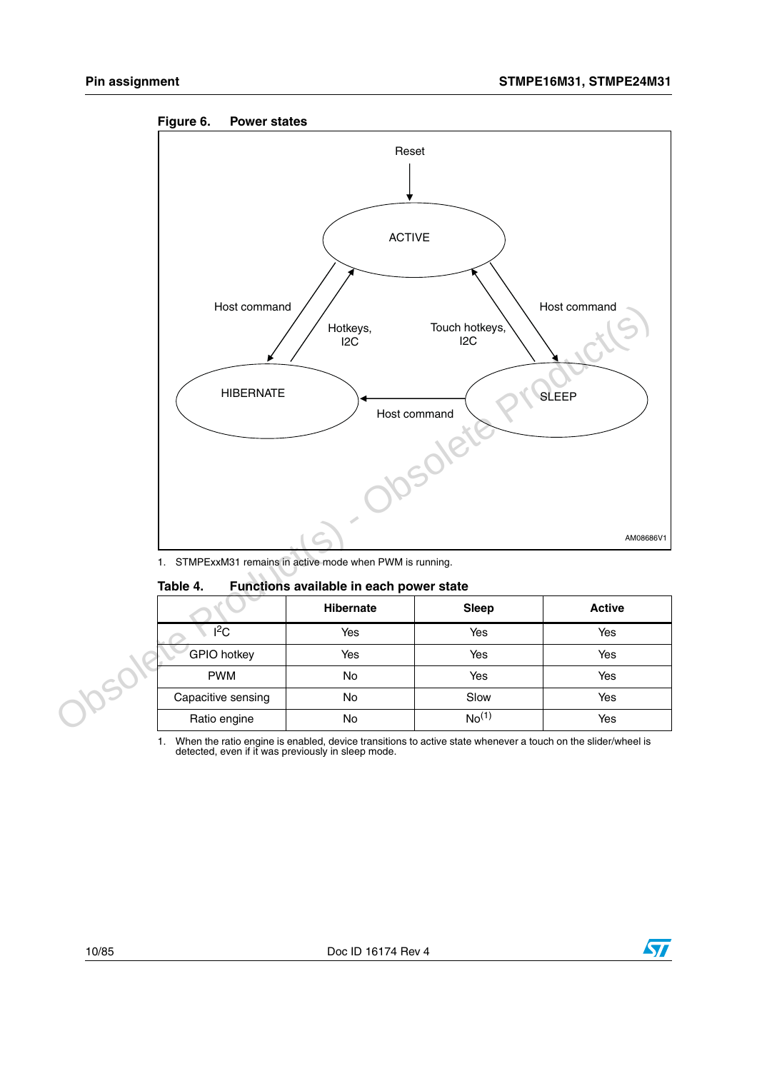Figure 6. Power states

Reset

ACTIVE

Host command

Hotkeys, I2C

Touch hotkeys, I2C

Host command

HIBERNATE

Host command

SLEEP

AM08686V1

1. STMPExxM31 remains in active mode when PWM is running.

Table 4. Functions available in each power state

| | Hibernate | Sleep | Active |
|---|---|---|---|
| $I^2C$ | Yes | Yes | Yes |
| GPIO hotkey | Yes | Yes | Yes |
| PWM | No | Yes | Yes |
| Capacitive sensing | No | Slow | Yes |
| Ratio engine | No | No(1) | Yes |

1. When the ratio engine is enabled, device transitions to active state whenever a touch on the slider/wheel is detected, even if it was previously in sleep mode.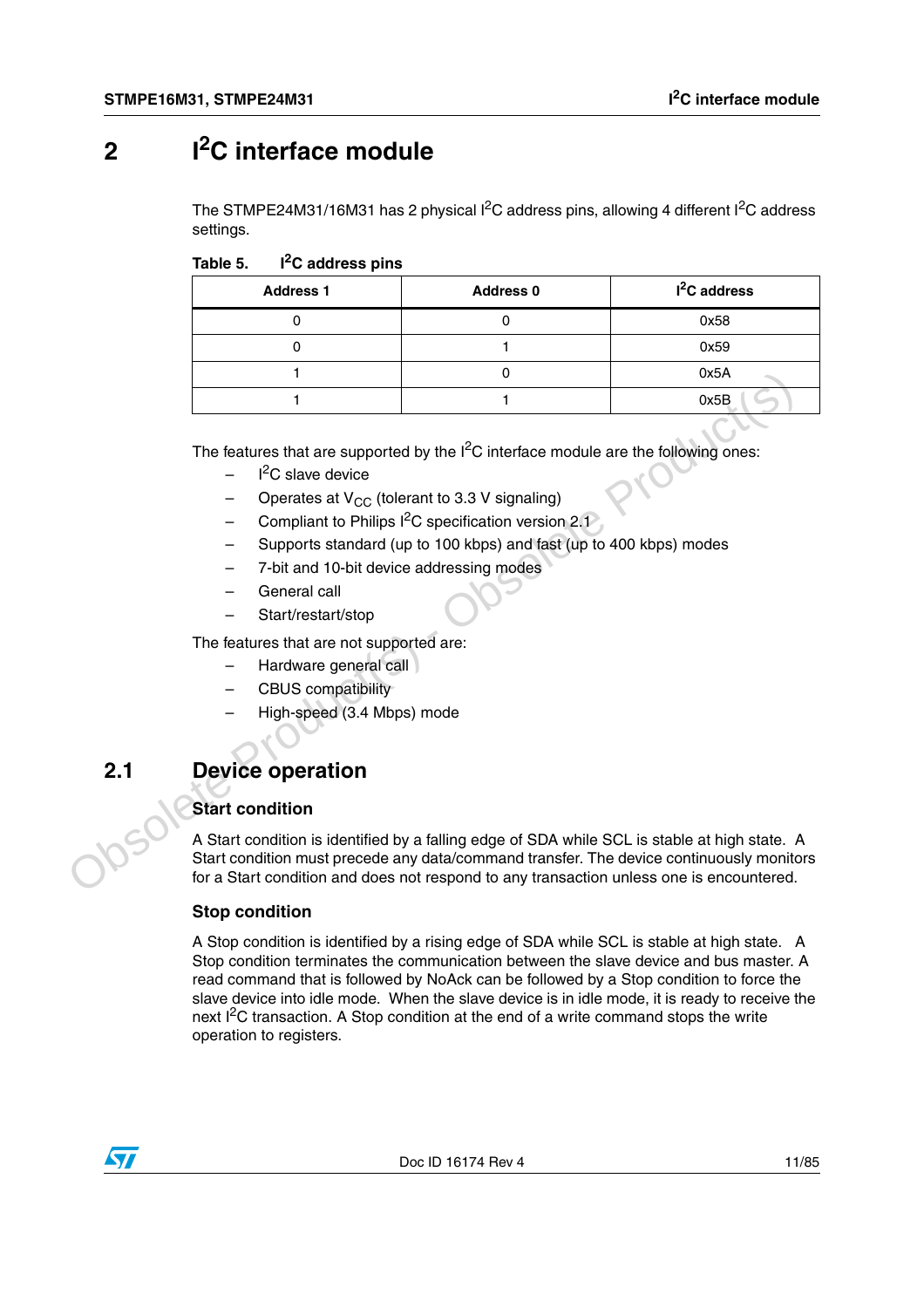# 2 I²C interface module

The STMPE24M31/16M31 has 2 physical I²C address pins, allowing 4 different I²C address settings.

**Table 5. I²C address pins**

| Address 1 | Address 0 | I²C address |
|---|---|---|
| 0 | 0 | 0x58 |
| 0 | 1 | 0x59 |
| 1 | 0 | 0x5A |
| 1 | 1 | 0x5B |

The features that are supported by the I²C interface module are the following ones:

- I²C slave device
- Operates at $V_{CC}$ (tolerant to 3.3 V signaling)
- Compliant to Philips I²C specification version 2.1
- Supports standard (up to 100 kbps) and fast (up to 400 kbps) modes
- 7-bit and 10-bit device addressing modes
- General call
- Start/restart/stop

The features that are not supported are:

- Hardware general call
- CBUS compatibility
- High-speed (3.4 Mbps) mode

## 2.1 Device operation

### Start condition

A Start condition is identified by a falling edge of SDA while SCL is stable at high state. A Start condition must precede any data/command transfer. The device continuously monitors for a Start condition and does not respond to any transaction unless one is encountered.

### Stop condition

A Stop condition is identified by a rising edge of SDA while SCL is stable at high state. A Stop condition terminates the communication between the slave device and bus master. A read command that is followed by NoAck can be followed by a Stop condition to force the slave device into idle mode. When the slave device is in idle mode, it is ready to receive the next I²C transaction. A Stop condition at the end of a write command stops the write operation to registers.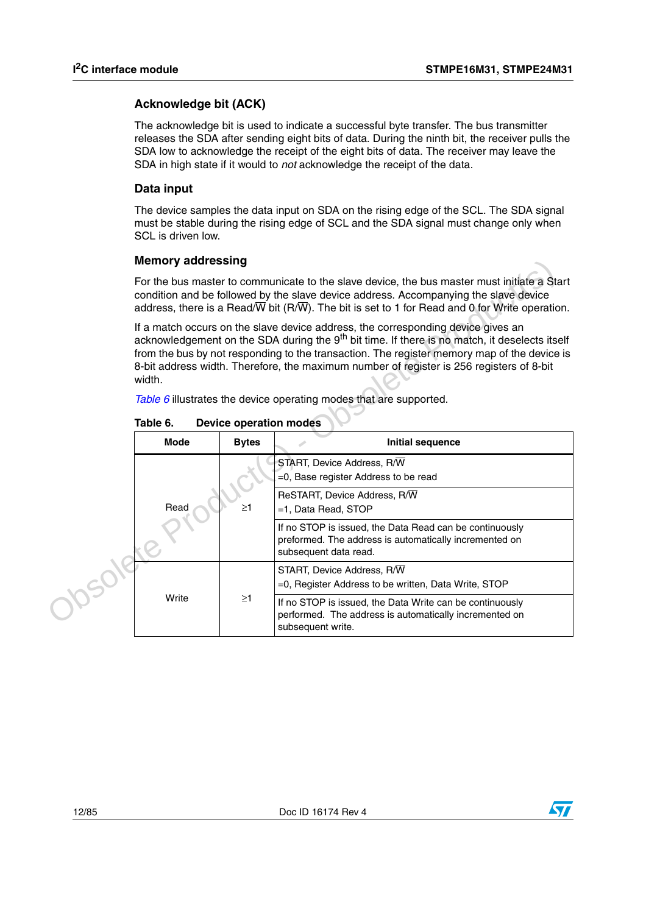### Acknowledge bit (ACK)

The acknowledge bit is used to indicate a successful byte transfer. The bus transmitter releases the SDA after sending eight bits of data. During the ninth bit, the receiver pulls the SDA low to acknowledge the receipt of the eight bits of data. The receiver may leave the SDA in high state if it would to *not* acknowledge the receipt of the data.

### Data input

The device samples the data input on SDA on the rising edge of the SCL. The SDA signal must be stable during the rising edge of SCL and the SDA signal must change only when SCL is driven low.

### Memory addressing

For the bus master to communicate to the slave device, the bus master must initiate a Start condition and be followed by the slave device address. Accompanying the slave device address, there is a Read/$\overline{W}$ bit (R/$\overline{W}$). The bit is set to 1 for Read and 0 for Write operation.

If a match occurs on the slave device address, the corresponding device gives an acknowledgement on the SDA during the 9$^{th}$ bit time. If there is no match, it deselects itself from the bus by not responding to the transaction. The register memory map of the device is 8-bit address width. Therefore, the maximum number of register is 256 registers of 8-bit width.

*Table 6* illustrates the device operating modes that are supported.

**Table 6. Device operation modes**

| Mode | Bytes | Initial sequence |
|---|---|---|
| Read | ≥1 | START, Device Address, R/$\overline{W}$ =0, Base register Address to be read |
| | | ReSTART, Device Address, R/$\overline{W}$ =1, Data Read, STOP |
| | | If no STOP is issued, the Data Read can be continuously preformed. The address is automatically incremented on subsequent data read. |
| Write | ≥1 | START, Device Address, R/$\overline{W}$ =0, Register Address to be written, Data Write, STOP |
| | | If no STOP is issued, the Data Write can be continuously performed. The address is automatically incremented on subsequent write. |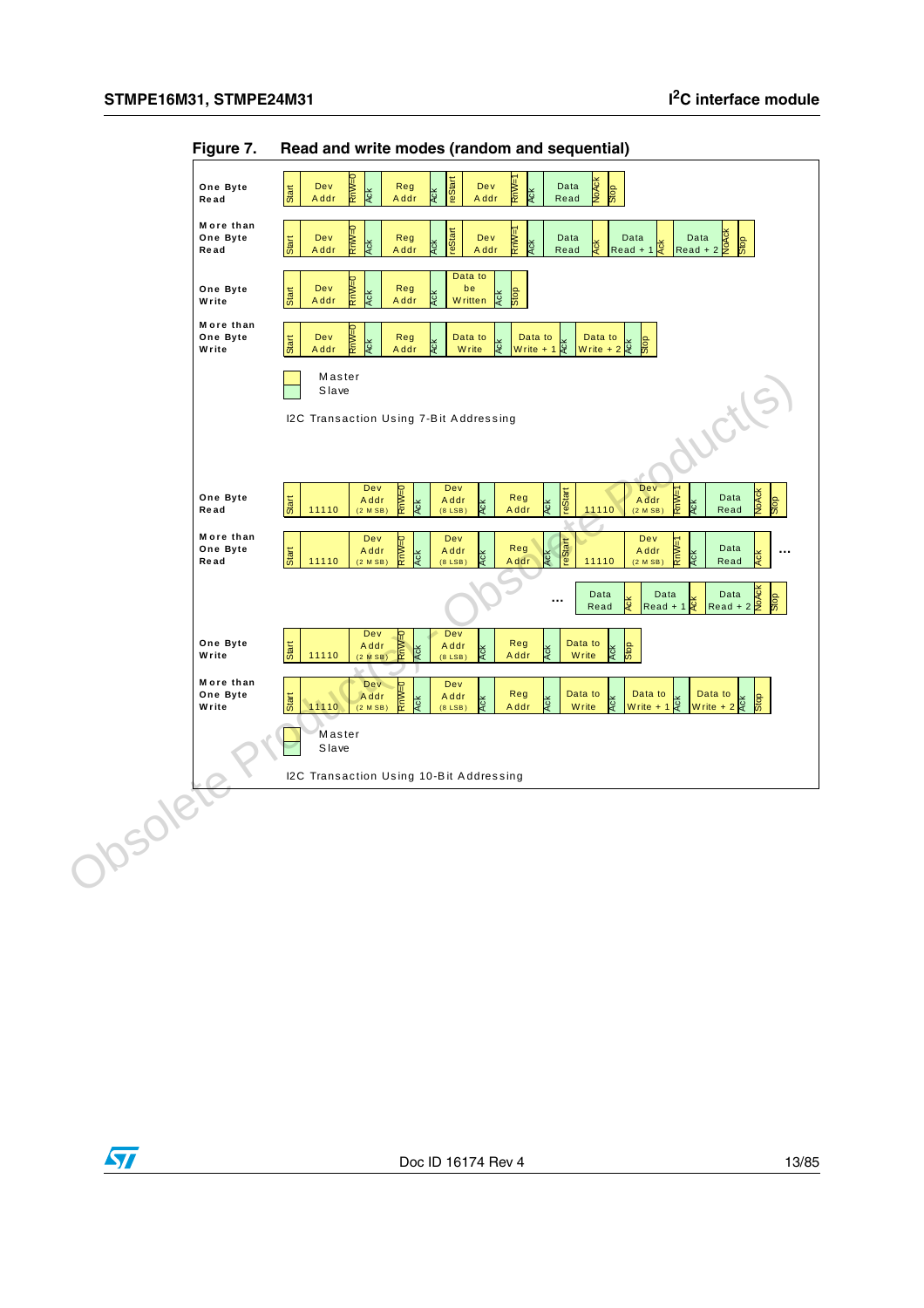**Figure 7. Read and write modes (random and sequential)**

**I2C Transaction Using 7-Bit Addressing**

| Mode | Sequence |
|---|---|
| One Byte Read | Start, Dev Addr, RnW=0, Ack, Reg Addr, Ack, reStart, Dev Addr, RnW=1, Ack, Data Read, NoAck, Stop |
| More than One Byte Read | Start, Dev Addr, RnW=0, Ack, Reg Addr, Ack, reStart, Dev Addr, RnW=1, Ack, Data Read, Ack, Data Read + 1, Ack, Data Read + 2, NoAck, Stop |
| One Byte Write | Start, Dev Addr, RnW=0, Ack, Reg Addr, Ack, Data to be Written, Ack, Stop |
| More than One Byte Write | Start, Dev Addr, RnW=0, Ack, Reg Addr, Ack, Data to Write, Ack, Data to Write + 1, Ack, Data to Write + 2, Ack, Stop |

Master / Slave

**I2C Transaction Using 10-Bit Addressing**

| Mode | Sequence |
|---|---|
| One Byte Read | Start, 11110, Dev Addr (2 MSB), RnW=0, Ack, Dev Addr (8 LSB), Ack, Reg Addr, Ack, reStart, 11110, Dev Addr (2 MSB), RnW=1, Ack, Data Read, NoAck, Stop |
| More than One Byte Read | Start, 11110, Dev Addr (2 MSB), RnW=0, Ack, Dev Addr (8 LSB), Ack, Reg Addr, Ack, reStart, 11110, Dev Addr (2 MSB), RnW=1, Ack, Data Read, Ack, ... Data Read, Ack, Data Read + 1, Ack, Data Read + 2, NoAck, Stop |
| One Byte Write | Start, 11110, Dev Addr (2 MSB), RnW=0, Ack, Dev Addr (8 LSB), Ack, Reg Addr, Ack, Data to Write, Ack, Stop |
| More than One Byte Write | Start, 11110, Dev Addr (2 MSB), RnW=0, Ack, Dev Addr (8 LSB), Ack, Reg Addr, Ack, Data to Write, Ack, Data to Write + 1, Ack, Data to Write + 2, Ack, Stop |

Master / Slave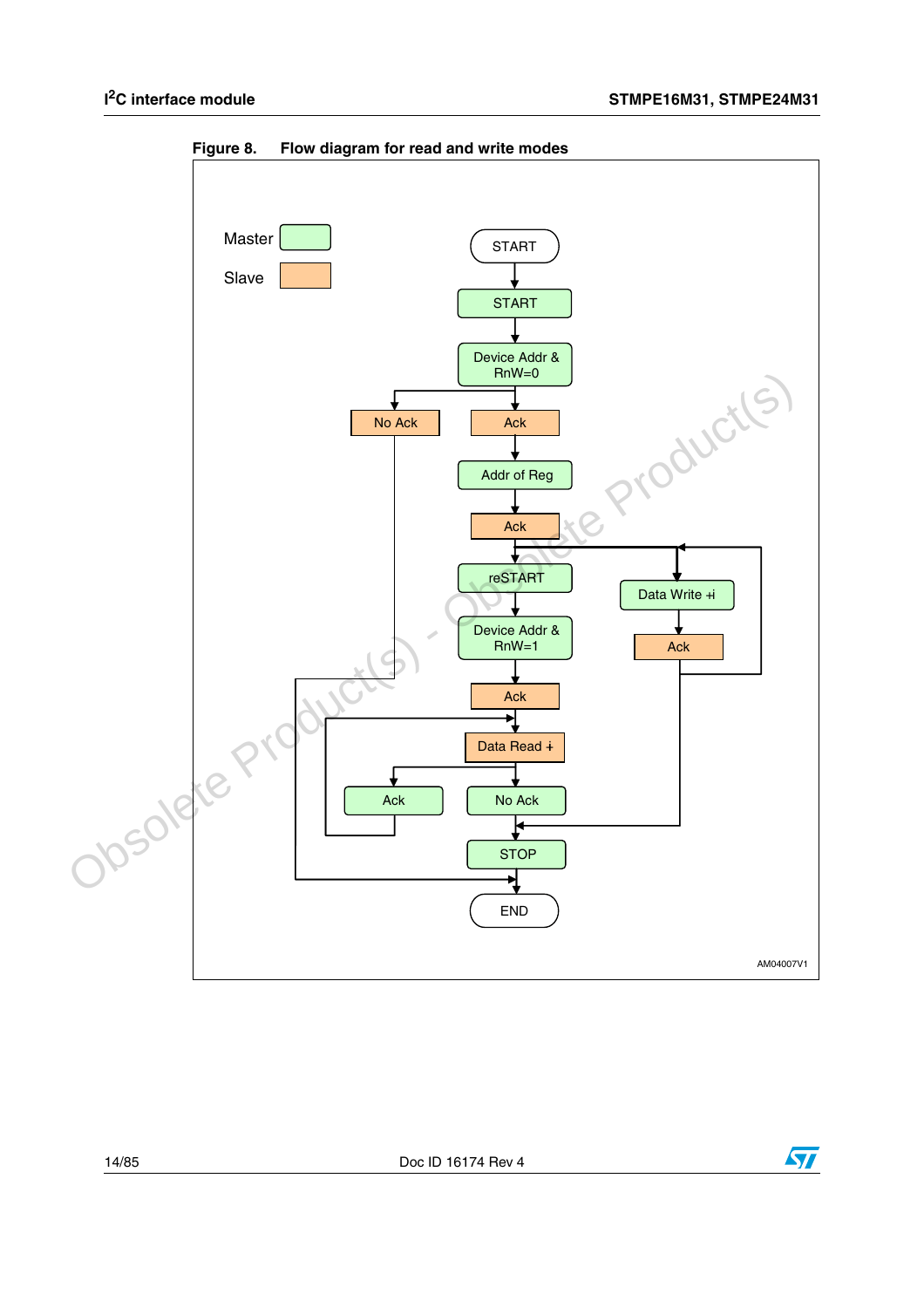Figure 8. Flow diagram for read and write modes

Master

Slave

START

START

Device Addr & RnW=0

No Ack

Ack

Addr of Reg

Ack

reSTART

Data Write +i

Device Addr & RnW=1

Ack

Ack

Data Read +i

Ack

No Ack

STOP

END

AM04007V1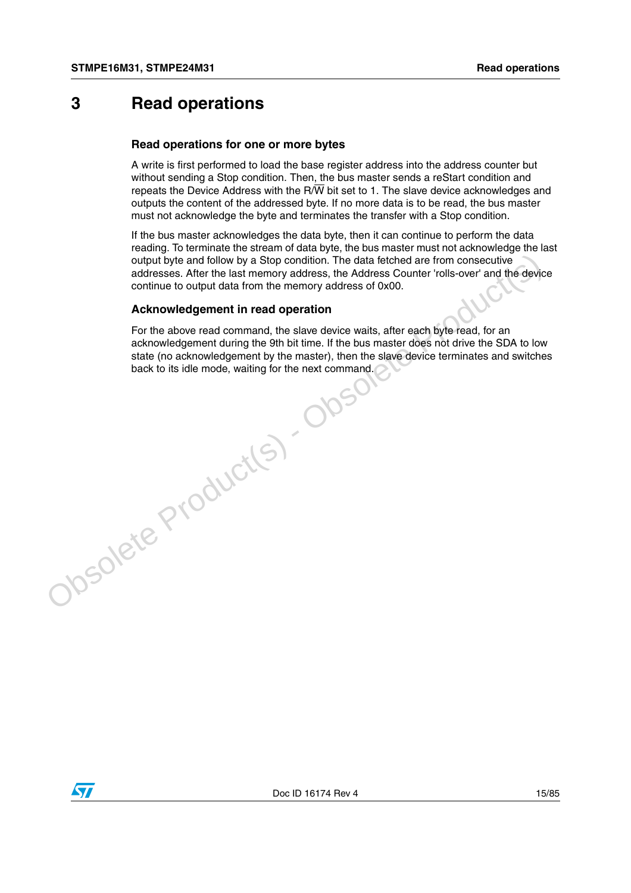# 3 Read operations

### Read operations for one or more bytes

A write is first performed to load the base register address into the address counter but without sending a Stop condition. Then, the bus master sends a reStart condition and repeats the Device Address with the R/$\overline{W}$ bit set to 1. The slave device acknowledges and outputs the content of the addressed byte. If no more data is to be read, the bus master must not acknowledge the byte and terminates the transfer with a Stop condition.

If the bus master acknowledges the data byte, then it can continue to perform the data reading. To terminate the stream of data byte, the bus master must not acknowledge the last output byte and follow by a Stop condition. The data fetched are from consecutive addresses. After the last memory address, the Address Counter 'rolls-over' and the device continue to output data from the memory address of 0x00.

### Acknowledgement in read operation

For the above read command, the slave device waits, after each byte read, for an acknowledgement during the 9th bit time. If the bus master does not drive the SDA to low state (no acknowledgement by the master), then the slave device terminates and switches back to its idle mode, waiting for the next command.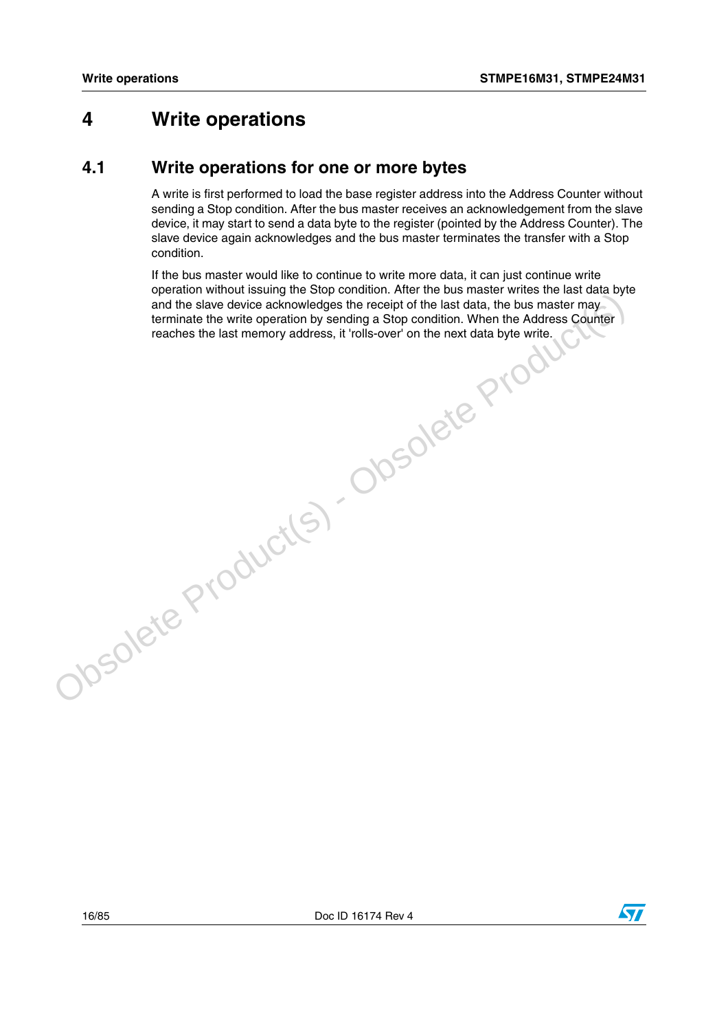# 4 Write operations

## 4.1 Write operations for one or more bytes

A write is first performed to load the base register address into the Address Counter without sending a Stop condition. After the bus master receives an acknowledgement from the slave device, it may start to send a data byte to the register (pointed by the Address Counter). The slave device again acknowledges and the bus master terminates the transfer with a Stop condition.

If the bus master would like to continue to write more data, it can just continue write operation without issuing the Stop condition. After the bus master writes the last data byte and the slave device acknowledges the receipt of the last data, the bus master may terminate the write operation by sending a Stop condition. When the Address Counter reaches the last memory address, it 'rolls-over' on the next data byte write.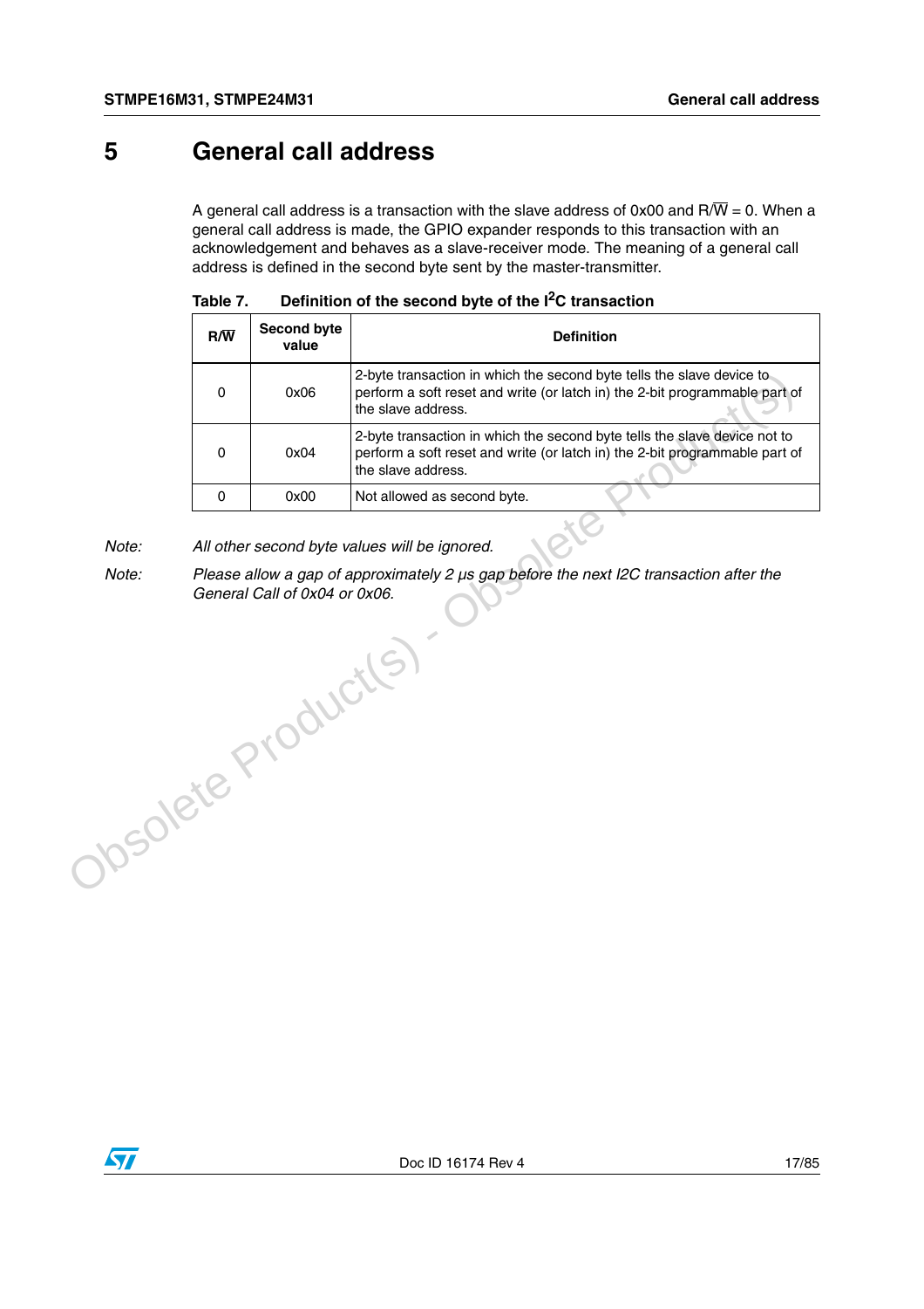# 5 General call address

A general call address is a transaction with the slave address of 0x00 and R/W̅ = 0. When a general call address is made, the GPIO expander responds to this transaction with an acknowledgement and behaves as a slave-receiver mode. The meaning of a general call address is defined in the second byte sent by the master-transmitter.

**Table 7. Definition of the second byte of the I$^2$C transaction**

| R/W̅ | Second byte value | Definition |
|---|---|---|
| 0 | 0x06 | 2-byte transaction in which the second byte tells the slave device to perform a soft reset and write (or latch in) the 2-bit programmable part of the slave address. |
| 0 | 0x04 | 2-byte transaction in which the second byte tells the slave device not to perform a soft reset and write (or latch in) the 2-bit programmable part of the slave address. |
| 0 | 0x00 | Not allowed as second byte. |

*Note: All other second byte values will be ignored.*

*Note: Please allow a gap of approximately 2 µs gap before the next I2C transaction after the General Call of 0x04 or 0x06.*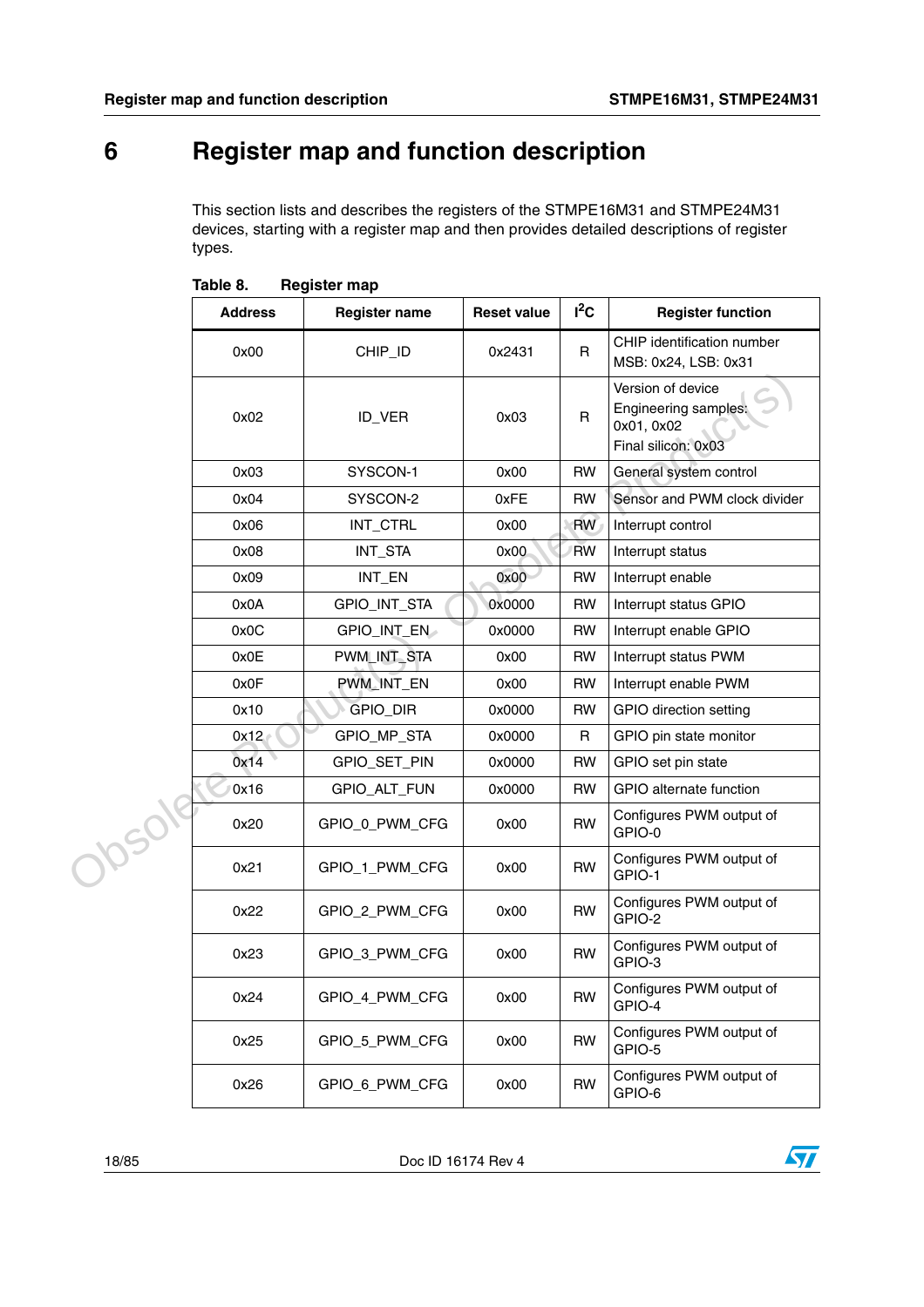# 6 Register map and function description

This section lists and describes the registers of the STMPE16M31 and STMPE24M31 devices, starting with a register map and then provides detailed descriptions of register types.

**Table 8. Register map**

| Address | Register name | Reset value | $I^2C$ | Register function |
|---|---|---|---|---|
| 0x00 | CHIP_ID | 0x2431 | R | CHIP identification number<br>MSB: 0x24, LSB: 0x31 |
| 0x02 | ID_VER | 0x03 | R | Version of device<br>Engineering samples: 0x01, 0x02<br>Final silicon: 0x03 |
| 0x03 | SYSCON-1 | 0x00 | RW | General system control |
| 0x04 | SYSCON-2 | 0xFE | RW | Sensor and PWM clock divider |
| 0x06 | INT_CTRL | 0x00 | RW | Interrupt control |
| 0x08 | INT_STA | 0x00 | RW | Interrupt status |
| 0x09 | INT_EN | 0x00 | RW | Interrupt enable |
| 0x0A | GPIO_INT_STA | 0x0000 | RW | Interrupt status GPIO |
| 0x0C | GPIO_INT_EN | 0x0000 | RW | Interrupt enable GPIO |
| 0x0E | PWM_INT_STA | 0x00 | RW | Interrupt status PWM |
| 0x0F | PWM_INT_EN | 0x00 | RW | Interrupt enable PWM |
| 0x10 | GPIO_DIR | 0x0000 | RW | GPIO direction setting |
| 0x12 | GPIO_MP_STA | 0x0000 | R | GPIO pin state monitor |
| 0x14 | GPIO_SET_PIN | 0x0000 | RW | GPIO set pin state |
| 0x16 | GPIO_ALT_FUN | 0x0000 | RW | GPIO alternate function |
| 0x20 | GPIO_0_PWM_CFG | 0x00 | RW | Configures PWM output of GPIO-0 |
| 0x21 | GPIO_1_PWM_CFG | 0x00 | RW | Configures PWM output of GPIO-1 |
| 0x22 | GPIO_2_PWM_CFG | 0x00 | RW | Configures PWM output of GPIO-2 |
| 0x23 | GPIO_3_PWM_CFG | 0x00 | RW | Configures PWM output of GPIO-3 |
| 0x24 | GPIO_4_PWM_CFG | 0x00 | RW | Configures PWM output of GPIO-4 |
| 0x25 | GPIO_5_PWM_CFG | 0x00 | RW | Configures PWM output of GPIO-5 |
| 0x26 | GPIO_6_PWM_CFG | 0x00 | RW | Configures PWM output of GPIO-6 |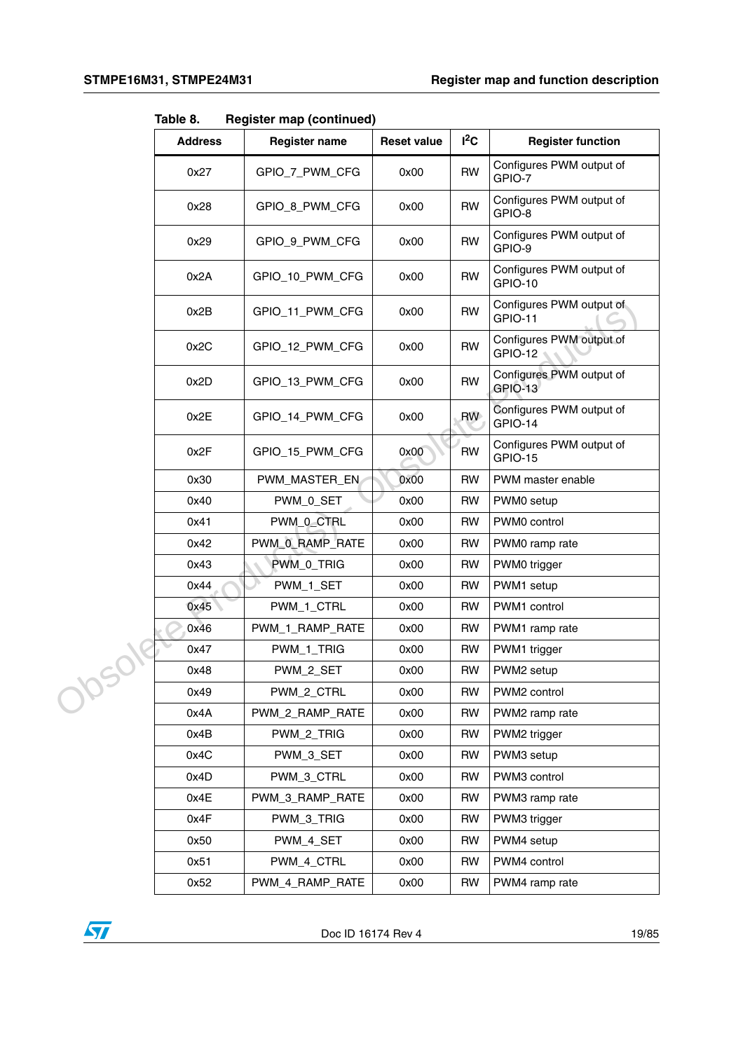Table 8. Register map (continued)

| Address | Register name | Reset value | $I^2C$ | Register function |
|---|---|---|---|---|
| 0x27 | GPIO_7_PWM_CFG | 0x00 | RW | Configures PWM output of GPIO-7 |
| 0x28 | GPIO_8_PWM_CFG | 0x00 | RW | Configures PWM output of GPIO-8 |
| 0x29 | GPIO_9_PWM_CFG | 0x00 | RW | Configures PWM output of GPIO-9 |
| 0x2A | GPIO_10_PWM_CFG | 0x00 | RW | Configures PWM output of GPIO-10 |
| 0x2B | GPIO_11_PWM_CFG | 0x00 | RW | Configures PWM output of GPIO-11 |
| 0x2C | GPIO_12_PWM_CFG | 0x00 | RW | Configures PWM output of GPIO-12 |
| 0x2D | GPIO_13_PWM_CFG | 0x00 | RW | Configures PWM output of GPIO-13 |
| 0x2E | GPIO_14_PWM_CFG | 0x00 | RW | Configures PWM output of GPIO-14 |
| 0x2F | GPIO_15_PWM_CFG | 0x00 | RW | Configures PWM output of GPIO-15 |
| 0x30 | PWM_MASTER_EN | 0x00 | RW | PWM master enable |
| 0x40 | PWM_0_SET | 0x00 | RW | PWM0 setup |
| 0x41 | PWM_0_CTRL | 0x00 | RW | PWM0 control |
| 0x42 | PWM_0_RAMP_RATE | 0x00 | RW | PWM0 ramp rate |
| 0x43 | PWM_0_TRIG | 0x00 | RW | PWM0 trigger |
| 0x44 | PWM_1_SET | 0x00 | RW | PWM1 setup |
| 0x45 | PWM_1_CTRL | 0x00 | RW | PWM1 control |
| 0x46 | PWM_1_RAMP_RATE | 0x00 | RW | PWM1 ramp rate |
| 0x47 | PWM_1_TRIG | 0x00 | RW | PWM1 trigger |
| 0x48 | PWM_2_SET | 0x00 | RW | PWM2 setup |
| 0x49 | PWM_2_CTRL | 0x00 | RW | PWM2 control |
| 0x4A | PWM_2_RAMP_RATE | 0x00 | RW | PWM2 ramp rate |
| 0x4B | PWM_2_TRIG | 0x00 | RW | PWM2 trigger |
| 0x4C | PWM_3_SET | 0x00 | RW | PWM3 setup |
| 0x4D | PWM_3_CTRL | 0x00 | RW | PWM3 control |
| 0x4E | PWM_3_RAMP_RATE | 0x00 | RW | PWM3 ramp rate |
| 0x4F | PWM_3_TRIG | 0x00 | RW | PWM3 trigger |
| 0x50 | PWM_4_SET | 0x00 | RW | PWM4 setup |
| 0x51 | PWM_4_CTRL | 0x00 | RW | PWM4 control |
| 0x52 | PWM_4_RAMP_RATE | 0x00 | RW | PWM4 ramp rate |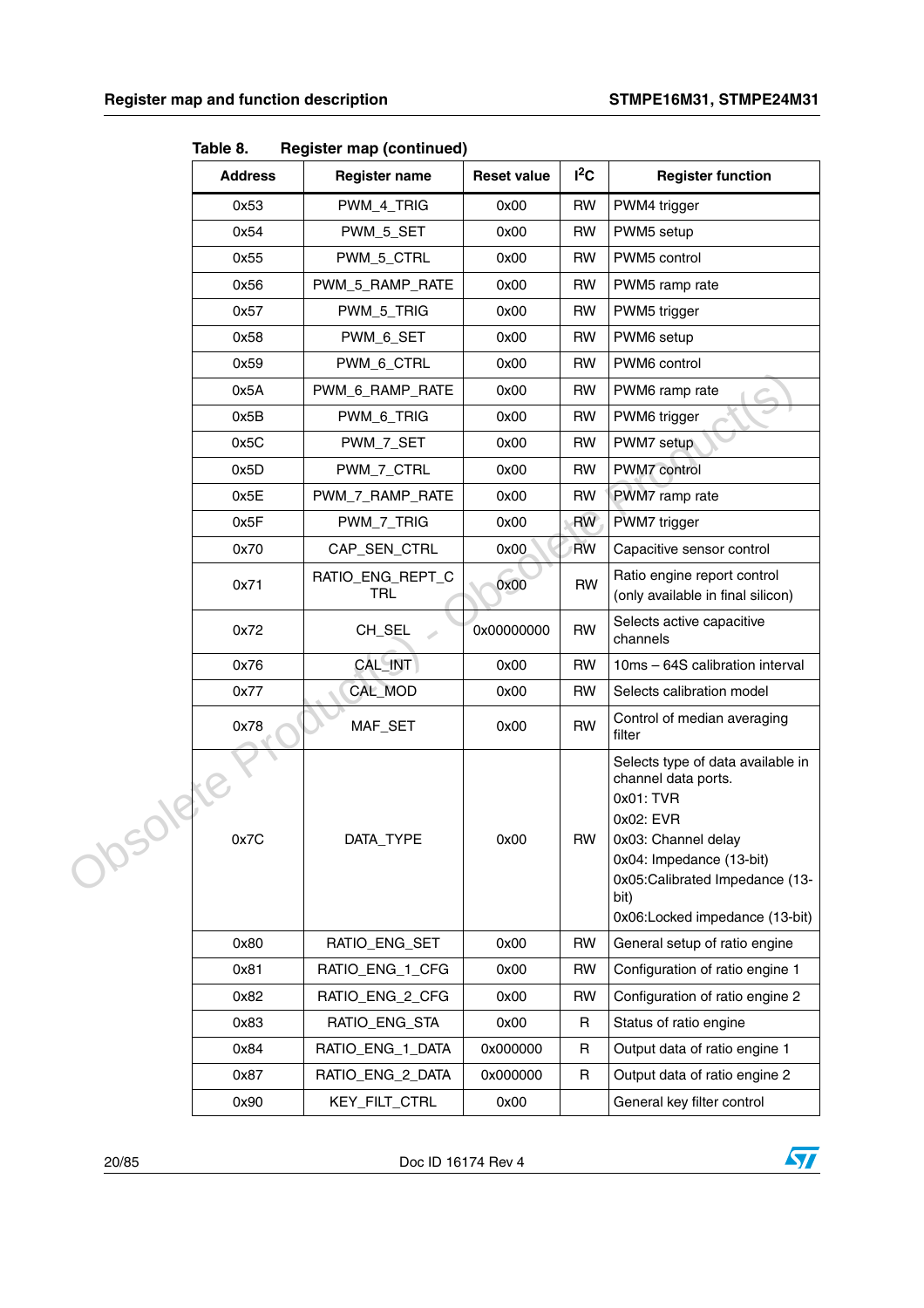Table 8. Register map (continued)

| Address | Register name | Reset value | $I^2C$ | Register function |
|---|---|---|---|---|
| 0x53 | PWM_4_TRIG | 0x00 | RW | PWM4 trigger |
| 0x54 | PWM_5_SET | 0x00 | RW | PWM5 setup |
| 0x55 | PWM_5_CTRL | 0x00 | RW | PWM5 control |
| 0x56 | PWM_5_RAMP_RATE | 0x00 | RW | PWM5 ramp rate |
| 0x57 | PWM_5_TRIG | 0x00 | RW | PWM5 trigger |
| 0x58 | PWM_6_SET | 0x00 | RW | PWM6 setup |
| 0x59 | PWM_6_CTRL | 0x00 | RW | PWM6 control |
| 0x5A | PWM_6_RAMP_RATE | 0x00 | RW | PWM6 ramp rate |
| 0x5B | PWM_6_TRIG | 0x00 | RW | PWM6 trigger |
| 0x5C | PWM_7_SET | 0x00 | RW | PWM7 setup |
| 0x5D | PWM_7_CTRL | 0x00 | RW | PWM7 control |
| 0x5E | PWM_7_RAMP_RATE | 0x00 | RW | PWM7 ramp rate |
| 0x5F | PWM_7_TRIG | 0x00 | RW | PWM7 trigger |
| 0x70 | CAP_SEN_CTRL | 0x00 | RW | Capacitive sensor control |
| 0x71 | RATIO_ENG_REPT_CTRL | 0x00 | RW | Ratio engine report control (only available in final silicon) |
| 0x72 | CH_SEL | 0x00000000 | RW | Selects active capacitive channels |
| 0x76 | CAL_INT | 0x00 | RW | 10ms – 64S calibration interval |
| 0x77 | CAL_MOD | 0x00 | RW | Selects calibration model |
| 0x78 | MAF_SET | 0x00 | RW | Control of median averaging filter |
| 0x7C | DATA_TYPE | 0x00 | RW | Selects type of data available in channel data ports.<br>0x01: TVR<br>0x02: EVR<br>0x03: Channel delay<br>0x04: Impedance (13-bit)<br>0x05:Calibrated Impedance (13-bit)<br>0x06:Locked impedance (13-bit) |
| 0x80 | RATIO_ENG_SET | 0x00 | RW | General setup of ratio engine |
| 0x81 | RATIO_ENG_1_CFG | 0x00 | RW | Configuration of ratio engine 1 |
| 0x82 | RATIO_ENG_2_CFG | 0x00 | RW | Configuration of ratio engine 2 |
| 0x83 | RATIO_ENG_STA | 0x00 | R | Status of ratio engine |
| 0x84 | RATIO_ENG_1_DATA | 0x000000 | R | Output data of ratio engine 1 |
| 0x87 | RATIO_ENG_2_DATA | 0x000000 | R | Output data of ratio engine 2 |
| 0x90 | KEY_FILT_CTRL | 0x00 | | General key filter control |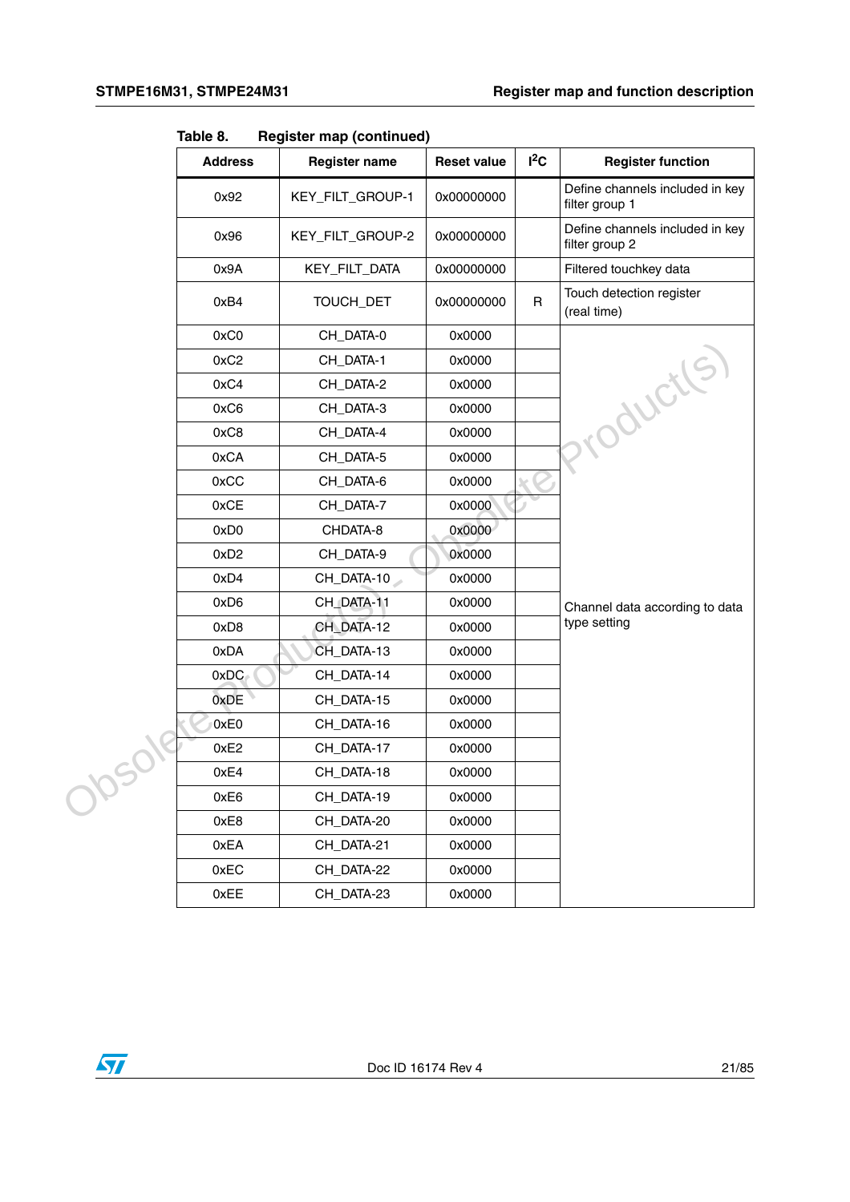**Table 8. Register map (continued)**

| Address | Register name | Reset value | I²C | Register function |
|---|---|---|---|---|
| 0x92 | KEY_FILT_GROUP-1 | 0x00000000 | | Define channels included in key filter group 1 |
| 0x96 | KEY_FILT_GROUP-2 | 0x00000000 | | Define channels included in key filter group 2 |
| 0x9A | KEY_FILT_DATA | 0x00000000 | | Filtered touchkey data |
| 0xB4 | TOUCH_DET | 0x00000000 | R | Touch detection register (real time) |
| 0xC0 | CH_DATA-0 | 0x0000 | | Channel data according to data type setting |
| 0xC2 | CH_DATA-1 | 0x0000 | | |
| 0xC4 | CH_DATA-2 | 0x0000 | | |
| 0xC6 | CH_DATA-3 | 0x0000 | | |
| 0xC8 | CH_DATA-4 | 0x0000 | | |
| 0xCA | CH_DATA-5 | 0x0000 | | |
| 0xCC | CH_DATA-6 | 0x0000 | | |
| 0xCE | CH_DATA-7 | 0x0000 | | |
| 0xD0 | CHDATA-8 | 0x0000 | | |
| 0xD2 | CH_DATA-9 | 0x0000 | | |
| 0xD4 | CH_DATA-10 | 0x0000 | | |
| 0xD6 | CH_DATA-11 | 0x0000 | | |
| 0xD8 | CH_DATA-12 | 0x0000 | | |
| 0xDA | CH_DATA-13 | 0x0000 | | |
| 0xDC | CH_DATA-14 | 0x0000 | | |
| 0xDE | CH_DATA-15 | 0x0000 | | |
| 0xE0 | CH_DATA-16 | 0x0000 | | |
| 0xE2 | CH_DATA-17 | 0x0000 | | |
| 0xE4 | CH_DATA-18 | 0x0000 | | |
| 0xE6 | CH_DATA-19 | 0x0000 | | |
| 0xE8 | CH_DATA-20 | 0x0000 | | |
| 0xEA | CH_DATA-21 | 0x0000 | | |
| 0xEC | CH_DATA-22 | 0x0000 | | |
| 0xEE | CH_DATA-23 | 0x0000 | | |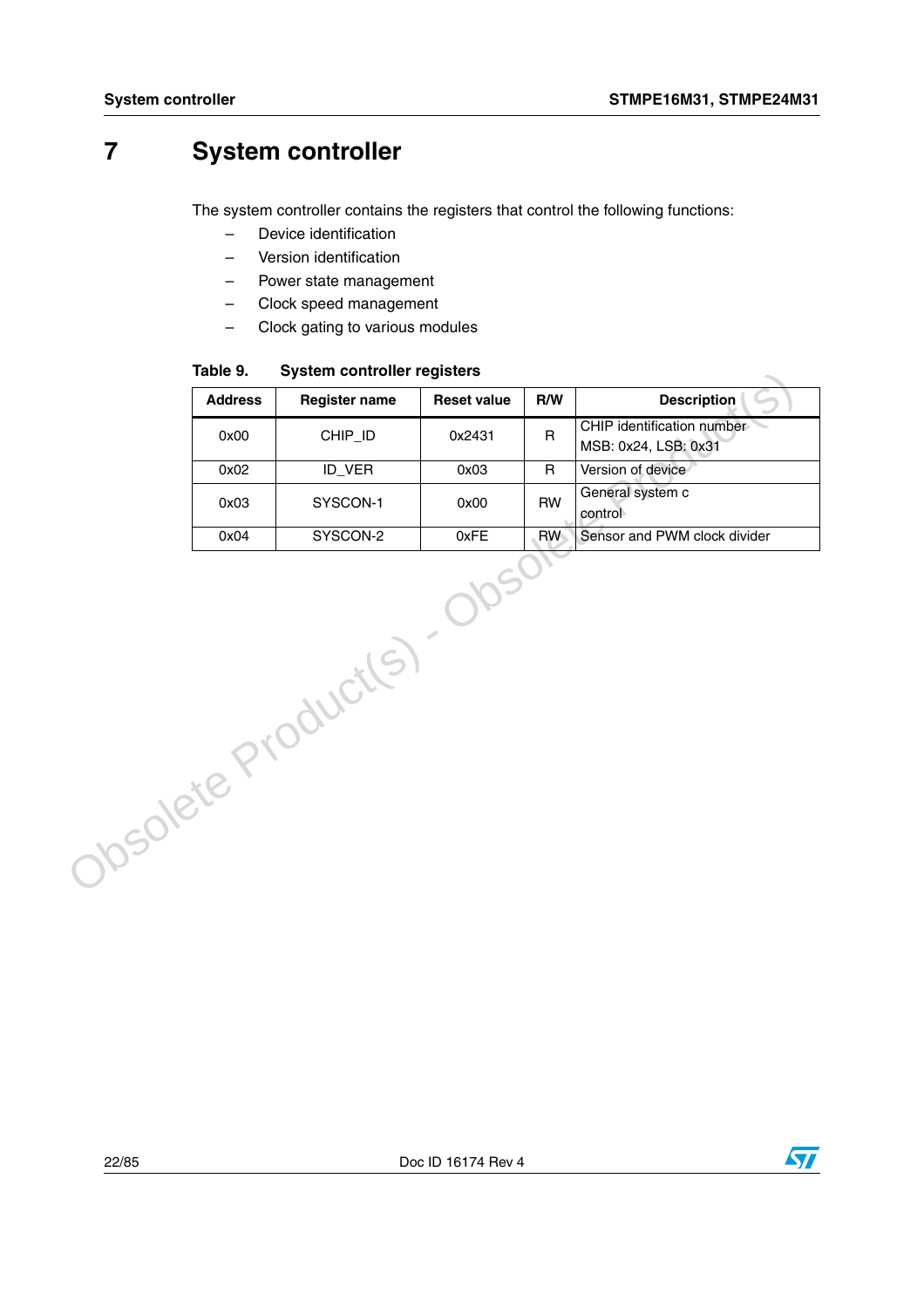# 7 System controller

The system controller contains the registers that control the following functions:

- Device identification
- Version identification
- Power state management
- Clock speed management
- Clock gating to various modules

**Table 9. System controller registers**

| Address | Register name | Reset value | R/W | Description |
|---|---|---|---|---|
| 0x00 | CHIP_ID | 0x2431 | R | CHIP identification number MSB: 0x24, LSB: 0x31 |
| 0x02 | ID_VER | 0x03 | R | Version of device |
| 0x03 | SYSCON-1 | 0x00 | RW | General system c control |
| 0x04 | SYSCON-2 | 0xFE | RW | Sensor and PWM clock divider |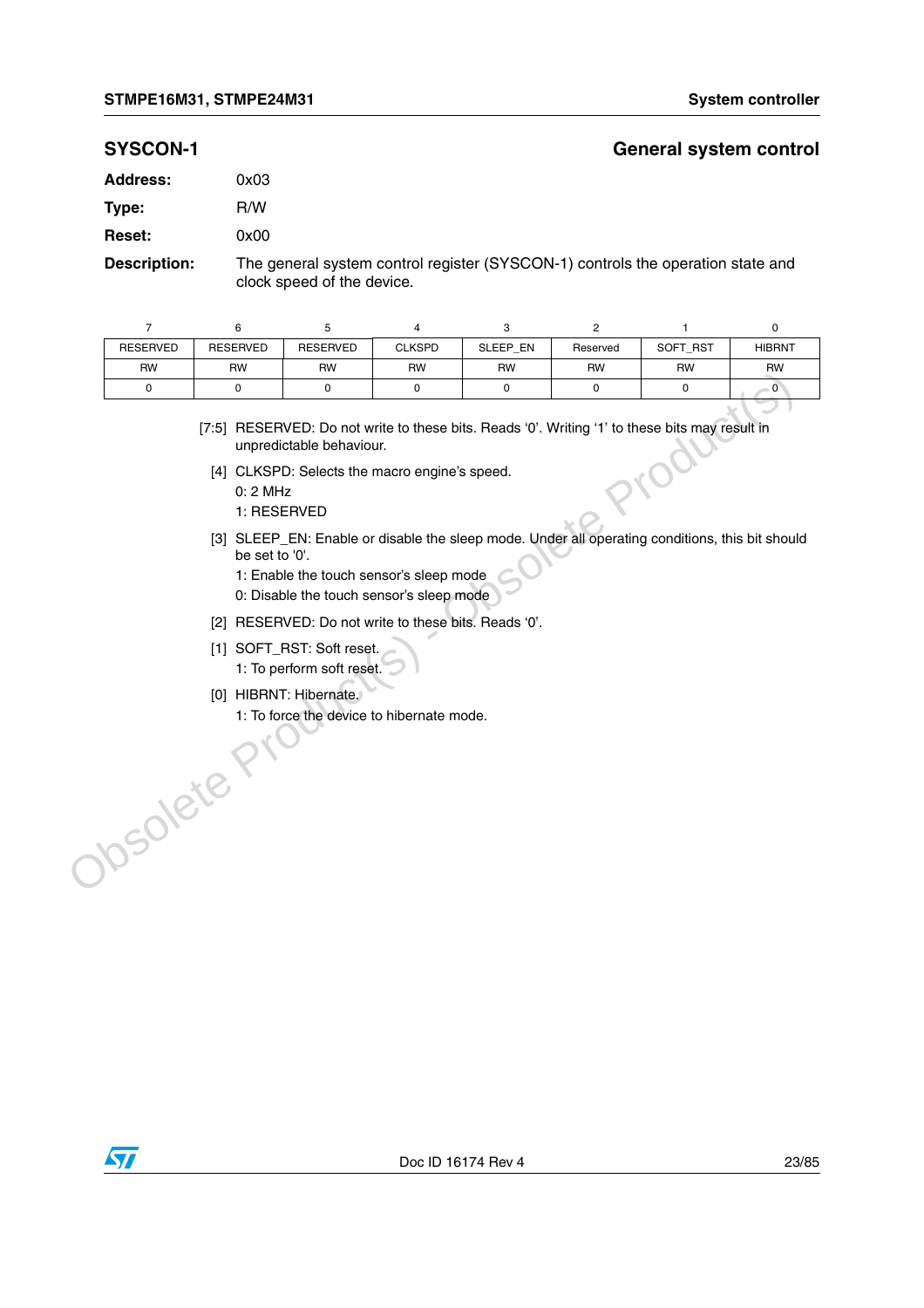## SYSCON-1 General system control

**Address:** 0x03

**Type:** R/W

**Reset:** 0x00

**Description:** The general system control register (SYSCON-1) controls the operation state and clock speed of the device.

| 7 | 6 | 5 | 4 | 3 | 2 | 1 | 0 |
|---|---|---|---|---|---|---|---|
| RESERVED | RESERVED | RESERVED | CLKSPD | SLEEP_EN | Reserved | SOFT_RST | HIBRNT |
| RW | RW | RW | RW | RW | RW | RW | RW |
| 0 | 0 | 0 | 0 | 0 | 0 | 0 | 0 |

[7:5] RESERVED: Do not write to these bits. Reads '0'. Writing '1' to these bits may result in unpredictable behaviour.

[4] CLKSPD: Selects the macro engine's speed.
0: 2 MHz
1: RESERVED

[3] SLEEP_EN: Enable or disable the sleep mode. Under all operating conditions, this bit should be set to '0'.
1: Enable the touch sensor's sleep mode
0: Disable the touch sensor's sleep mode

[2] RESERVED: Do not write to these bits. Reads '0'.

[1] SOFT_RST: Soft reset.
1: To perform soft reset.

[0] HIBRNT: Hibernate.
1: To force the device to hibernate mode.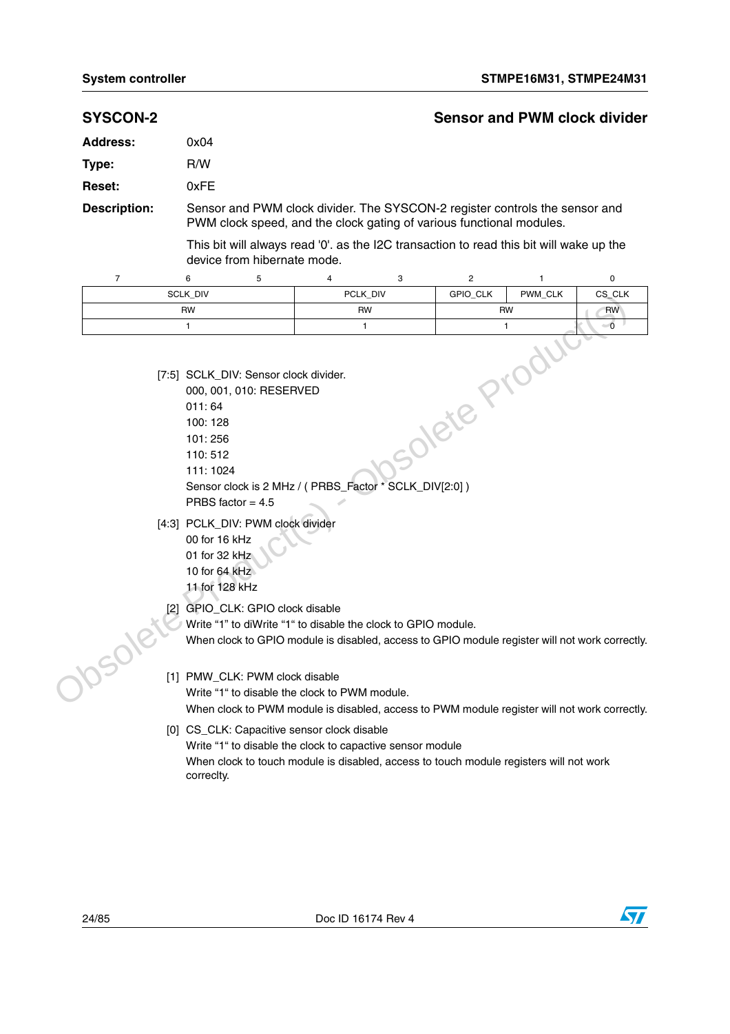## SYSCON-2 — Sensor and PWM clock divider

**Address:** 0x04

**Type:** R/W

**Reset:** 0xFE

**Description:** Sensor and PWM clock divider. The SYSCON-2 register controls the sensor and PWM clock speed, and the clock gating of various functional modules.

This bit will always read '0'. as the I2C transaction to read this bit will wake up the device from hibernate mode.

| 7 | 6 | 5 | 4 | 3 | 2 | 1 | 0 |
|---|---|---|---|---|---|---|---|
| SCLK_DIV | | | PCLK_DIV | | GPIO_CLK | PWM_CLK | CS_CLK |
| RW | | | RW | | RW | | RW |
| 1 | | | 1 | | 1 | | 0 |

[7:5] SCLK_DIV: Sensor clock divider.
000, 001, 010: RESERVED
011: 64
100: 128
101: 256
110: 512
111: 1024
Sensor clock is 2 MHz / ( PRBS_Factor * SCLK_DIV[2:0] )
PRBS factor = 4.5

[4:3] PCLK_DIV: PWM clock divider
00 for 16 kHz
01 for 32 kHz
10 for 64 kHz
11 for 128 kHz

[2] GPIO_CLK: GPIO clock disable
Write "1" to diWrite "1" to disable the clock to GPIO module.
When clock to GPIO module is disabled, access to GPIO module register will not work correctly.

[1] PMW_CLK: PWM clock disable
Write "1" to disable the clock to PWM module.
When clock to PWM module is disabled, access to PWM module register will not work correctly.

[0] CS_CLK: Capacitive sensor clock disable
Write "1" to disable the clock to capactive sensor module
When clock to touch module is disabled, access to touch module registers will not work correclty.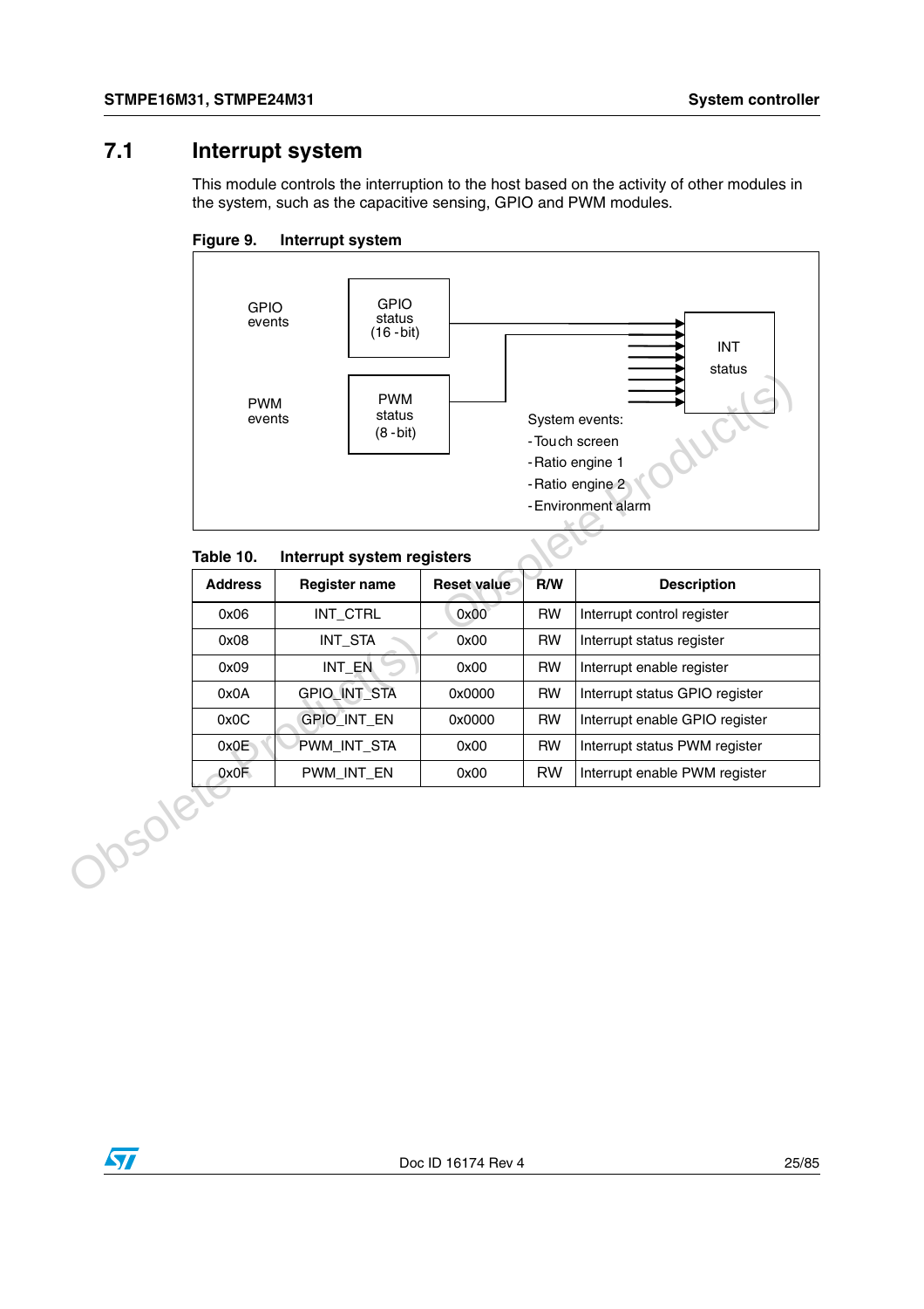## 7.1 Interrupt system

This module controls the interruption to the host based on the activity of other modules in the system, such as the capacitive sensing, GPIO and PWM modules.

**Figure 9. Interrupt system**

GPIO events

GPIO status (16 - bit)

PWM events

PWM status (8 - bit)

INT status

System events:
- Touch screen
- Ratio engine 1
- Ratio engine 2
- Environment alarm

**Table 10. Interrupt system registers**

| Address | Register name | Reset value | R/W | Description |
|---|---|---|---|---|
| 0x06 | INT_CTRL | 0x00 | RW | Interrupt control register |
| 0x08 | INT_STA | 0x00 | RW | Interrupt status register |
| 0x09 | INT_EN | 0x00 | RW | Interrupt enable register |
| 0x0A | GPIO_INT_STA | 0x0000 | RW | Interrupt status GPIO register |
| 0x0C | GPIO_INT_EN | 0x0000 | RW | Interrupt enable GPIO register |
| 0x0E | PWM_INT_STA | 0x00 | RW | Interrupt status PWM register |
| 0x0F | PWM_INT_EN | 0x00 | RW | Interrupt enable PWM register |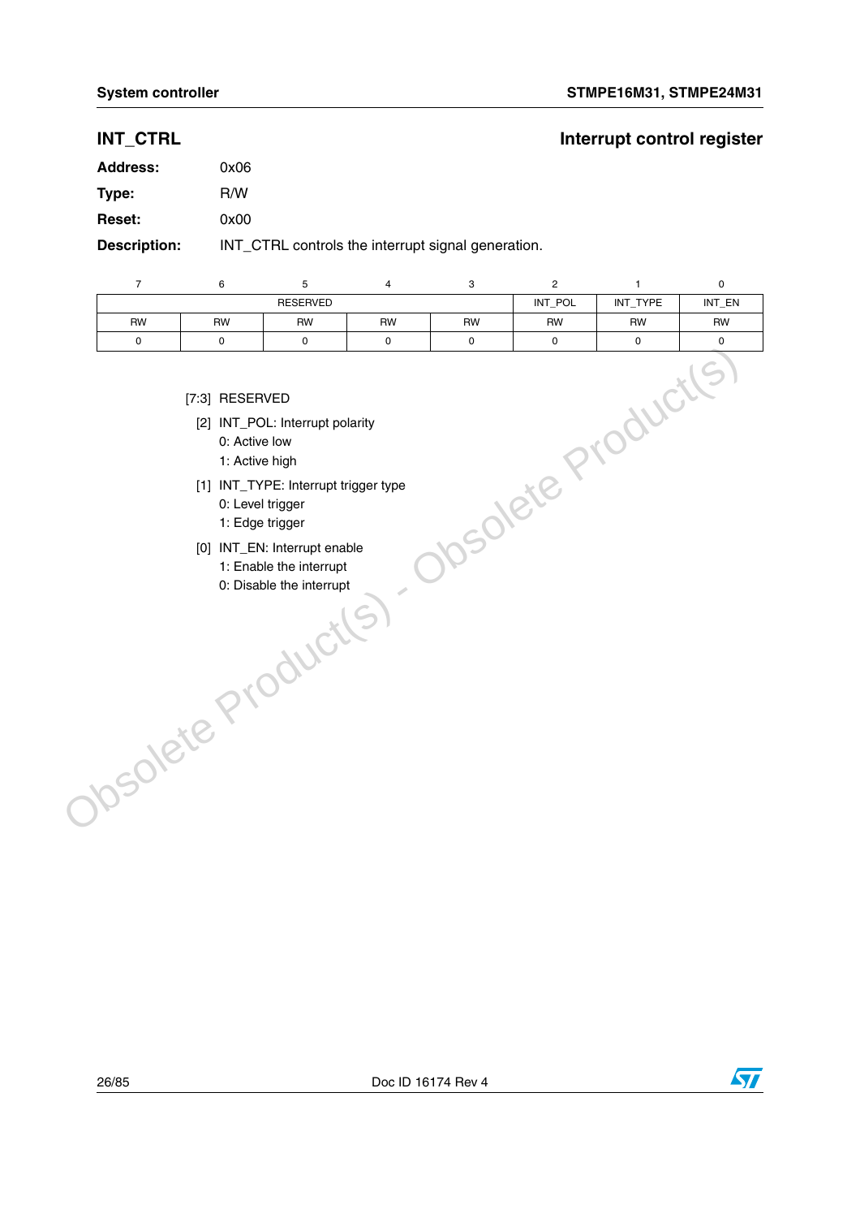## INT_CTRL — Interrupt control register

**Address:** 0x06

**Type:** R/W

**Reset:** 0x00

**Description:** INT_CTRL controls the interrupt signal generation.

| 7 | 6 | 5 | 4 | 3 | 2 | 1 | 0 |
|---|---|---|---|---|---|---|---|
| RESERVED | | | | | INT_POL | INT_TYPE | INT_EN |
| RW | RW | RW | RW | RW | RW | RW | RW |
| 0 | 0 | 0 | 0 | 0 | 0 | 0 | 0 |

[7:3] RESERVED

[2] INT_POL: Interrupt polarity
- 0: Active low
- 1: Active high

[1] INT_TYPE: Interrupt trigger type
- 0: Level trigger
- 1: Edge trigger

[0] INT_EN: Interrupt enable
- 1: Enable the interrupt
- 0: Disable the interrupt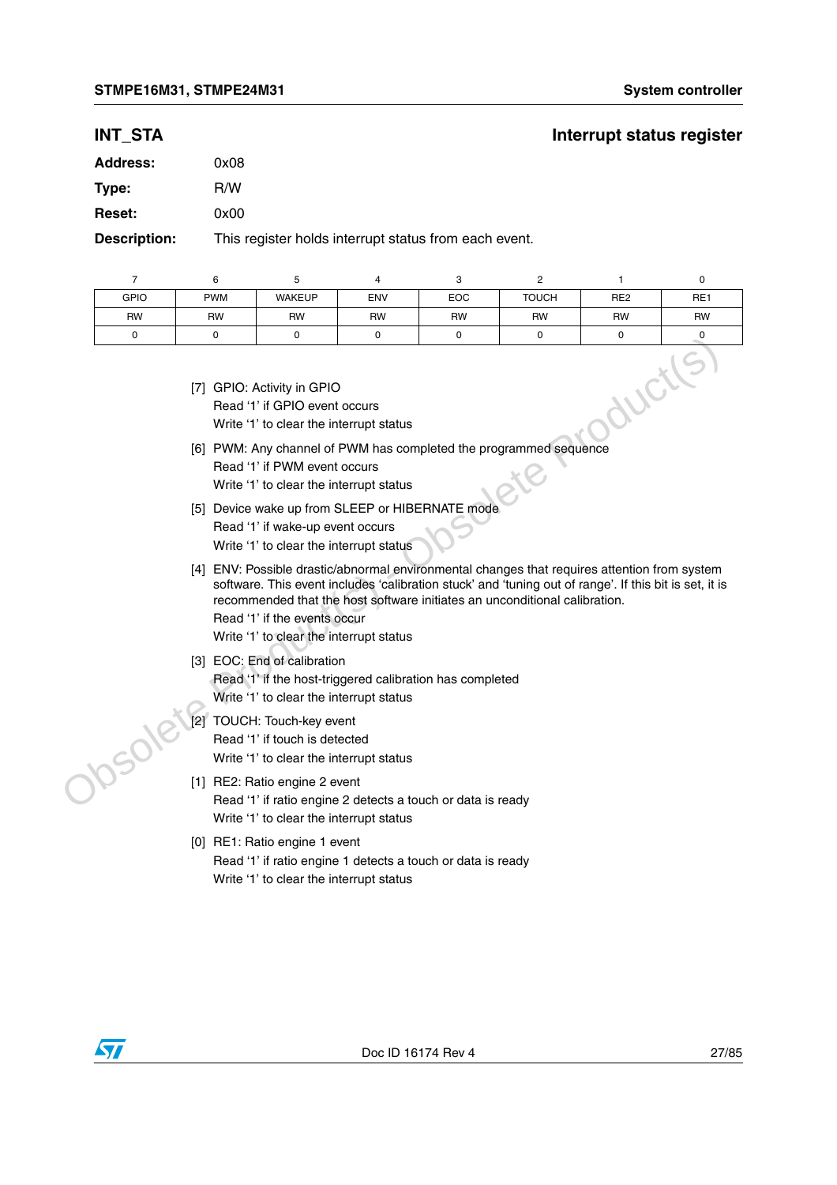## INT_STA — Interrupt status register

**Address:** 0x08

**Type:** R/W

**Reset:** 0x00

**Description:** This register holds interrupt status from each event.

| 7 | 6 | 5 | 4 | 3 | 2 | 1 | 0 |
|---|---|---|---|---|---|---|---|
| GPIO | PWM | WAKEUP | ENV | EOC | TOUCH | RE2 | RE1 |
| RW | RW | RW | RW | RW | RW | RW | RW |
| 0 | 0 | 0 | 0 | 0 | 0 | 0 | 0 |

[7] GPIO: Activity in GPIO
Read '1' if GPIO event occurs
Write '1' to clear the interrupt status

[6] PWM: Any channel of PWM has completed the programmed sequence
Read '1' if PWM event occurs
Write '1' to clear the interrupt status

[5] Device wake up from SLEEP or HIBERNATE mode
Read '1' if wake-up event occurs
Write '1' to clear the interrupt status

[4] ENV: Possible drastic/abnormal environmental changes that requires attention from system software. This event includes 'calibration stuck' and 'tuning out of range'. If this bit is set, it is recommended that the host software initiates an unconditional calibration.
Read '1' if the events occur
Write '1' to clear the interrupt status

[3] EOC: End of calibration
Read '1' if the host-triggered calibration has completed
Write '1' to clear the interrupt status

[2] TOUCH: Touch-key event
Read '1' if touch is detected
Write '1' to clear the interrupt status

[1] RE2: Ratio engine 2 event
Read '1' if ratio engine 2 detects a touch or data is ready
Write '1' to clear the interrupt status

[0] RE1: Ratio engine 1 event
Read '1' if ratio engine 1 detects a touch or data is ready
Write '1' to clear the interrupt status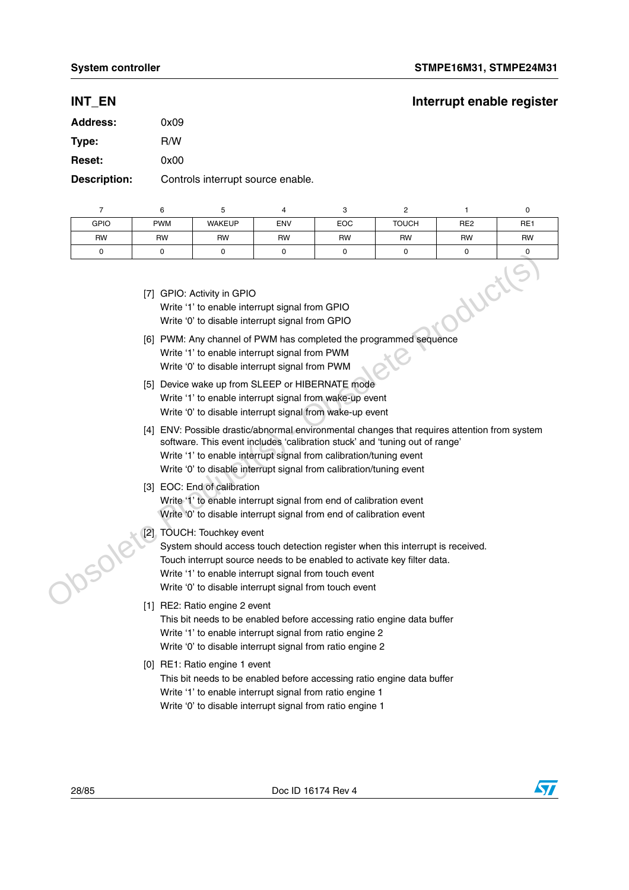## INT_EN — Interrupt enable register

**Address:** 0x09

**Type:** R/W

**Reset:** 0x00

**Description:** Controls interrupt source enable.

| 7 | 6 | 5 | 4 | 3 | 2 | 1 | 0 |
|---|---|---|---|---|---|---|---|
| GPIO | PWM | WAKEUP | ENV | EOC | TOUCH | RE2 | RE1 |
| RW | RW | RW | RW | RW | RW | RW | RW |
| 0 | 0 | 0 | 0 | 0 | 0 | 0 | 0 |

[7] GPIO: Activity in GPIO
Write '1' to enable interrupt signal from GPIO
Write '0' to disable interrupt signal from GPIO

[6] PWM: Any channel of PWM has completed the programmed sequence
Write '1' to enable interrupt signal from PWM
Write '0' to disable interrupt signal from PWM

[5] Device wake up from SLEEP or HIBERNATE mode
Write '1' to enable interrupt signal from wake-up event
Write '0' to disable interrupt signal from wake-up event

[4] ENV: Possible drastic/abnormal environmental changes that requires attention from system software. This event includes 'calibration stuck' and 'tuning out of range'
Write '1' to enable interrupt signal from calibration/tuning event
Write '0' to disable interrupt signal from calibration/tuning event

[3] EOC: End of calibration
Write '1' to enable interrupt signal from end of calibration event
Write '0' to disable interrupt signal from end of calibration event

[2] TOUCH: Touchkey event
System should access touch detection register when this interrupt is received.
Touch interrupt source needs to be enabled to activate key filter data.
Write '1' to enable interrupt signal from touch event
Write '0' to disable interrupt signal from touch event

[1] RE2: Ratio engine 2 event
This bit needs to be enabled before accessing ratio engine data buffer
Write '1' to enable interrupt signal from ratio engine 2
Write '0' to disable interrupt signal from ratio engine 2

[0] RE1: Ratio engine 1 event
This bit needs to be enabled before accessing ratio engine data buffer
Write '1' to enable interrupt signal from ratio engine 1
Write '0' to disable interrupt signal from ratio engine 1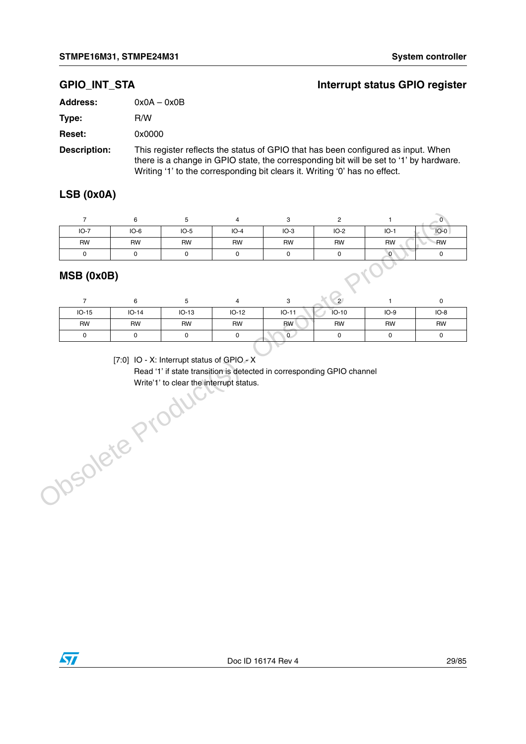## GPIO_INT_STA — Interrupt status GPIO register

**Address:** 0x0A – 0x0B

**Type:** R/W

**Reset:** 0x0000

**Description:** This register reflects the status of GPIO that has been configured as input. When there is a change in GPIO state, the corresponding bit will be set to '1' by hardware. Writing '1' to the corresponding bit clears it. Writing '0' has no effect.

### LSB (0x0A)

| 7 | 6 | 5 | 4 | 3 | 2 | 1 | 0 |
|---|---|---|---|---|---|---|---|
| IO-7 | IO-6 | IO-5 | IO-4 | IO-3 | IO-2 | IO-1 | IO-0 |
| RW | RW | RW | RW | RW | RW | RW | RW |
| 0 | 0 | 0 | 0 | 0 | 0 | 0 | 0 |

### MSB (0x0B)

| 7 | 6 | 5 | 4 | 3 | 2 | 1 | 0 |
|---|---|---|---|---|---|---|---|
| IO-15 | IO-14 | IO-13 | IO-12 | IO-11 | IO-10 | IO-9 | IO-8 |
| RW | RW | RW | RW | RW | RW | RW | RW |
| 0 | 0 | 0 | 0 | 0 | 0 | 0 | 0 |

[7:0] IO - X: Interrupt status of GPIO - X
Read '1' if state transition is detected in corresponding GPIO channel
Write'1' to clear the interrupt status.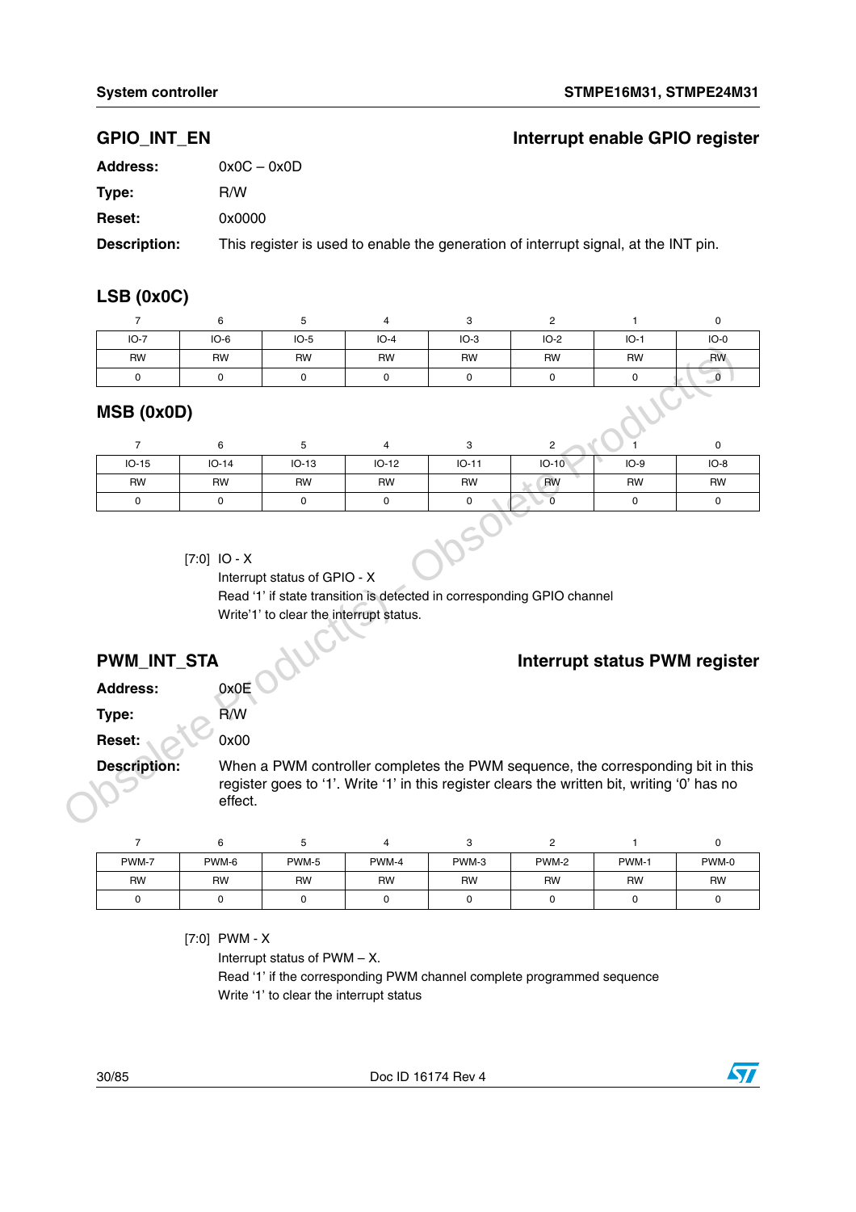## GPIO_INT_EN

**Interrupt enable GPIO register**

**Address:** 0x0C – 0x0D

**Type:** R/W

**Reset:** 0x0000

**Description:** This register is used to enable the generation of interrupt signal, at the INT pin.

### LSB (0x0C)

| 7 | 6 | 5 | 4 | 3 | 2 | 1 | 0 |
|---|---|---|---|---|---|---|---|
| IO-7 | IO-6 | IO-5 | IO-4 | IO-3 | IO-2 | IO-1 | IO-0 |
| RW | RW | RW | RW | RW | RW | RW | RW |
| 0 | 0 | 0 | 0 | 0 | 0 | 0 | 0 |

### MSB (0x0D)

| 7 | 6 | 5 | 4 | 3 | 2 | 1 | 0 |
|---|---|---|---|---|---|---|---|
| IO-15 | IO-14 | IO-13 | IO-12 | IO-11 | IO-10 | IO-9 | IO-8 |
| RW | RW | RW | RW | RW | RW | RW | RW |
| 0 | 0 | 0 | 0 | 0 | 0 | 0 | 0 |

[7:0] IO - X
Interrupt status of GPIO - X
Read '1' if state transition is detected in corresponding GPIO channel
Write'1' to clear the interrupt status.

## PWM_INT_STA

**Interrupt status PWM register**

**Address:** 0x0E

**Type:** R/W

**Reset:** 0x00

**Description:** When a PWM controller completes the PWM sequence, the corresponding bit in this register goes to '1'. Write '1' in this register clears the written bit, writing '0' has no effect.

| 7 | 6 | 5 | 4 | 3 | 2 | 1 | 0 |
|---|---|---|---|---|---|---|---|
| PWM-7 | PWM-6 | PWM-5 | PWM-4 | PWM-3 | PWM-2 | PWM-1 | PWM-0 |
| RW | RW | RW | RW | RW | RW | RW | RW |
| 0 | 0 | 0 | 0 | 0 | 0 | 0 | 0 |

[7:0] PWM - X
Interrupt status of PWM – X.
Read '1' if the corresponding PWM channel complete programmed sequence
Write '1' to clear the interrupt status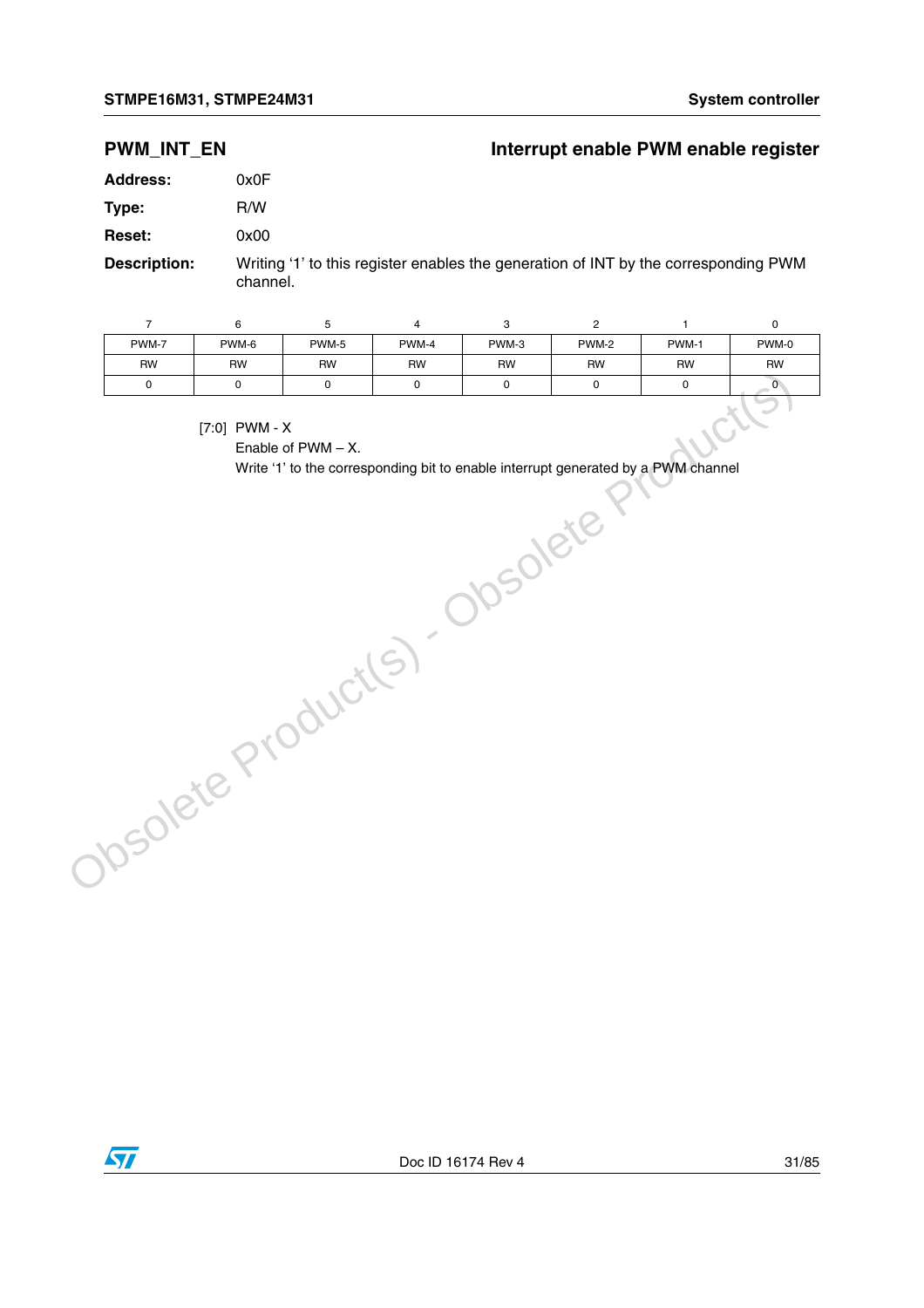## PWM_INT_EN — Interrupt enable PWM enable register

**Address:** 0x0F

**Type:** R/W

**Reset:** 0x00

**Description:** Writing '1' to this register enables the generation of INT by the corresponding PWM channel.

| 7 | 6 | 5 | 4 | 3 | 2 | 1 | 0 |
|---|---|---|---|---|---|---|---|
| PWM-7 | PWM-6 | PWM-5 | PWM-4 | PWM-3 | PWM-2 | PWM-1 | PWM-0 |
| RW | RW | RW | RW | RW | RW | RW | RW |
| 0 | 0 | 0 | 0 | 0 | 0 | 0 | 0 |

[7:0] PWM - X
Enable of PWM – X.
Write '1' to the corresponding bit to enable interrupt generated by a PWM channel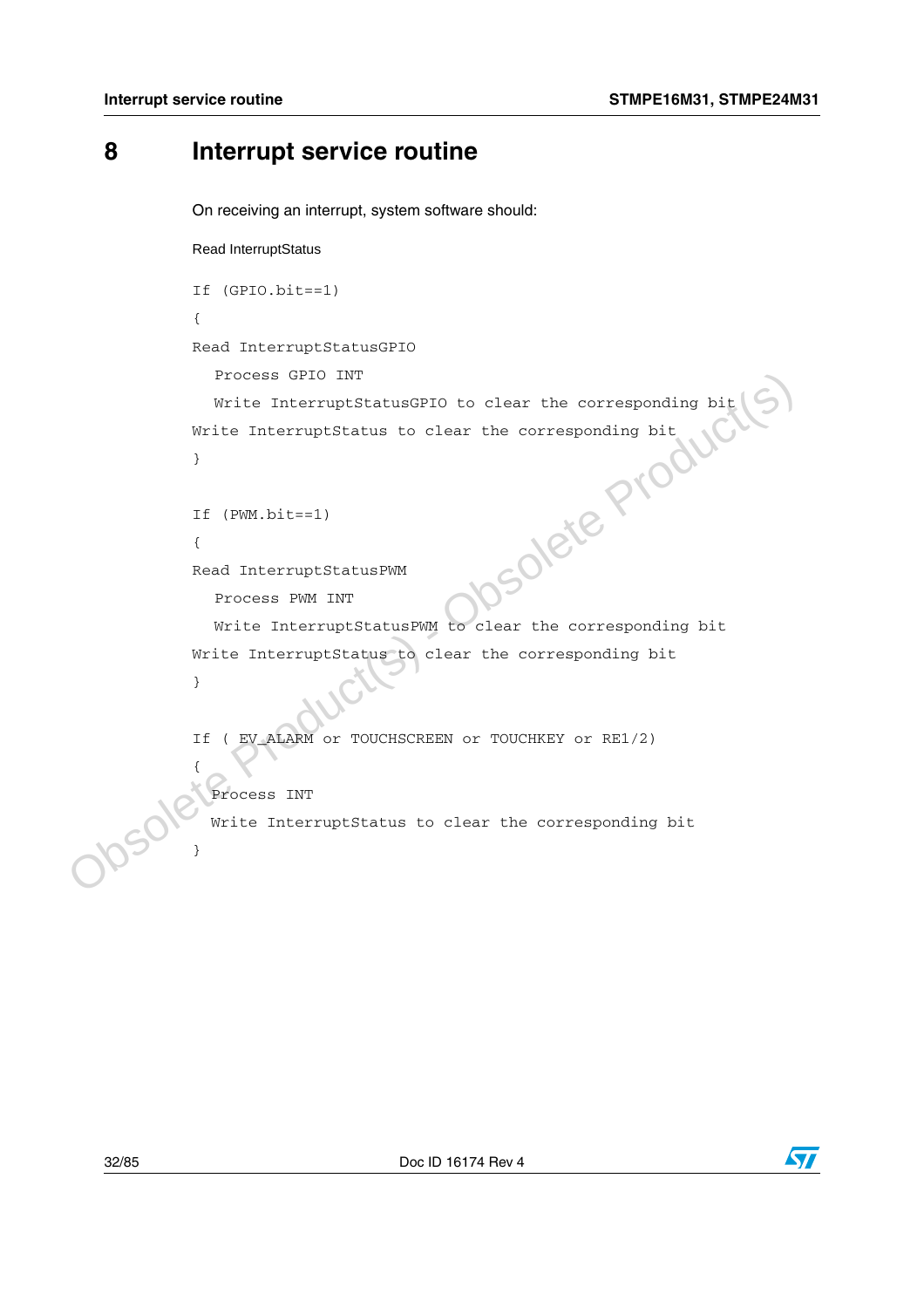# 8 Interrupt service routine

On receiving an interrupt, system software should:

Read InterruptStatus

```
If (GPIO.bit==1)
{
Read InterruptStatusGPIO
   Process GPIO INT
   Write InterruptStatusGPIO to clear the corresponding bit
Write InterruptStatus to clear the corresponding bit
}

If (PWM.bit==1)
{
Read InterruptStatusPWM
   Process PWM INT
   Write InterruptStatusPWM to clear the corresponding bit
Write InterruptStatus to clear the corresponding bit
}

If ( EV_ALARM or TOUCHSCREEN or TOUCHKEY or RE1/2)
{
  Process INT
  Write InterruptStatus to clear the corresponding bit
}
```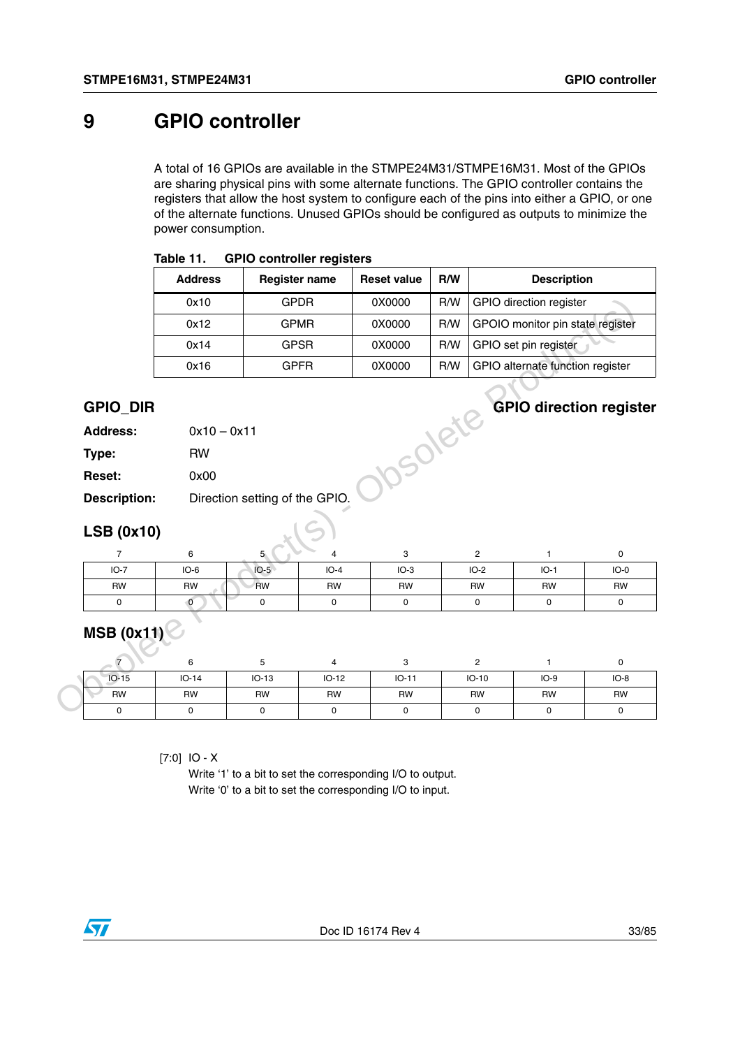# 9 GPIO controller

A total of 16 GPIOs are available in the STMPE24M31/STMPE16M31. Most of the GPIOs are sharing physical pins with some alternate functions. The GPIO controller contains the registers that allow the host system to configure each of the pins into either a GPIO, or one of the alternate functions. Unused GPIOs should be configured as outputs to minimize the power consumption.

**Table 11. GPIO controller registers**

| Address | Register name | Reset value | R/W | Description |
|---|---|---|---|---|
| 0x10 | GPDR | 0X0000 | R/W | GPIO direction register |
| 0x12 | GPMR | 0X0000 | R/W | GPOIO monitor pin state register |
| 0x14 | GPSR | 0X0000 | R/W | GPIO set pin register |
| 0x16 | GPFR | 0X0000 | R/W | GPIO alternate function register |

## GPIO_DIR — GPIO direction register

**Address:** 0x10 – 0x11

**Type:** RW

**Reset:** 0x00

**Description:** Direction setting of the GPIO.

### LSB (0x10)

| 7 | 6 | 5 | 4 | 3 | 2 | 1 | 0 |
|---|---|---|---|---|---|---|---|
| IO-7 | IO-6 | IO-5 | IO-4 | IO-3 | IO-2 | IO-1 | IO-0 |
| RW | RW | RW | RW | RW | RW | RW | RW |
| 0 | 0 | 0 | 0 | 0 | 0 | 0 | 0 |

### MSB (0x11)

| 7 | 6 | 5 | 4 | 3 | 2 | 1 | 0 |
|---|---|---|---|---|---|---|---|
| IO-15 | IO-14 | IO-13 | IO-12 | IO-11 | IO-10 | IO-9 | IO-8 |
| RW | RW | RW | RW | RW | RW | RW | RW |
| 0 | 0 | 0 | 0 | 0 | 0 | 0 | 0 |

[7:0] IO - X

Write '1' to a bit to set the corresponding I/O to output.
Write '0' to a bit to set the corresponding I/O to input.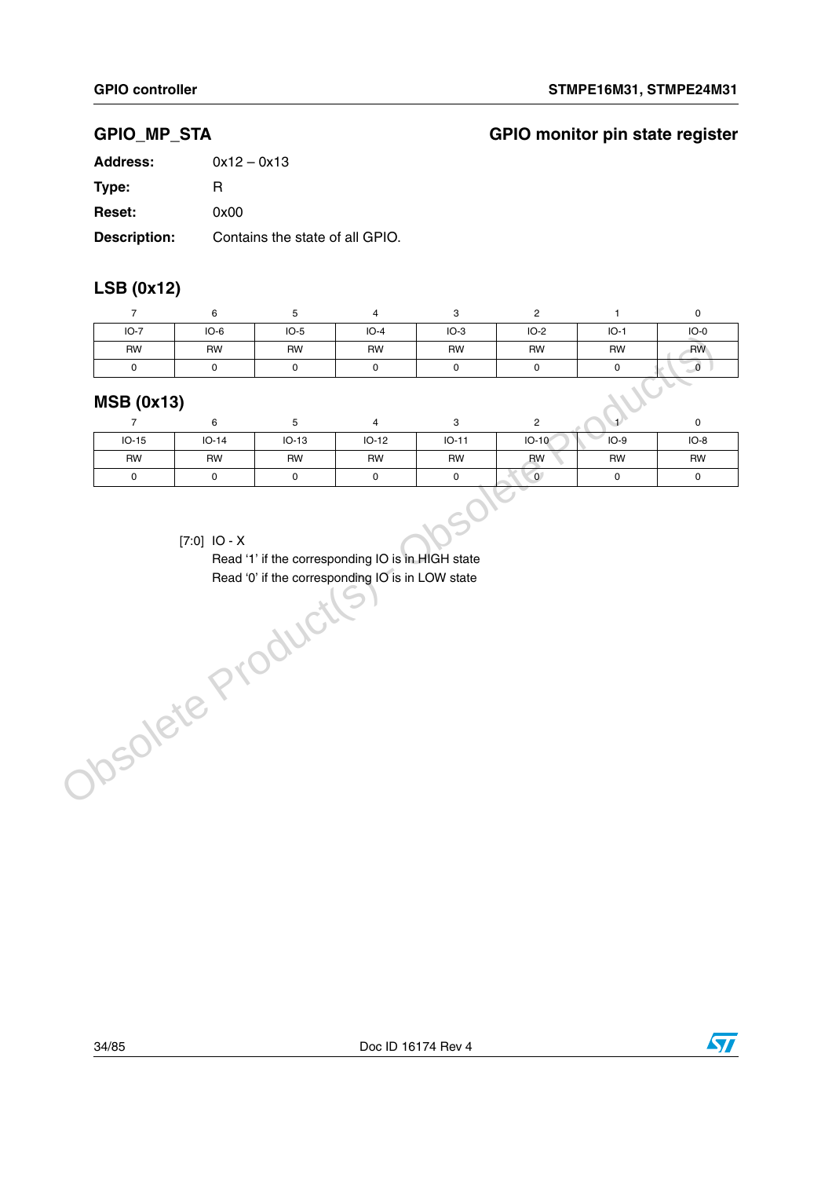## GPIO_MP_STA — GPIO monitor pin state register

**Address:** 0x12 – 0x13

**Type:** R

**Reset:** 0x00

**Description:** Contains the state of all GPIO.

### LSB (0x12)

| 7 | 6 | 5 | 4 | 3 | 2 | 1 | 0 |
|---|---|---|---|---|---|---|---|
| IO-7 | IO-6 | IO-5 | IO-4 | IO-3 | IO-2 | IO-1 | IO-0 |
| RW | RW | RW | RW | RW | RW | RW | RW |
| 0 | 0 | 0 | 0 | 0 | 0 | 0 | 0 |

### MSB (0x13)

| 7 | 6 | 5 | 4 | 3 | 2 | 1 | 0 |
|---|---|---|---|---|---|---|---|
| IO-15 | IO-14 | IO-13 | IO-12 | IO-11 | IO-10 | IO-9 | IO-8 |
| RW | RW | RW | RW | RW | RW | RW | RW |
| 0 | 0 | 0 | 0 | 0 | 0 | 0 | 0 |

[7:0] IO - X

Read '1' if the corresponding IO is in HIGH state

Read '0' if the corresponding IO is in LOW state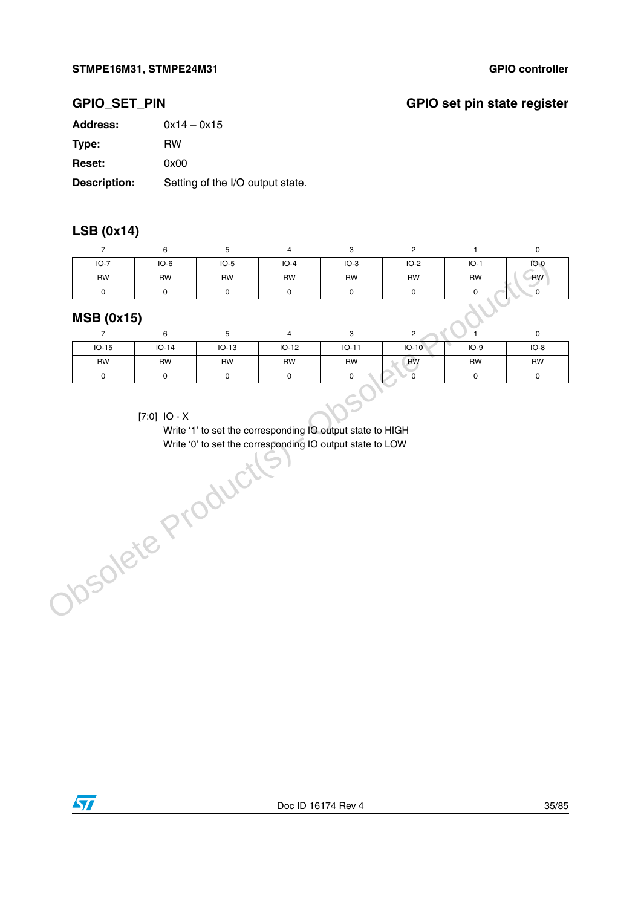## GPIO_SET_PIN

**GPIO set pin state register**

**Address:** 0x14 – 0x15

**Type:** RW

**Reset:** 0x00

**Description:** Setting of the I/O output state.

### LSB (0x14)

| 7 | 6 | 5 | 4 | 3 | 2 | 1 | 0 |
|---|---|---|---|---|---|---|---|
| IO-7 | IO-6 | IO-5 | IO-4 | IO-3 | IO-2 | IO-1 | IO-0 |
| RW | RW | RW | RW | RW | RW | RW | RW |
| 0 | 0 | 0 | 0 | 0 | 0 | 0 | 0 |

### MSB (0x15)

| 7 | 6 | 5 | 4 | 3 | 2 | 1 | 0 |
|---|---|---|---|---|---|---|---|
| IO-15 | IO-14 | IO-13 | IO-12 | IO-11 | IO-10 | IO-9 | IO-8 |
| RW | RW | RW | RW | RW | RW | RW | RW |
| 0 | 0 | 0 | 0 | 0 | 0 | 0 | 0 |

[7:0] IO - X

Write '1' to set the corresponding IO output state to HIGH

Write '0' to set the corresponding IO output state to LOW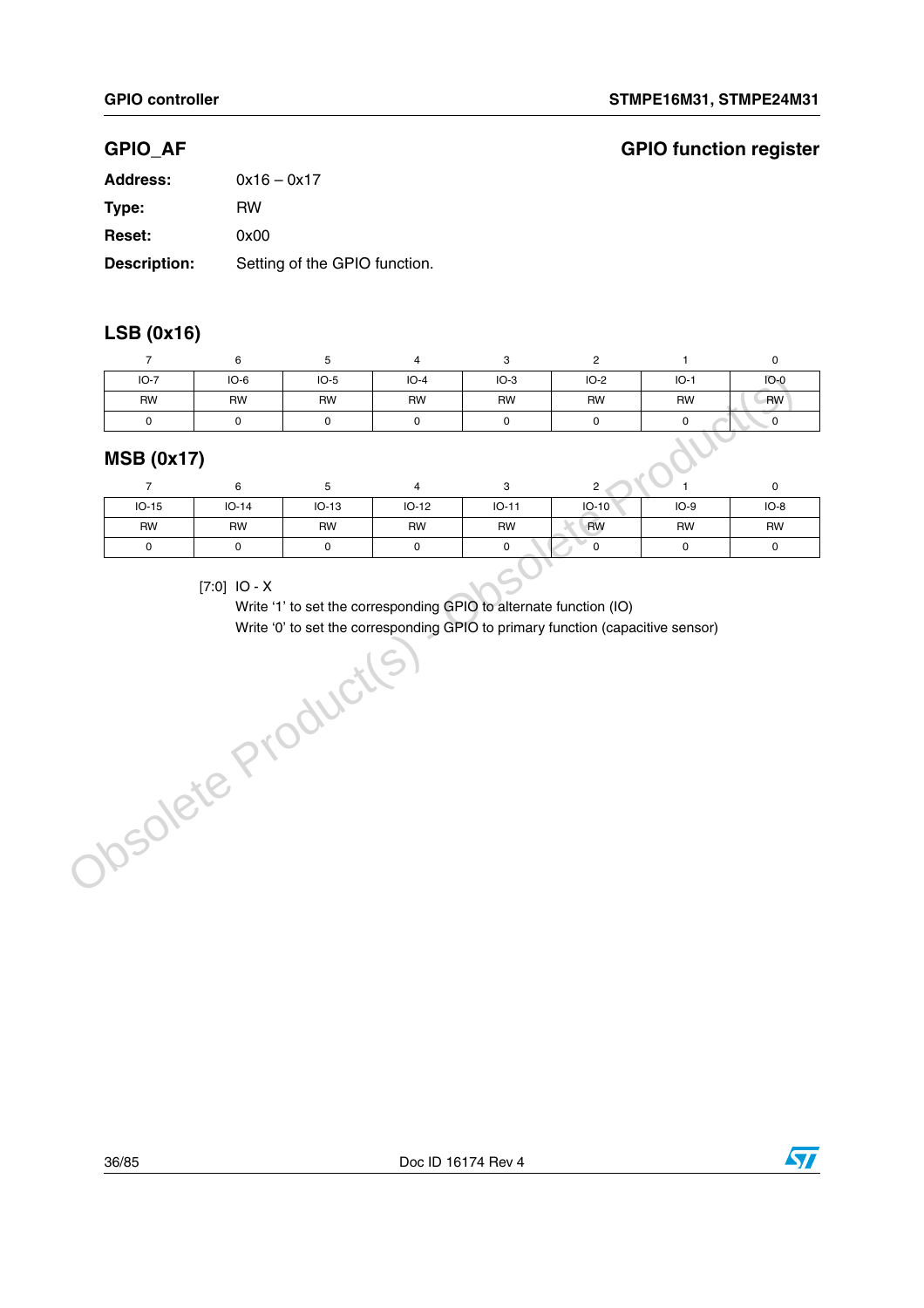## GPIO_AF

**GPIO function register**

| | |
|---|---|
| **Address:** | 0x16 – 0x17 |
| **Type:** | RW |
| **Reset:** | 0x00 |
| **Description:** | Setting of the GPIO function. |

### LSB (0x16)

| 7 | 6 | 5 | 4 | 3 | 2 | 1 | 0 |
|---|---|---|---|---|---|---|---|
| IO-7 | IO-6 | IO-5 | IO-4 | IO-3 | IO-2 | IO-1 | IO-0 |
| RW | RW | RW | RW | RW | RW | RW | RW |
| 0 | 0 | 0 | 0 | 0 | 0 | 0 | 0 |

### MSB (0x17)

| 7 | 6 | 5 | 4 | 3 | 2 | 1 | 0 |
|---|---|---|---|---|---|---|---|
| IO-15 | IO-14 | IO-13 | IO-12 | IO-11 | IO-10 | IO-9 | IO-8 |
| RW | RW | RW | RW | RW | RW | RW | RW |
| 0 | 0 | 0 | 0 | 0 | 0 | 0 | 0 |

[7:0] IO - X

Write '1' to set the corresponding GPIO to alternate function (IO)

Write '0' to set the corresponding GPIO to primary function (capacitive sensor)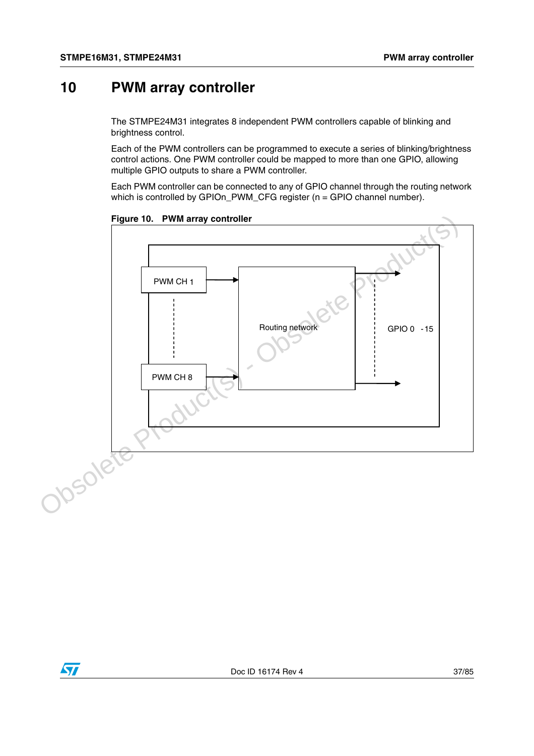# 10 PWM array controller

The STMPE24M31 integrates 8 independent PWM controllers capable of blinking and brightness control.

Each of the PWM controllers can be programmed to execute a series of blinking/brightness control actions. One PWM controller could be mapped to more than one GPIO, allowing multiple GPIO outputs to share a PWM controller.

Each PWM controller can be connected to any of GPIO channel through the routing network which is controlled by GPIOn_PWM_CFG register (n = GPIO channel number).

**Figure 10. PWM array controller**

PWM CH 1

PWM CH 8

Routing network

GPIO 0 -15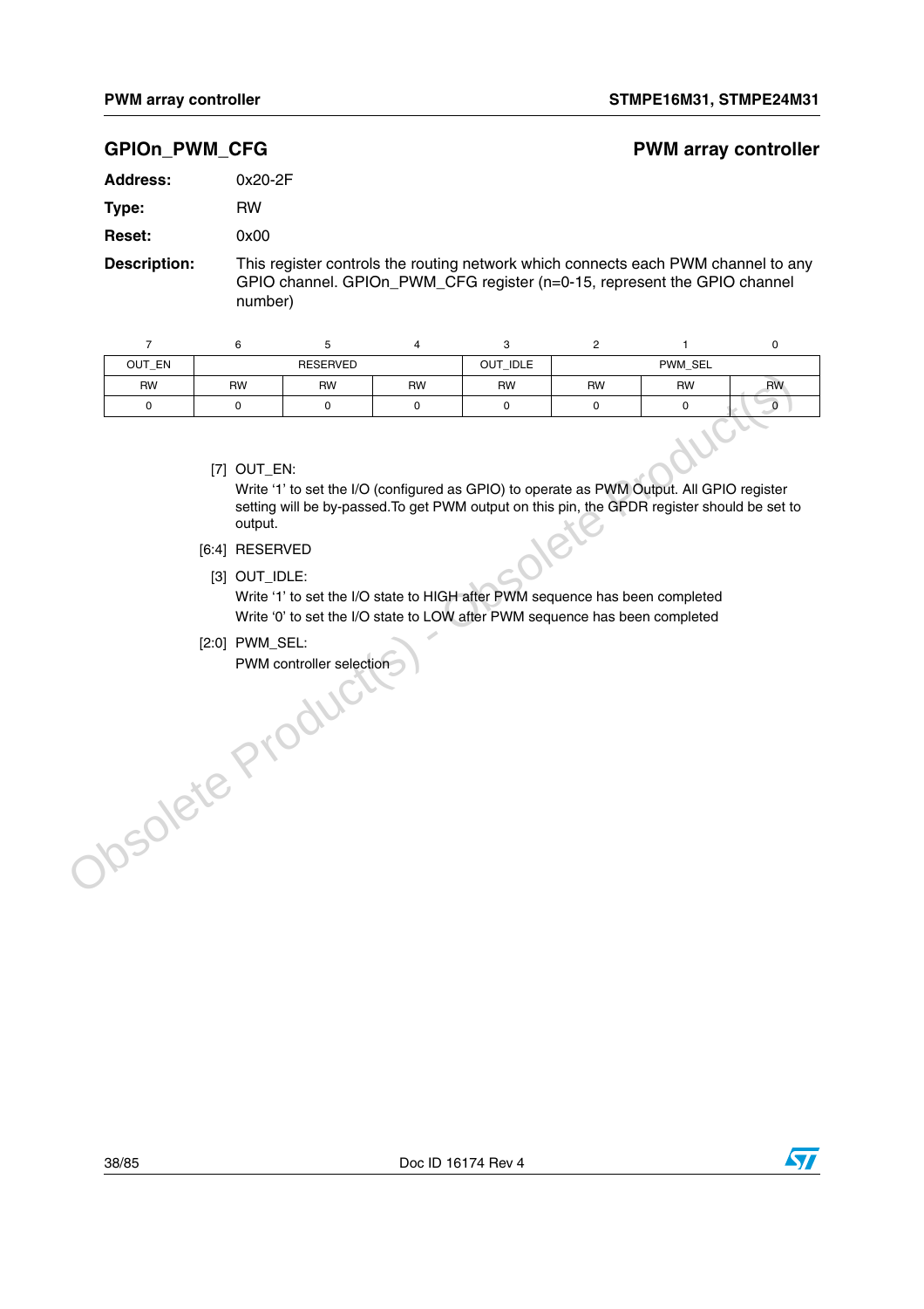## GPIOn_PWM_CFG

**PWM array controller**

**Address:** 0x20-2F

**Type:** RW

**Reset:** 0x00

**Description:** This register controls the routing network which connects each PWM channel to any GPIO channel. GPIOn_PWM_CFG register (n=0-15, represent the GPIO channel number)

| 7 | 6 | 5 | 4 | 3 | 2 | 1 | 0 |
|---|---|---|---|---|---|---|---|
| OUT_EN | RESERVED | | | OUT_IDLE | PWM_SEL | | |
| RW | RW | RW | RW | RW | RW | RW | RW |
| 0 | 0 | 0 | 0 | 0 | 0 | 0 | 0 |

[7] OUT_EN:
Write '1' to set the I/O (configured as GPIO) to operate as PWM Output. All GPIO register setting will be by-passed.To get PWM output on this pin, the GPDR register should be set to output.

[6:4] RESERVED

[3] OUT_IDLE:
Write '1' to set the I/O state to HIGH after PWM sequence has been completed
Write '0' to set the I/O state to LOW after PWM sequence has been completed

[2:0] PWM_SEL:
PWM controller selection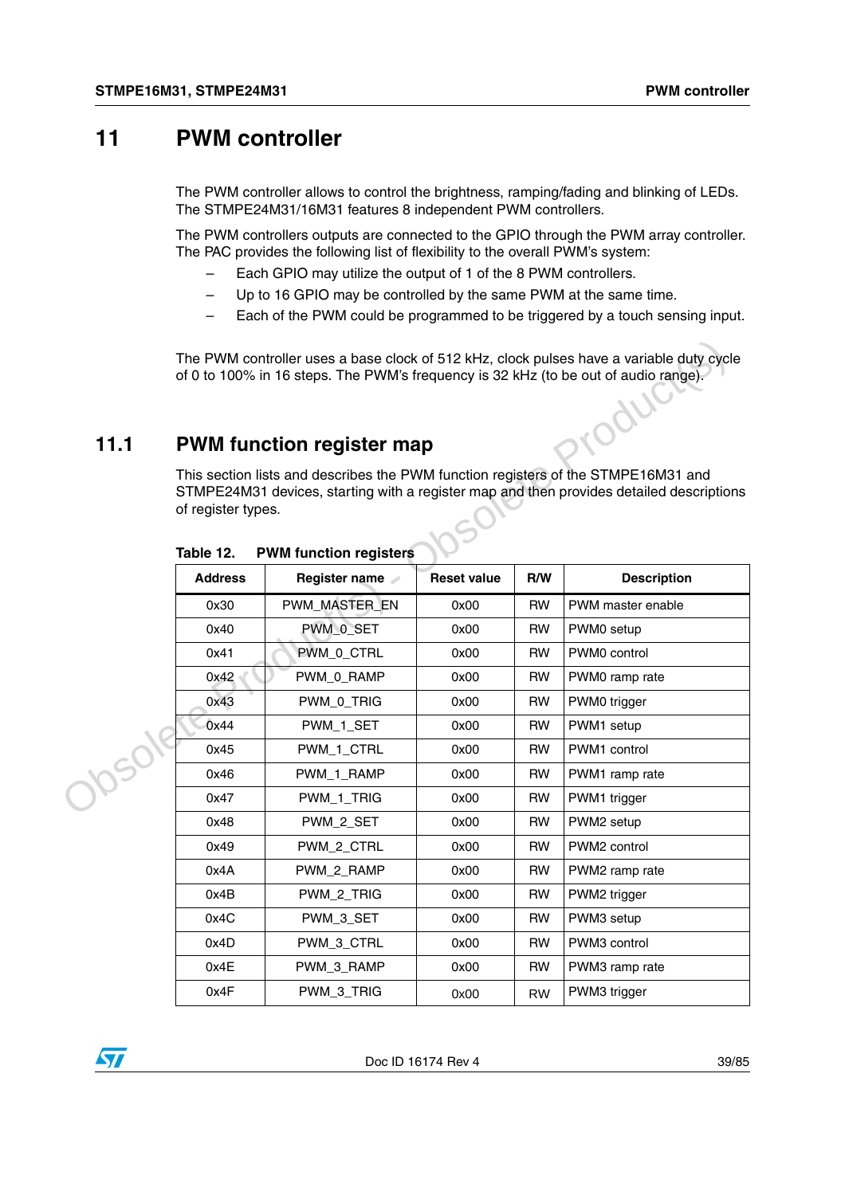# 11 PWM controller

The PWM controller allows to control the brightness, ramping/fading and blinking of LEDs. The STMPE24M31/16M31 features 8 independent PWM controllers.

The PWM controllers outputs are connected to the GPIO through the PWM array controller. The PAC provides the following list of flexibility to the overall PWM's system:

- Each GPIO may utilize the output of 1 of the 8 PWM controllers.
- Up to 16 GPIO may be controlled by the same PWM at the same time.
- Each of the PWM could be programmed to be triggered by a touch sensing input.

The PWM controller uses a base clock of 512 kHz, clock pulses have a variable duty cycle of 0 to 100% in 16 steps. The PWM's frequency is 32 kHz (to be out of audio range).

## 11.1 PWM function register map

This section lists and describes the PWM function registers of the STMPE16M31 and STMPE24M31 devices, starting with a register map and then provides detailed descriptions of register types.

**Table 12. PWM function registers**

| Address | Register name | Reset value | R/W | Description |
|---|---|---|---|---|
| 0x30 | PWM_MASTER_EN | 0x00 | RW | PWM master enable |
| 0x40 | PWM_0_SET | 0x00 | RW | PWM0 setup |
| 0x41 | PWM_0_CTRL | 0x00 | RW | PWM0 control |
| 0x42 | PWM_0_RAMP | 0x00 | RW | PWM0 ramp rate |
| 0x43 | PWM_0_TRIG | 0x00 | RW | PWM0 trigger |
| 0x44 | PWM_1_SET | 0x00 | RW | PWM1 setup |
| 0x45 | PWM_1_CTRL | 0x00 | RW | PWM1 control |
| 0x46 | PWM_1_RAMP | 0x00 | RW | PWM1 ramp rate |
| 0x47 | PWM_1_TRIG | 0x00 | RW | PWM1 trigger |
| 0x48 | PWM_2_SET | 0x00 | RW | PWM2 setup |
| 0x49 | PWM_2_CTRL | 0x00 | RW | PWM2 control |
| 0x4A | PWM_2_RAMP | 0x00 | RW | PWM2 ramp rate |
| 0x4B | PWM_2_TRIG | 0x00 | RW | PWM2 trigger |
| 0x4C | PWM_3_SET | 0x00 | RW | PWM3 setup |
| 0x4D | PWM_3_CTRL | 0x00 | RW | PWM3 control |
| 0x4E | PWM_3_RAMP | 0x00 | RW | PWM3 ramp rate |
| 0x4F | PWM_3_TRIG | 0x00 | RW | PWM3 trigger |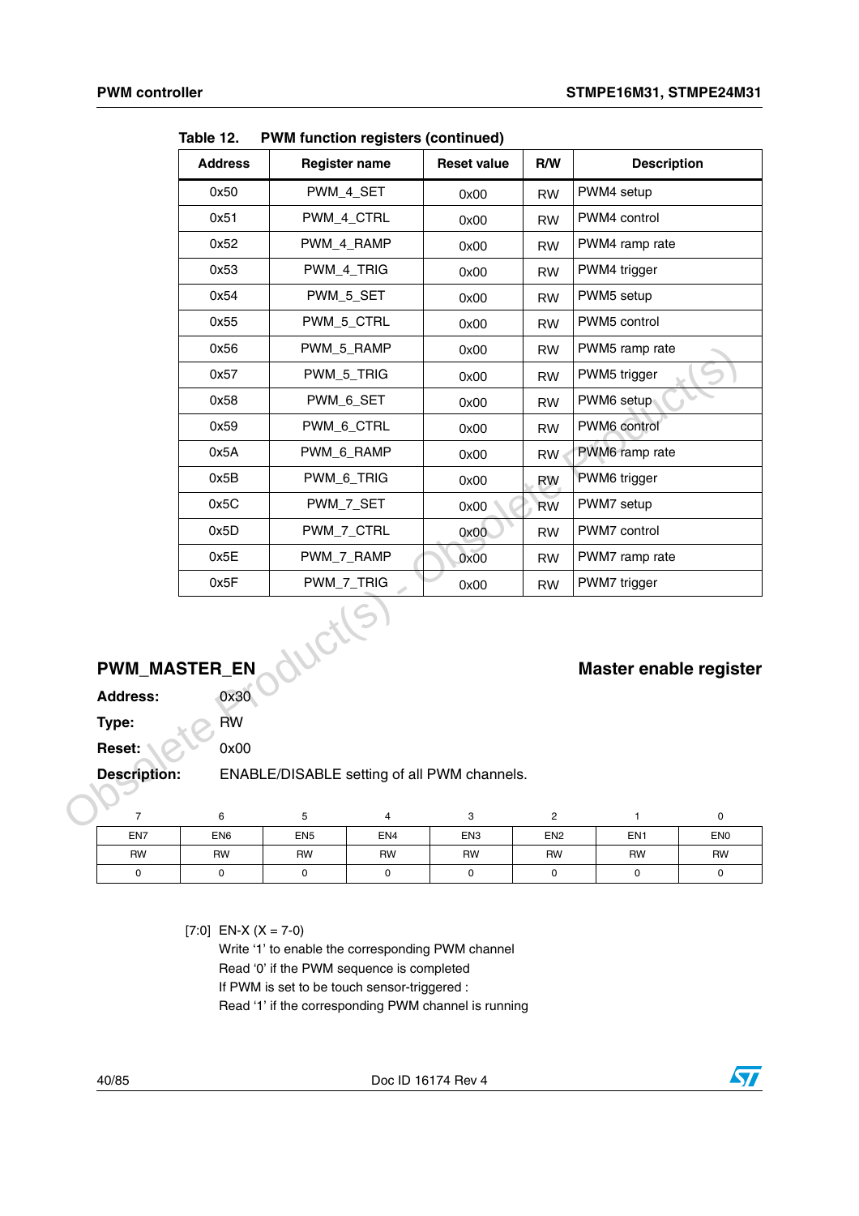Table 12. PWM function registers (continued)

| Address | Register name | Reset value | R/W | Description |
|---|---|---|---|---|
| 0x50 | PWM_4_SET | 0x00 | RW | PWM4 setup |
| 0x51 | PWM_4_CTRL | 0x00 | RW | PWM4 control |
| 0x52 | PWM_4_RAMP | 0x00 | RW | PWM4 ramp rate |
| 0x53 | PWM_4_TRIG | 0x00 | RW | PWM4 trigger |
| 0x54 | PWM_5_SET | 0x00 | RW | PWM5 setup |
| 0x55 | PWM_5_CTRL | 0x00 | RW | PWM5 control |
| 0x56 | PWM_5_RAMP | 0x00 | RW | PWM5 ramp rate |
| 0x57 | PWM_5_TRIG | 0x00 | RW | PWM5 trigger |
| 0x58 | PWM_6_SET | 0x00 | RW | PWM6 setup |
| 0x59 | PWM_6_CTRL | 0x00 | RW | PWM6 control |
| 0x5A | PWM_6_RAMP | 0x00 | RW | PWM6 ramp rate |
| 0x5B | PWM_6_TRIG | 0x00 | RW | PWM6 trigger |
| 0x5C | PWM_7_SET | 0x00 | RW | PWM7 setup |
| 0x5D | PWM_7_CTRL | 0x00 | RW | PWM7 control |
| 0x5E | PWM_7_RAMP | 0x00 | RW | PWM7 ramp rate |
| 0x5F | PWM_7_TRIG | 0x00 | RW | PWM7 trigger |

## PWM_MASTER_EN — Master enable register

**Address:** 0x30

**Type:** RW

**Reset:** 0x00

**Description:** ENABLE/DISABLE setting of all PWM channels.

| 7 | 6 | 5 | 4 | 3 | 2 | 1 | 0 |
|---|---|---|---|---|---|---|---|
| EN7 | EN6 | EN5 | EN4 | EN3 | EN2 | EN1 | EN0 |
| RW | RW | RW | RW | RW | RW | RW | RW |
| 0 | 0 | 0 | 0 | 0 | 0 | 0 | 0 |

[7:0] EN-X (X = 7-0)

Write '1' to enable the corresponding PWM channel

Read '0' if the PWM sequence is completed

If PWM is set to be touch sensor-triggered :

Read '1' if the corresponding PWM channel is running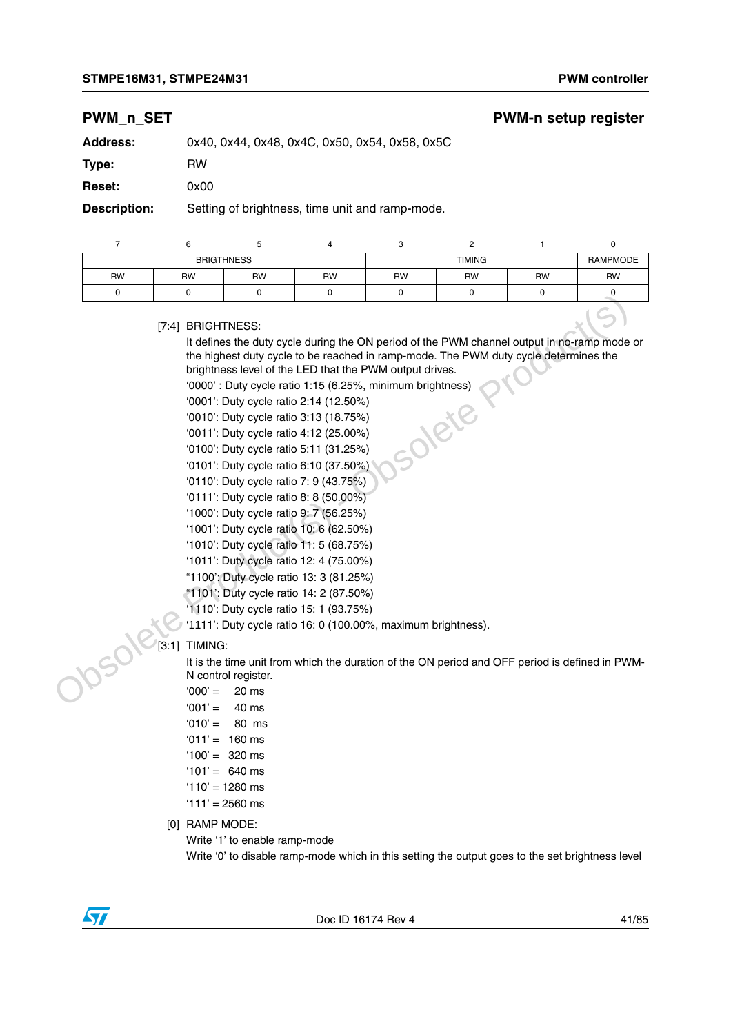## PWM_n_SET PWM-n setup register

**Address:** 0x40, 0x44, 0x48, 0x4C, 0x50, 0x54, 0x58, 0x5C

**Type:** RW

**Reset:** 0x00

**Description:** Setting of brightness, time unit and ramp-mode.

| 7 | 6 | 5 | 4 | 3 | 2 | 1 | 0 |
|---|---|---|---|---|---|---|---|
| BRIGTHNESS | | | | TIMING | | | RAMPMODE |
| RW | RW | RW | RW | RW | RW | RW | RW |
| 0 | 0 | 0 | 0 | 0 | 0 | 0 | 0 |

[7:4] BRIGHTNESS:

It defines the duty cycle during the ON period of the PWM channel output in no-ramp mode or the highest duty cycle to be reached in ramp-mode. The PWM duty cycle determines the brightness level of the LED that the PWM output drives.

'0000' : Duty cycle ratio 1:15 (6.25%, minimum brightness)
'0001': Duty cycle ratio 2:14 (12.50%)
'0010': Duty cycle ratio 3:13 (18.75%)
'0011': Duty cycle ratio 4:12 (25.00%)
'0100': Duty cycle ratio 5:11 (31.25%)
'0101': Duty cycle ratio 6:10 (37.50%)
'0110': Duty cycle ratio 7: 9 (43.75%)
'0111': Duty cycle ratio 8: 8 (50.00%)
'1000': Duty cycle ratio 9: 7 (56.25%)
'1001': Duty cycle ratio 10: 6 (62.50%)
'1010': Duty cycle ratio 11: 5 (68.75%)
'1011': Duty cycle ratio 12: 4 (75.00%)
"1100': Duty cycle ratio 13: 3 (81.25%)
"1101': Duty cycle ratio 14: 2 (87.50%)
'1110': Duty cycle ratio 15: 1 (93.75%)
'1111': Duty cycle ratio 16: 0 (100.00%, maximum brightness).

[3:1] TIMING:

It is the time unit from which the duration of the ON period and OFF period is defined in PWM-N control register.

'000' = 20 ms
'001' = 40 ms
'010' = 80 ms
'011' = 160 ms
'100' = 320 ms
'101' = 640 ms
'110' = 1280 ms
'111' = 2560 ms

[0] RAMP MODE:

Write '1' to enable ramp-mode
Write '0' to disable ramp-mode which in this setting the output goes to the set brightness level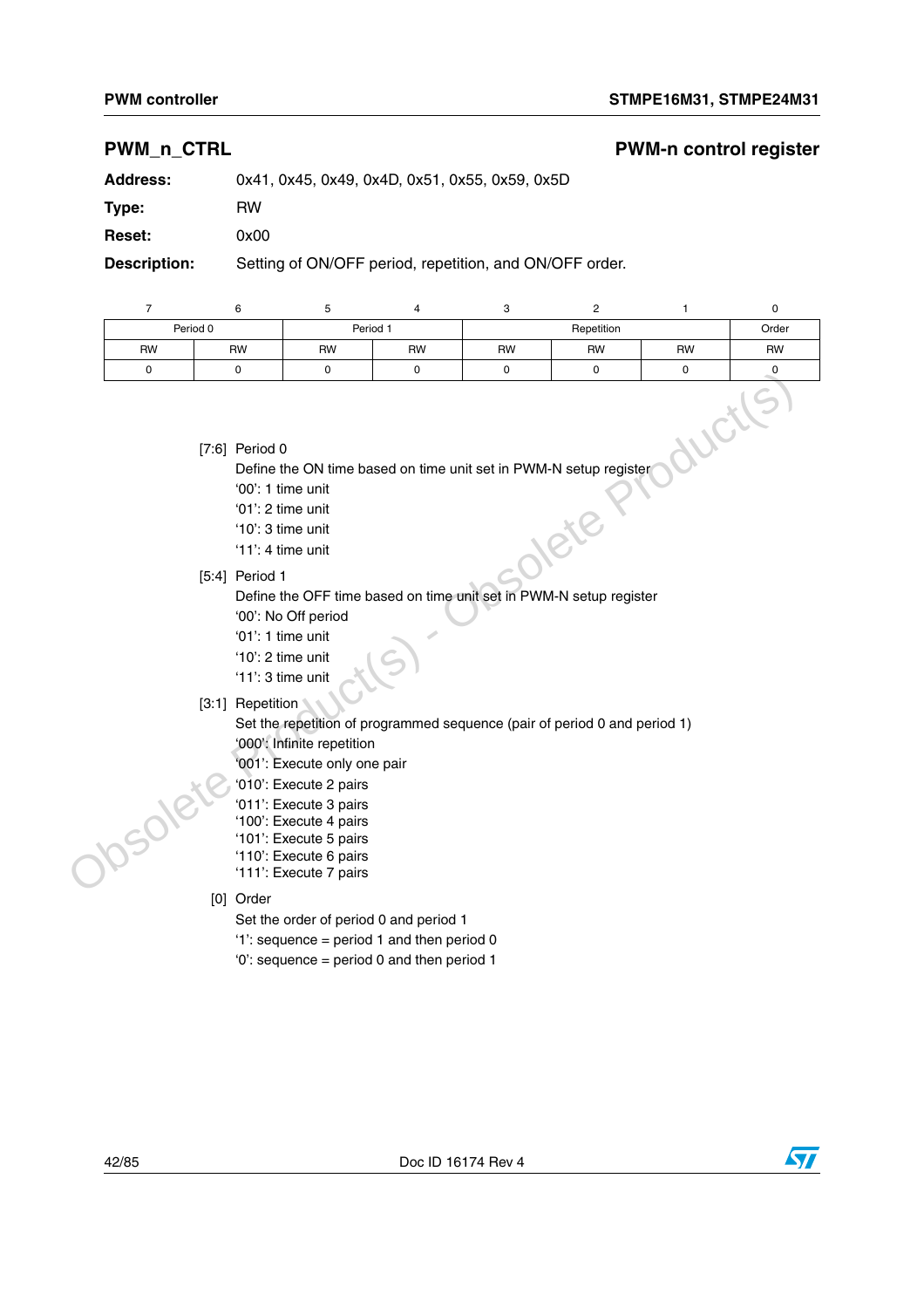## PWM_n_CTRL PWM-n control register

**Address:** 0x41, 0x45, 0x49, 0x4D, 0x51, 0x55, 0x59, 0x5D

**Type:** RW

**Reset:** 0x00

**Description:** Setting of ON/OFF period, repetition, and ON/OFF order.

| 7 | 6 | 5 | 4 | 3 | 2 | 1 | 0 |
|---|---|---|---|---|---|---|---|
| Period 0 | | Period 1 | | Repetition | | | Order |
| RW | RW | RW | RW | RW | RW | RW | RW |
| 0 | 0 | 0 | 0 | 0 | 0 | 0 | 0 |

[7:6] Period 0
Define the ON time based on time unit set in PWM-N setup register
'00': 1 time unit
'01': 2 time unit
'10': 3 time unit
'11': 4 time unit

[5:4] Period 1
Define the OFF time based on time unit set in PWM-N setup register
'00': No Off period
'01': 1 time unit
'10': 2 time unit
'11': 3 time unit

[3:1] Repetition
Set the repetition of programmed sequence (pair of period 0 and period 1)
'000': Infinite repetition
'001': Execute only one pair
'010': Execute 2 pairs
'011': Execute 3 pairs
'100': Execute 4 pairs
'101': Execute 5 pairs
'110': Execute 6 pairs
'111': Execute 7 pairs

[0] Order
Set the order of period 0 and period 1
'1': sequence = period 1 and then period 0
'0': sequence = period 0 and then period 1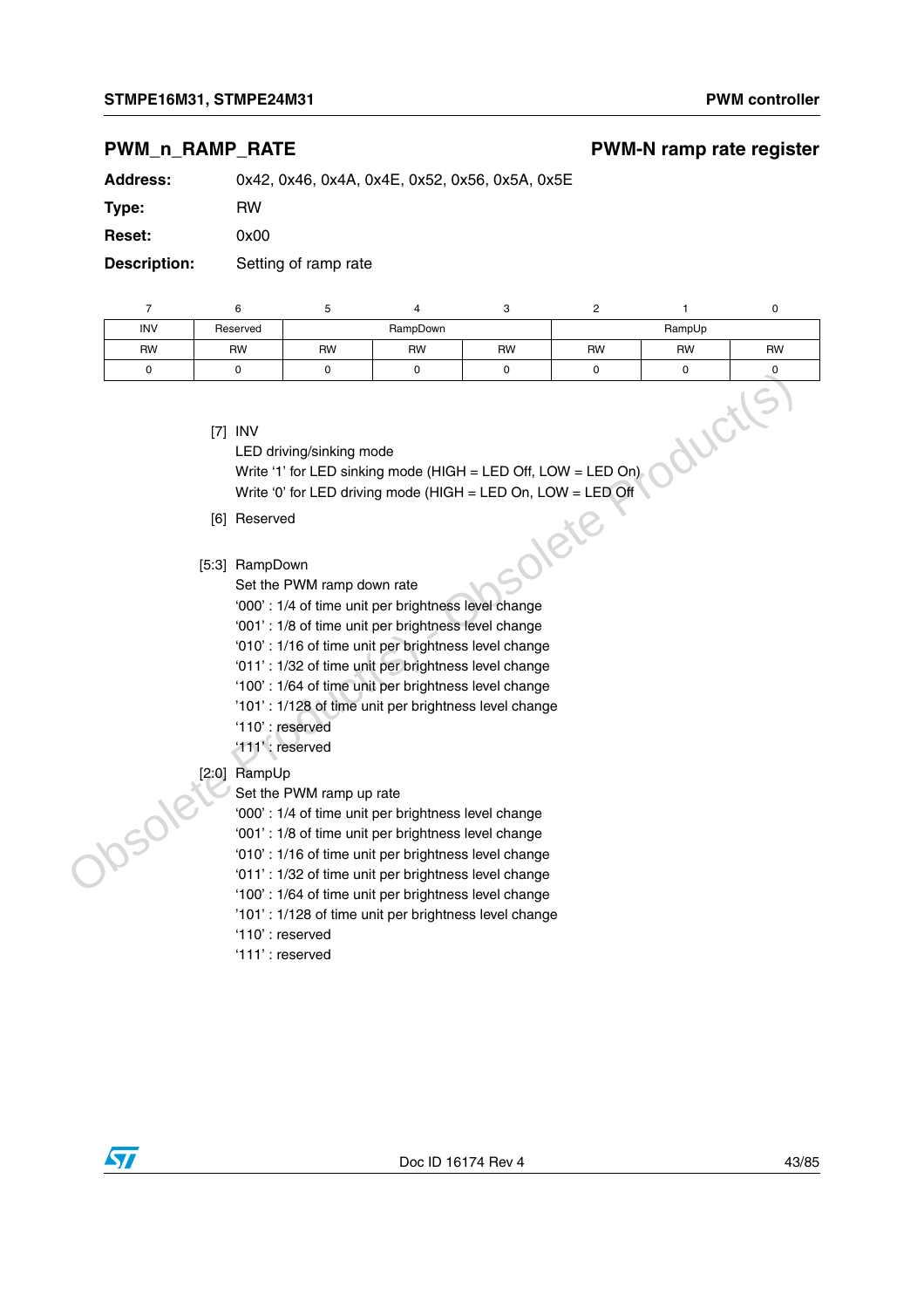## PWM_n_RAMP_RATE — PWM-N ramp rate register

**Address:** 0x42, 0x46, 0x4A, 0x4E, 0x52, 0x56, 0x5A, 0x5E

**Type:** RW

**Reset:** 0x00

**Description:** Setting of ramp rate

| 7 | 6 | 5 | 4 | 3 | 2 | 1 | 0 |
|---|---|---|---|---|---|---|---|
| INV | Reserved | RampDown | | | RampUp | | |
| RW | RW | RW | RW | RW | RW | RW | RW |
| 0 | 0 | 0 | 0 | 0 | 0 | 0 | 0 |

[7] INV
LED driving/sinking mode
Write '1' for LED sinking mode (HIGH = LED Off, LOW = LED On)
Write '0' for LED driving mode (HIGH = LED On, LOW = LED Off

[6] Reserved

[5:3] RampDown
Set the PWM ramp down rate
'000' : 1/4 of time unit per brightness level change
'001' : 1/8 of time unit per brightness level change
'010' : 1/16 of time unit per brightness level change
'011' : 1/32 of time unit per brightness level change
'100' : 1/64 of time unit per brightness level change
'101' : 1/128 of time unit per brightness level change
'110' : reserved
'111' : reserved

[2:0] RampUp
Set the PWM ramp up rate
'000' : 1/4 of time unit per brightness level change
'001' : 1/8 of time unit per brightness level change
'010' : 1/16 of time unit per brightness level change
'011' : 1/32 of time unit per brightness level change
'100' : 1/64 of time unit per brightness level change
'101' : 1/128 of time unit per brightness level change
'110' : reserved
'111' : reserved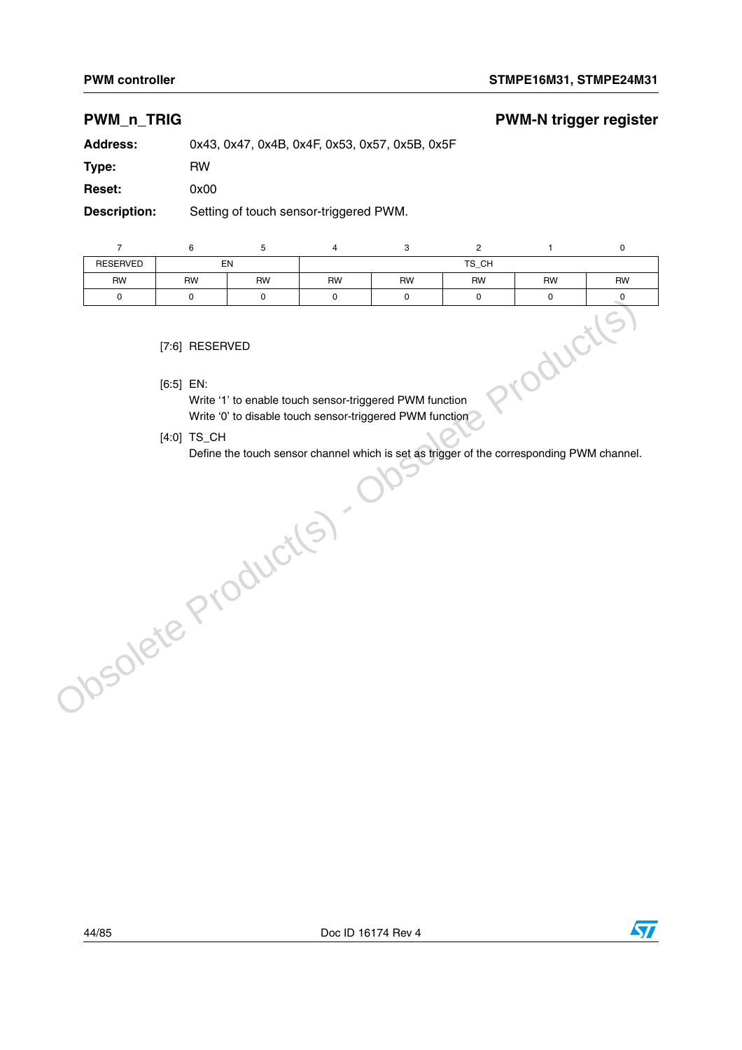## PWM_n_TRIG — PWM-N trigger register

**Address:** 0x43, 0x47, 0x4B, 0x4F, 0x53, 0x57, 0x5B, 0x5F

**Type:** RW

**Reset:** 0x00

**Description:** Setting of touch sensor-triggered PWM.

| 7 | 6 | 5 | 4 | 3 | 2 | 1 | 0 |
|---|---|---|---|---|---|---|---|
| RESERVED | EN | | TS_CH | | | | |
| RW | RW | RW | RW | RW | RW | RW | RW |
| 0 | 0 | 0 | 0 | 0 | 0 | 0 | 0 |

[7:6] RESERVED

[6:5] EN:
Write '1' to enable touch sensor-triggered PWM function
Write '0' to disable touch sensor-triggered PWM function

[4:0] TS_CH
Define the touch sensor channel which is set as trigger of the corresponding PWM channel.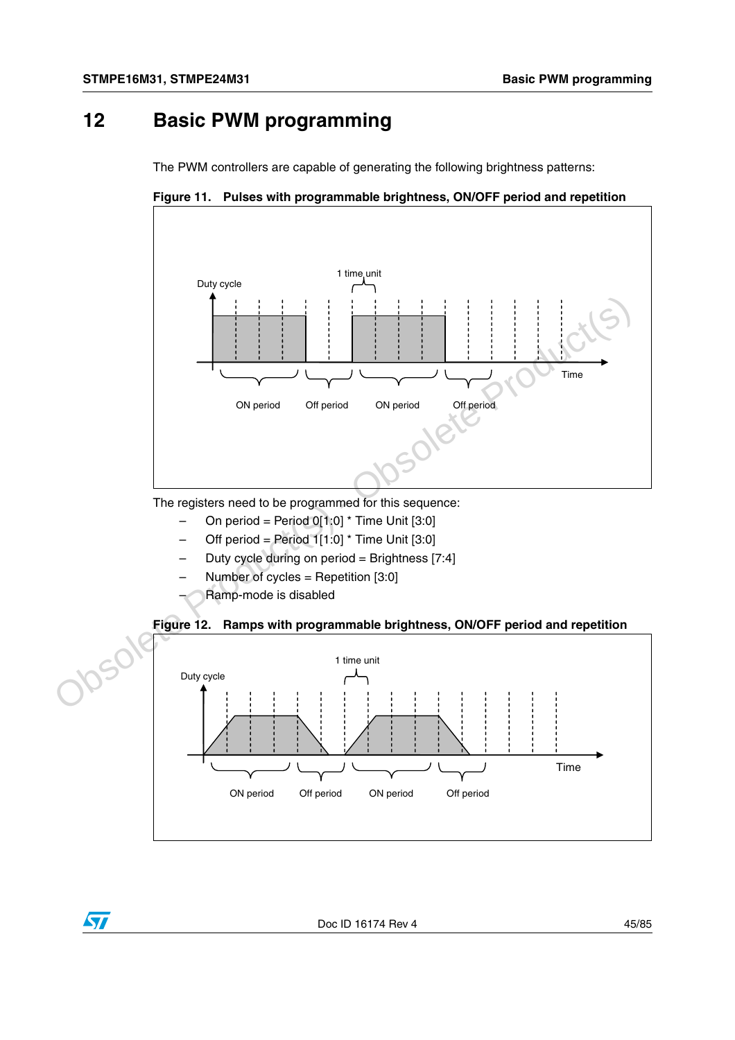# 12 Basic PWM programming

The PWM controllers are capable of generating the following brightness patterns:

**Figure 11. Pulses with programmable brightness, ON/OFF period and repetition**

The registers need to be programmed for this sequence:

- On period = Period 0[1:0] * Time Unit [3:0]
- Off period = Period 1[1:0] * Time Unit [3:0]
- Duty cycle during on period = Brightness [7:4]
- Number of cycles = Repetition [3:0]
- Ramp-mode is disabled

**Figure 12. Ramps with programmable brightness, ON/OFF period and repetition**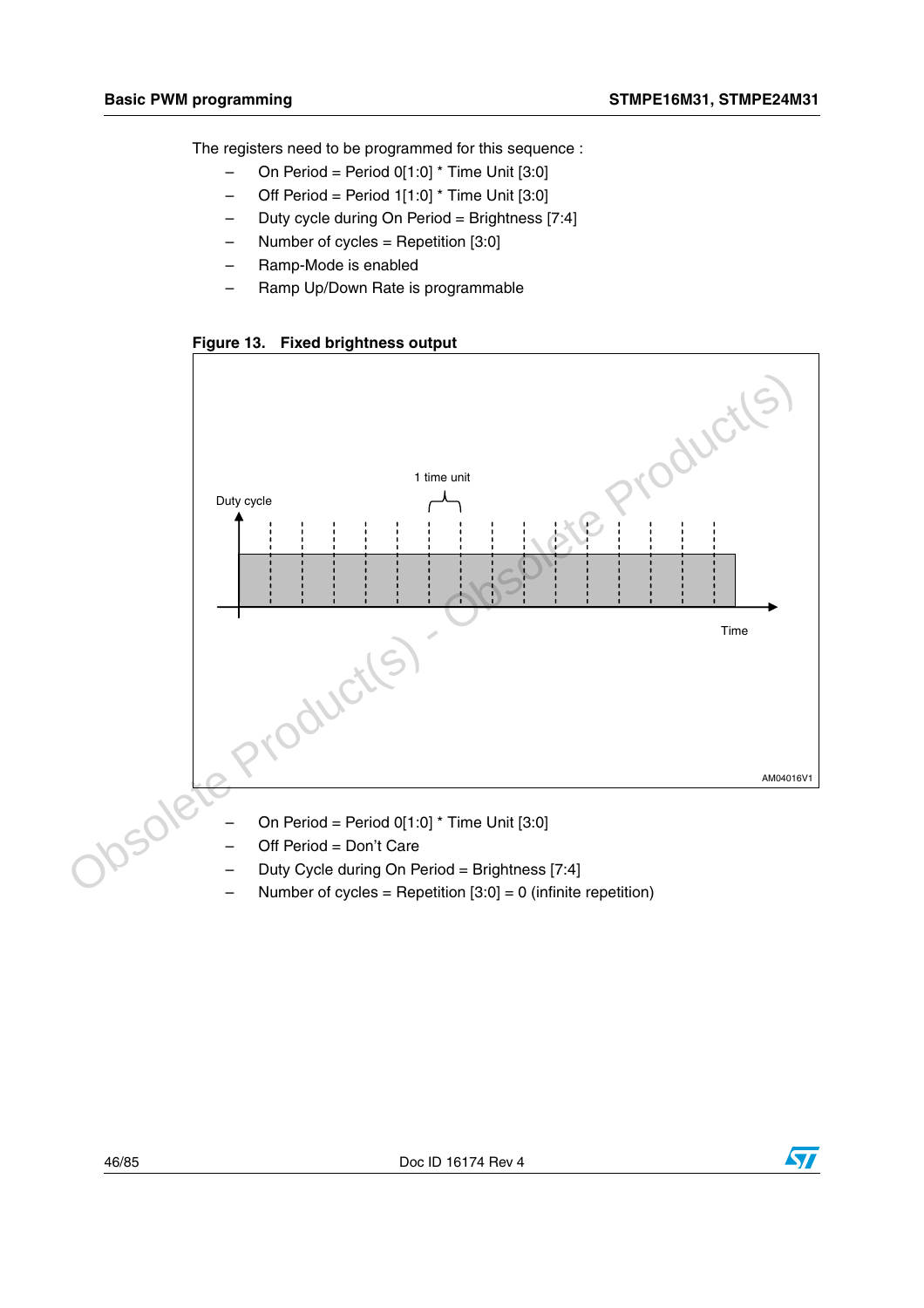The registers need to be programmed for this sequence :

- On Period = Period 0[1:0] * Time Unit [3:0]
- Off Period = Period 1[1:0] * Time Unit [3:0]
- Duty cycle during On Period = Brightness [7:4]
- Number of cycles = Repetition [3:0]
- Ramp-Mode is enabled
- Ramp Up/Down Rate is programmable

**Figure 13. Fixed brightness output**

- On Period = Period 0[1:0] * Time Unit [3:0]
- Off Period = Don't Care
- Duty Cycle during On Period = Brightness [7:4]
- Number of cycles = Repetition [3:0] = 0 (infinite repetition)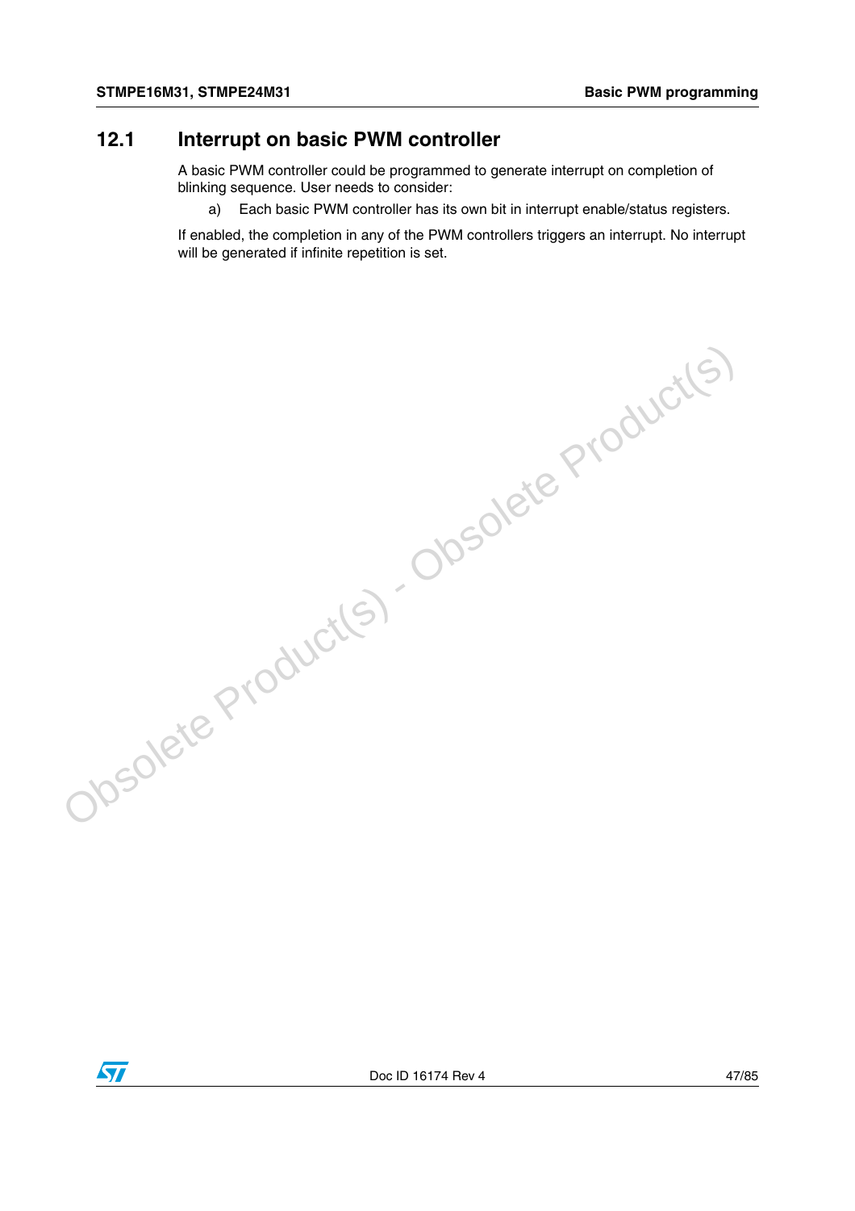## 12.1 Interrupt on basic PWM controller

A basic PWM controller could be programmed to generate interrupt on completion of blinking sequence. User needs to consider:

a) Each basic PWM controller has its own bit in interrupt enable/status registers.

If enabled, the completion in any of the PWM controllers triggers an interrupt. No interrupt will be generated if infinite repetition is set.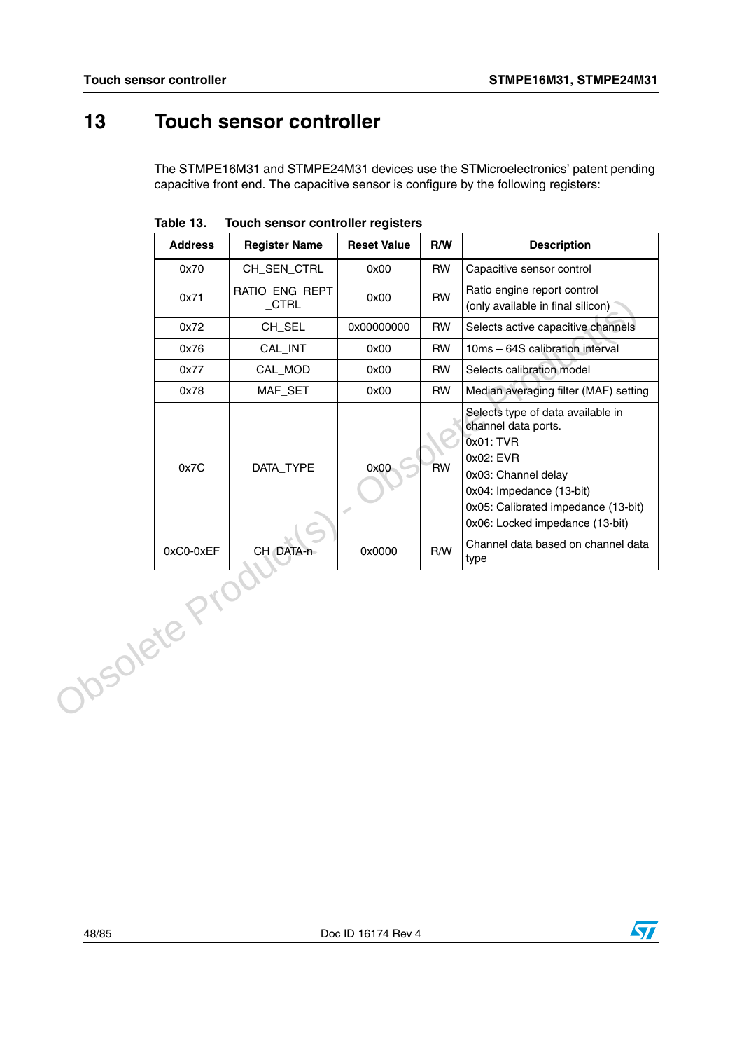# 13 Touch sensor controller

The STMPE16M31 and STMPE24M31 devices use the STMicroelectronics' patent pending capacitive front end. The capacitive sensor is configure by the following registers:

**Table 13. Touch sensor controller registers**

| Address | Register Name | Reset Value | R/W | Description |
|---|---|---|---|---|
| 0x70 | CH_SEN_CTRL | 0x00 | RW | Capacitive sensor control |
| 0x71 | RATIO_ENG_REPT_CTRL | 0x00 | RW | Ratio engine report control (only available in final silicon) |
| 0x72 | CH_SEL | 0x00000000 | RW | Selects active capacitive channels |
| 0x76 | CAL_INT | 0x00 | RW | 10ms – 64S calibration interval |
| 0x77 | CAL_MOD | 0x00 | RW | Selects calibration model |
| 0x78 | MAF_SET | 0x00 | RW | Median averaging filter (MAF) setting |
| 0x7C | DATA_TYPE | 0x00 | RW | Selects type of data available in channel data ports.<br>0x01: TVR<br>0x02: EVR<br>0x03: Channel delay<br>0x04: Impedance (13-bit)<br>0x05: Calibrated impedance (13-bit)<br>0x06: Locked impedance (13-bit) |
| 0xC0-0xEF | CH_DATA-n | 0x0000 | R/W | Channel data based on channel data type |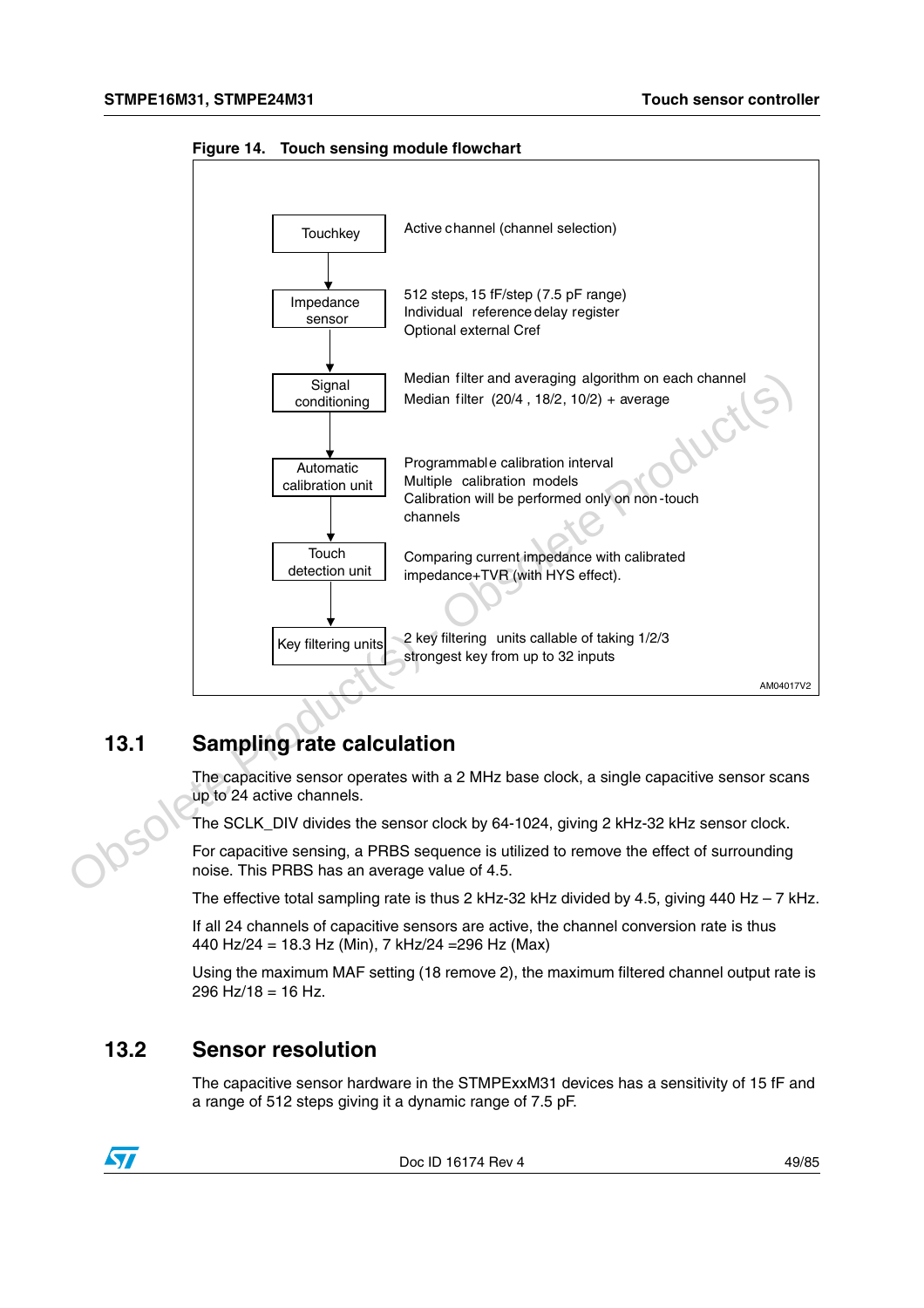**Figure 14. Touch sensing module flowchart**

| Block | Description |
|---|---|
| Touchkey | Active channel (channel selection) |
| Impedance sensor | 512 steps, 15 fF/step (7.5 pF range)<br>Individual reference delay register<br>Optional external Cref |
| Signal conditioning | Median filter and averaging algorithm on each channel<br>Median filter (20/4 , 18/2, 10/2) + average |
| Automatic calibration unit | Programmable calibration interval<br>Multiple calibration models<br>Calibration will be performed only on non-touch channels |
| Touch detection unit | Comparing current impedance with calibrated impedance+TVR (with HYS effect). |
| Key filtering units | 2 key filtering units callable of taking 1/2/3 strongest key from up to 32 inputs |

AM04017V2

## 13.1 Sampling rate calculation

The capacitive sensor operates with a 2 MHz base clock, a single capacitive sensor scans up to 24 active channels.

The SCLK_DIV divides the sensor clock by 64-1024, giving 2 kHz-32 kHz sensor clock.

For capacitive sensing, a PRBS sequence is utilized to remove the effect of surrounding noise. This PRBS has an average value of 4.5.

The effective total sampling rate is thus 2 kHz-32 kHz divided by 4.5, giving 440 Hz – 7 kHz.

If all 24 channels of capacitive sensors are active, the channel conversion rate is thus 440 Hz/24 = 18.3 Hz (Min), 7 kHz/24 =296 Hz (Max)

Using the maximum MAF setting (18 remove 2), the maximum filtered channel output rate is 296 Hz/18 = 16 Hz.

## 13.2 Sensor resolution

The capacitive sensor hardware in the STMPExxM31 devices has a sensitivity of 15 fF and a range of 512 steps giving it a dynamic range of 7.5 pF.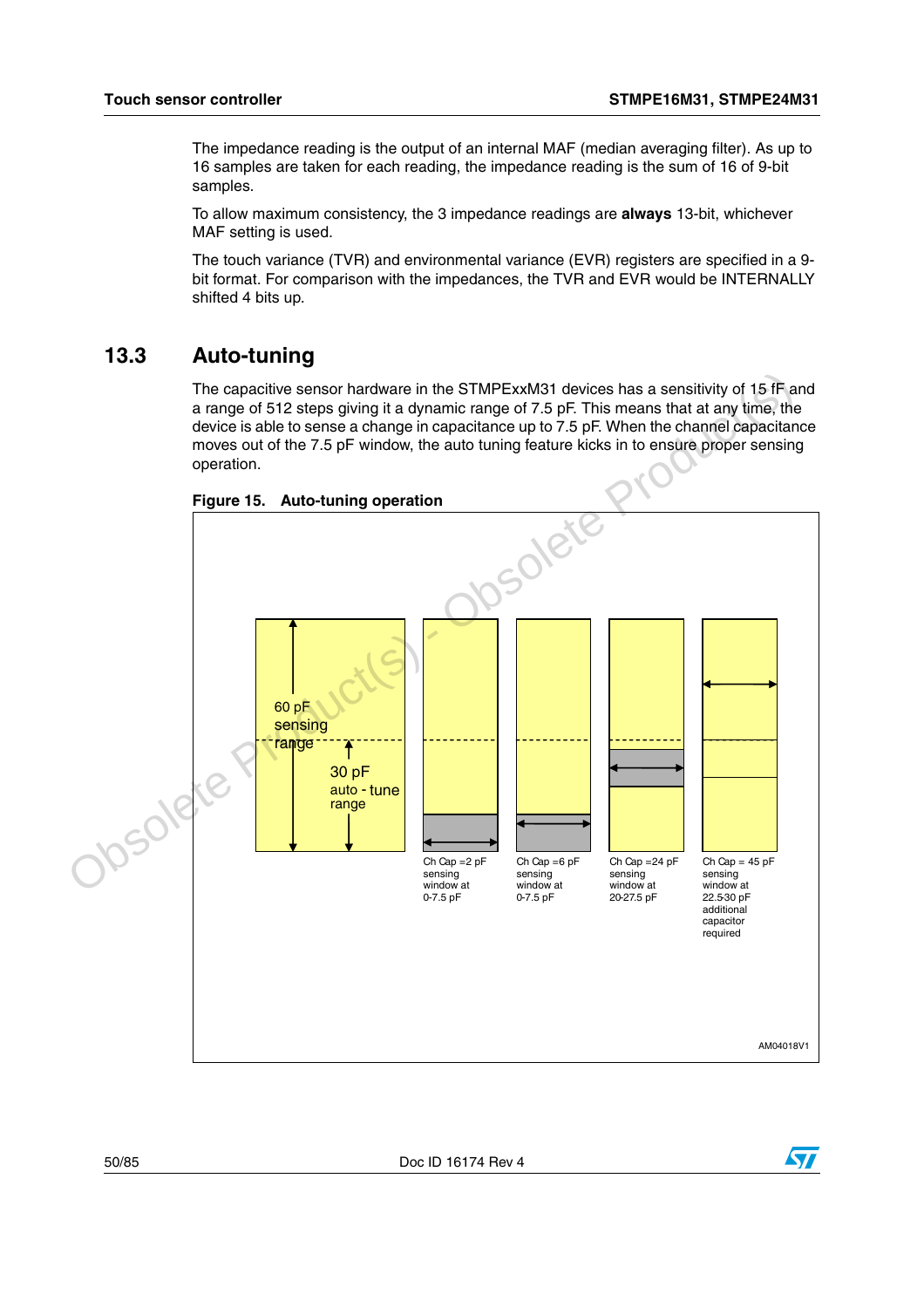The impedance reading is the output of an internal MAF (median averaging filter). As up to 16 samples are taken for each reading, the impedance reading is the sum of 16 of 9-bit samples.

To allow maximum consistency, the 3 impedance readings are **always** 13-bit, whichever MAF setting is used.

The touch variance (TVR) and environmental variance (EVR) registers are specified in a 9-bit format. For comparison with the impedances, the TVR and EVR would be INTERNALLY shifted 4 bits up.

## 13.3 Auto-tuning

The capacitive sensor hardware in the STMPExxM31 devices has a sensitivity of 15 fF and a range of 512 steps giving it a dynamic range of 7.5 pF. This means that at any time, the device is able to sense a change in capacitance up to 7.5 pF. When the channel capacitance moves out of the 7.5 pF window, the auto tuning feature kicks in to ensure proper sensing operation.

**Figure 15. Auto-tuning operation**

60 pF sensing range

30 pF auto - tune range

Ch Cap =2 pF sensing window at 0-7.5 pF

Ch Cap =6 pF sensing window at 0-7.5 pF

Ch Cap =24 pF sensing window at 20-27.5 pF

Ch Cap = 45 pF sensing window at 22.5-30 pF additional capacitor required

AM04018V1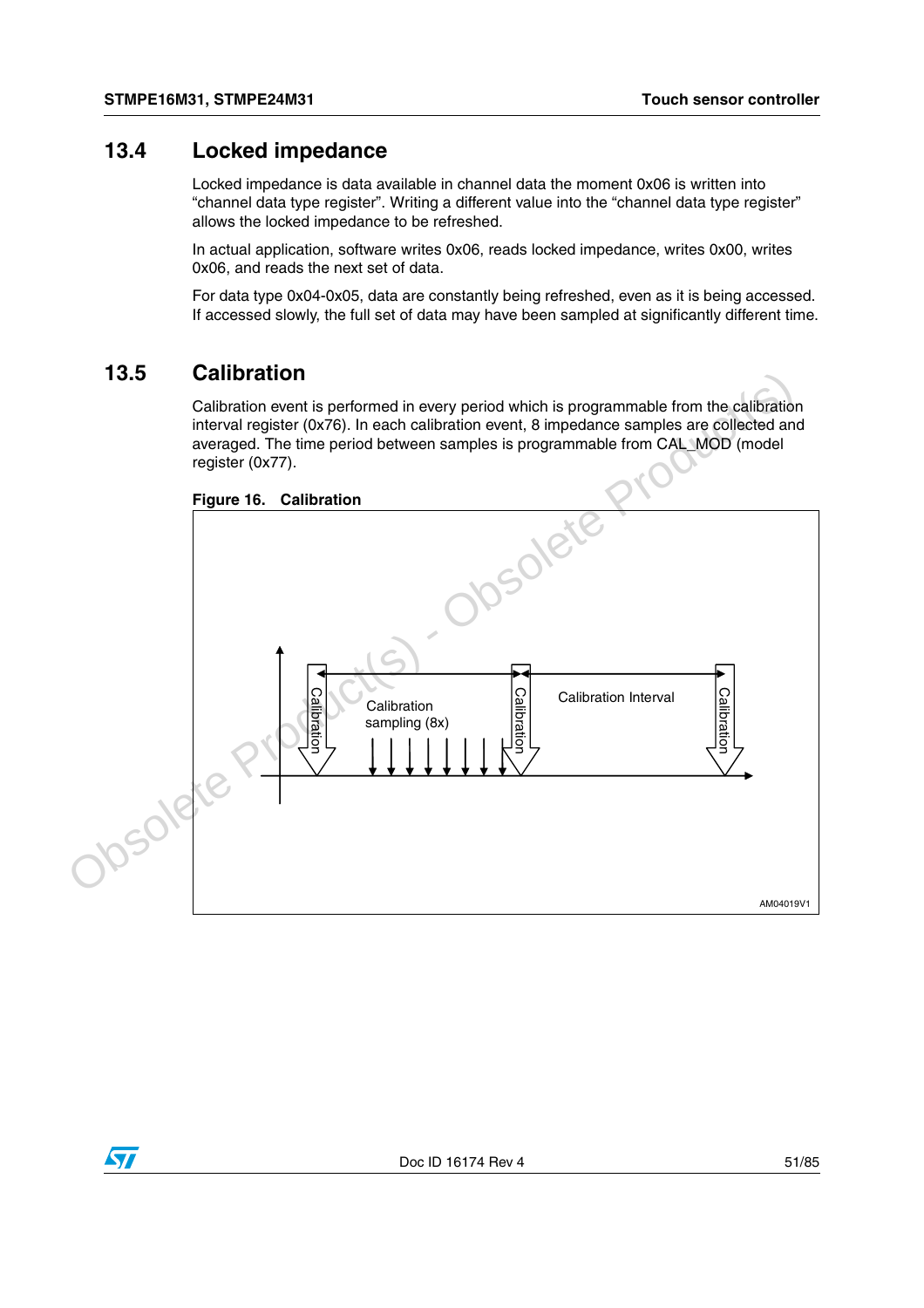## 13.4 Locked impedance

Locked impedance is data available in channel data the moment 0x06 is written into "channel data type register". Writing a different value into the "channel data type register" allows the locked impedance to be refreshed.

In actual application, software writes 0x06, reads locked impedance, writes 0x00, writes 0x06, and reads the next set of data.

For data type 0x04-0x05, data are constantly being refreshed, even as it is being accessed. If accessed slowly, the full set of data may have been sampled at significantly different time.

## 13.5 Calibration

Calibration event is performed in every period which is programmable from the calibration interval register (0x76). In each calibration event, 8 impedance samples are collected and averaged. The time period between samples is programmable from CAL_MOD (model register (0x77).

**Figure 16. Calibration**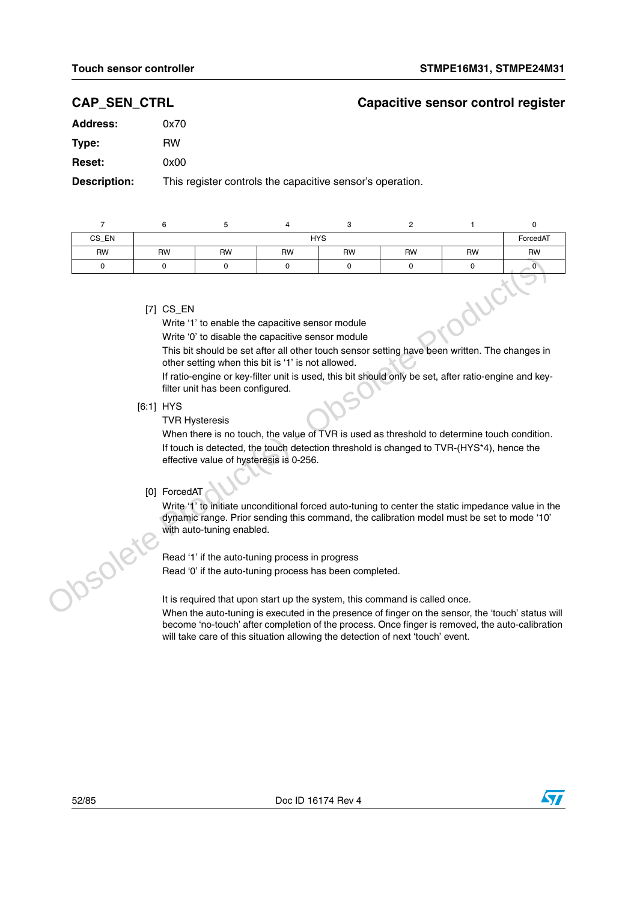## CAP_SEN_CTRL — Capacitive sensor control register

**Address:** 0x70

**Type:** RW

**Reset:** 0x00

**Description:** This register controls the capacitive sensor's operation.

| 7 | 6 | 5 | 4 | 3 | 2 | 1 | 0 |
|---|---|---|---|---|---|---|---|
| CS_EN | HYS | | | | | | ForcedAT |
| RW | RW | RW | RW | RW | RW | RW | RW |
| 0 | 0 | 0 | 0 | 0 | 0 | 0 | 0 |

[7] CS_EN

Write '1' to enable the capacitive sensor module

Write '0' to disable the capacitive sensor module

This bit should be set after all other touch sensor setting have been written. The changes in other setting when this bit is '1' is not allowed.

If ratio-engine or key-filter unit is used, this bit should only be set, after ratio-engine and key-filter unit has been configured.

[6:1] HYS

TVR Hysteresis

When there is no touch, the value of TVR is used as threshold to determine touch condition.

If touch is detected, the touch detection threshold is changed to TVR-(HYS*4), hence the effective value of hysteresis is 0-256.

[0] ForcedAT

Write '1' to initiate unconditional forced auto-tuning to center the static impedance value in the dynamic range. Prior sending this command, the calibration model must be set to mode '10' with auto-tuning enabled.

Read '1' if the auto-tuning process in progress

Read '0' if the auto-tuning process has been completed.

It is required that upon start up the system, this command is called once.

When the auto-tuning is executed in the presence of finger on the sensor, the 'touch' status will become 'no-touch' after completion of the process. Once finger is removed, the auto-calibration will take care of this situation allowing the detection of next 'touch' event.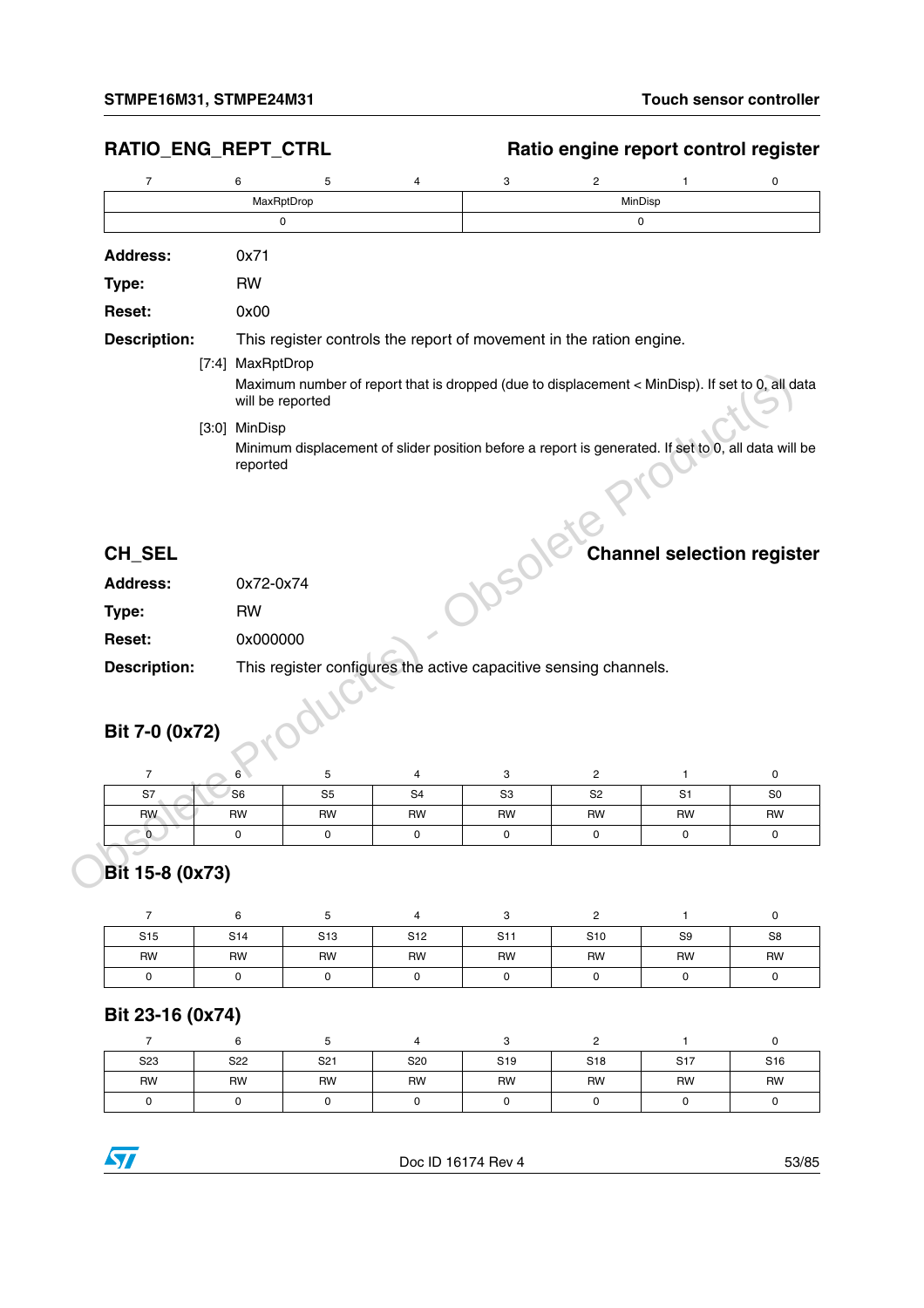## RATIO_ENG_REPT_CTRL — Ratio engine report control register

| 7 | 6 | 5 | 4 | 3 | 2 | 1 | 0 |
|---|---|---|---|---|---|---|---|
| MaxRptDrop | | | | MinDisp | | | |
| 0 | | | | 0 | | | |

**Address:** 0x71

**Type:** RW

**Reset:** 0x00

**Description:** This register controls the report of movement in the ration engine.

[7:4] MaxRptDrop

Maximum number of report that is dropped (due to displacement < MinDisp). If set to 0, all data will be reported

[3:0] MinDisp

Minimum displacement of slider position before a report is generated. If set to 0, all data will be reported

## CH_SEL — Channel selection register

**Address:** 0x72-0x74

**Type:** RW

**Reset:** 0x000000

**Description:** This register configures the active capacitive sensing channels.

### Bit 7-0 (0x72)

| 7 | 6 | 5 | 4 | 3 | 2 | 1 | 0 |
|---|---|---|---|---|---|---|---|
| S7 | S6 | S5 | S4 | S3 | S2 | S1 | S0 |
| RW | RW | RW | RW | RW | RW | RW | RW |
| 0 | 0 | 0 | 0 | 0 | 0 | 0 | 0 |

### Bit 15-8 (0x73)

| 7 | 6 | 5 | 4 | 3 | 2 | 1 | 0 |
|---|---|---|---|---|---|---|---|
| S15 | S14 | S13 | S12 | S11 | S10 | S9 | S8 |
| RW | RW | RW | RW | RW | RW | RW | RW |
| 0 | 0 | 0 | 0 | 0 | 0 | 0 | 0 |

### Bit 23-16 (0x74)

| 7 | 6 | 5 | 4 | 3 | 2 | 1 | 0 |
|---|---|---|---|---|---|---|---|
| S23 | S22 | S21 | S20 | S19 | S18 | S17 | S16 |
| RW | RW | RW | RW | RW | RW | RW | RW |
| 0 | 0 | 0 | 0 | 0 | 0 | 0 | 0 |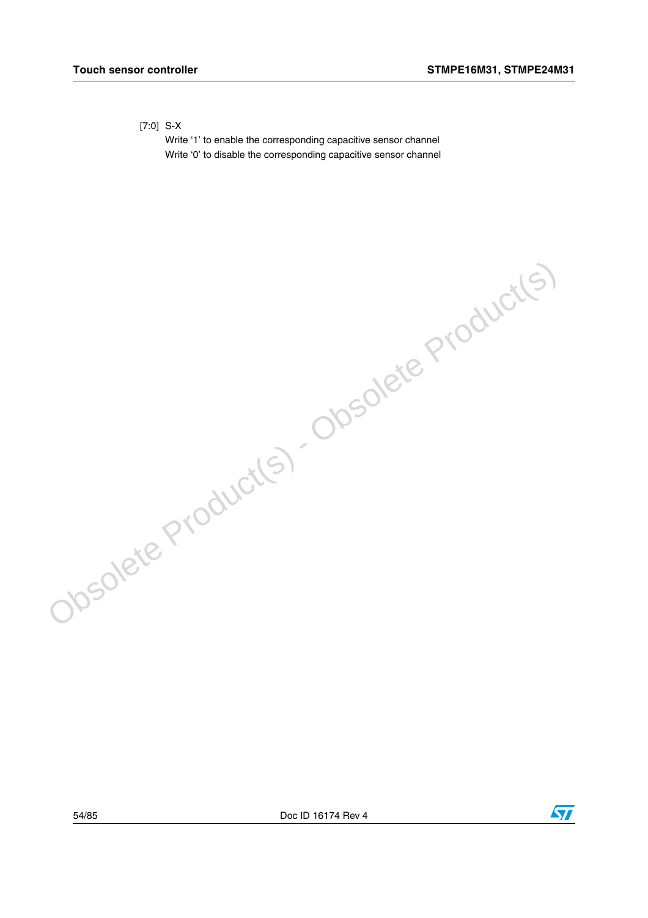[7:0] S-X

Write ‘1’ to enable the corresponding capacitive sensor channel

Write ‘0’ to disable the corresponding capacitive sensor channel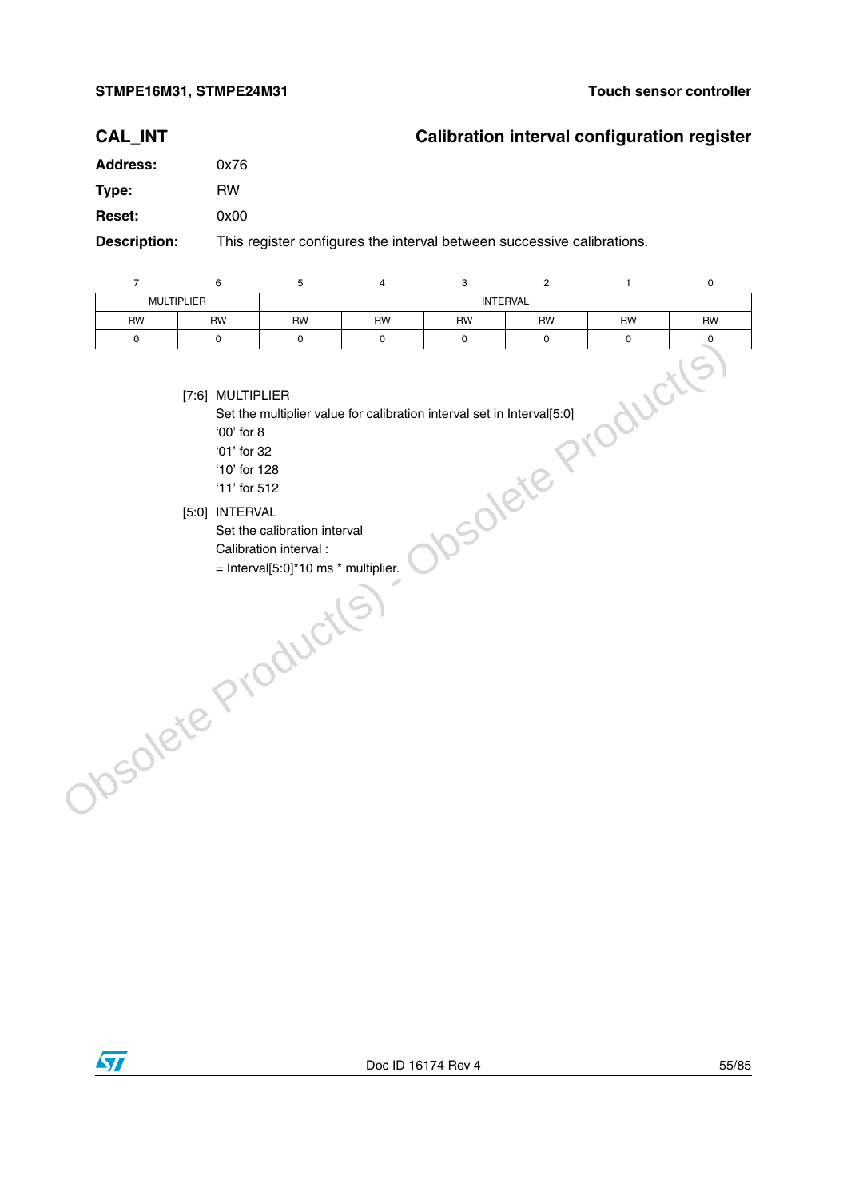## CAL_INT — Calibration interval configuration register

**Address:** 0x76

**Type:** RW

**Reset:** 0x00

**Description:** This register configures the interval between successive calibrations.

| 7 | 6 | 5 | 4 | 3 | 2 | 1 | 0 |
|---|---|---|---|---|---|---|---|
| MULTIPLIER | | INTERVAL | | | | | |
| RW | RW | RW | RW | RW | RW | RW | RW |
| 0 | 0 | 0 | 0 | 0 | 0 | 0 | 0 |

[7:6] MULTIPLIER
Set the multiplier value for calibration interval set in Interval[5:0]
'00' for 8
'01' for 32
'10' for 128
'11' for 512

[5:0] INTERVAL
Set the calibration interval
Calibration interval :
= Interval[5:0]*10 ms * multiplier.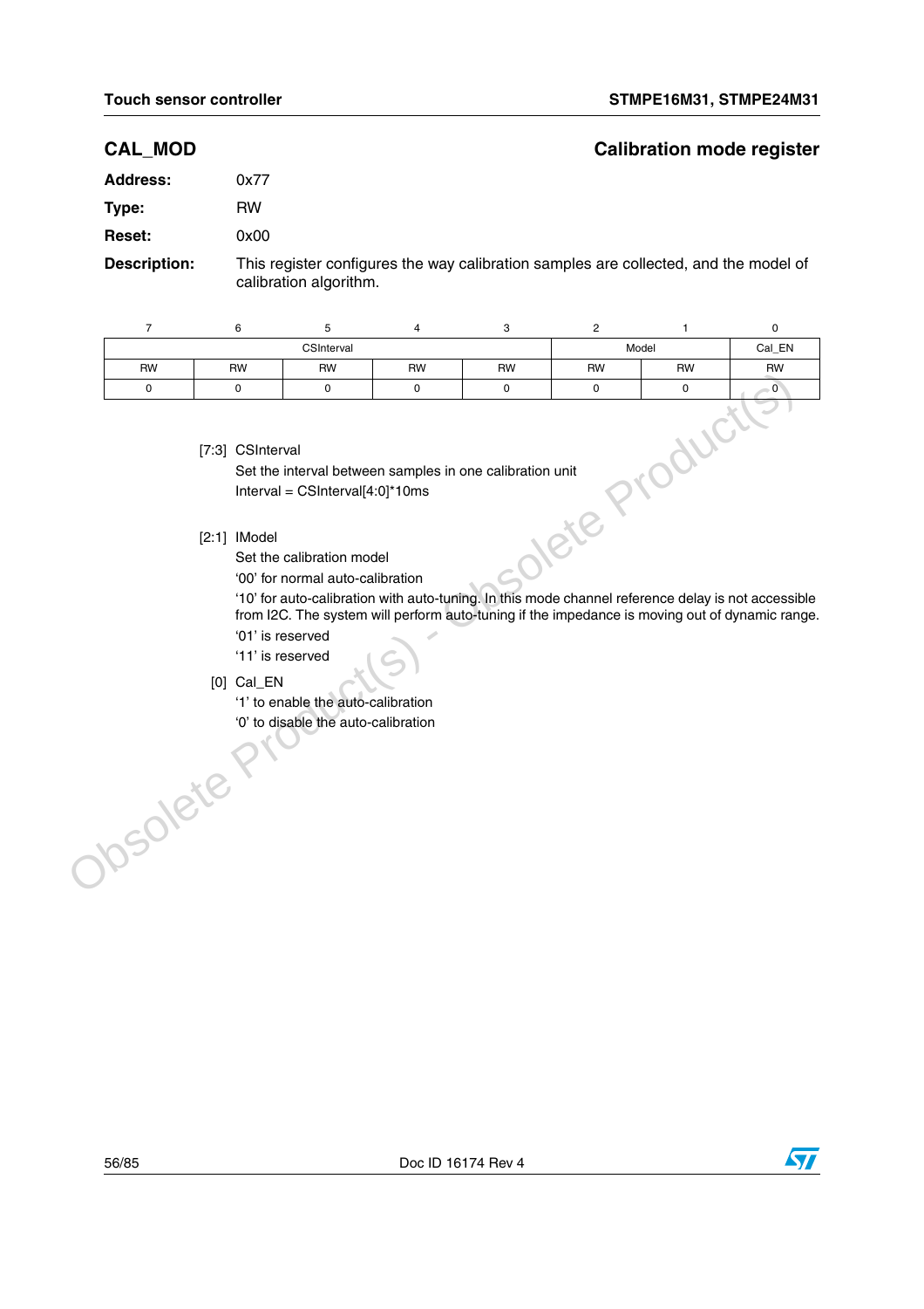## CAL_MOD — Calibration mode register

**Address:** 0x77

**Type:** RW

**Reset:** 0x00

**Description:** This register configures the way calibration samples are collected, and the model of calibration algorithm.

| 7 | 6 | 5 | 4 | 3 | 2 | 1 | 0 |
|---|---|---|---|---|---|---|---|
| CSInterval | | | | | Model | | Cal_EN |
| RW | RW | RW | RW | RW | RW | RW | RW |
| 0 | 0 | 0 | 0 | 0 | 0 | 0 | 0 |

[7:3] CSInterval

Set the interval between samples in one calibration unit

Interval = CSInterval[4:0]*10ms

[2:1] IModel

Set the calibration model

'00' for normal auto-calibration

'10' for auto-calibration with auto-tuning. In this mode channel reference delay is not accessible from I2C. The system will perform auto-tuning if the impedance is moving out of dynamic range.

'01' is reserved

'11' is reserved

[0] Cal_EN

'1' to enable the auto-calibration

'0' to disable the auto-calibration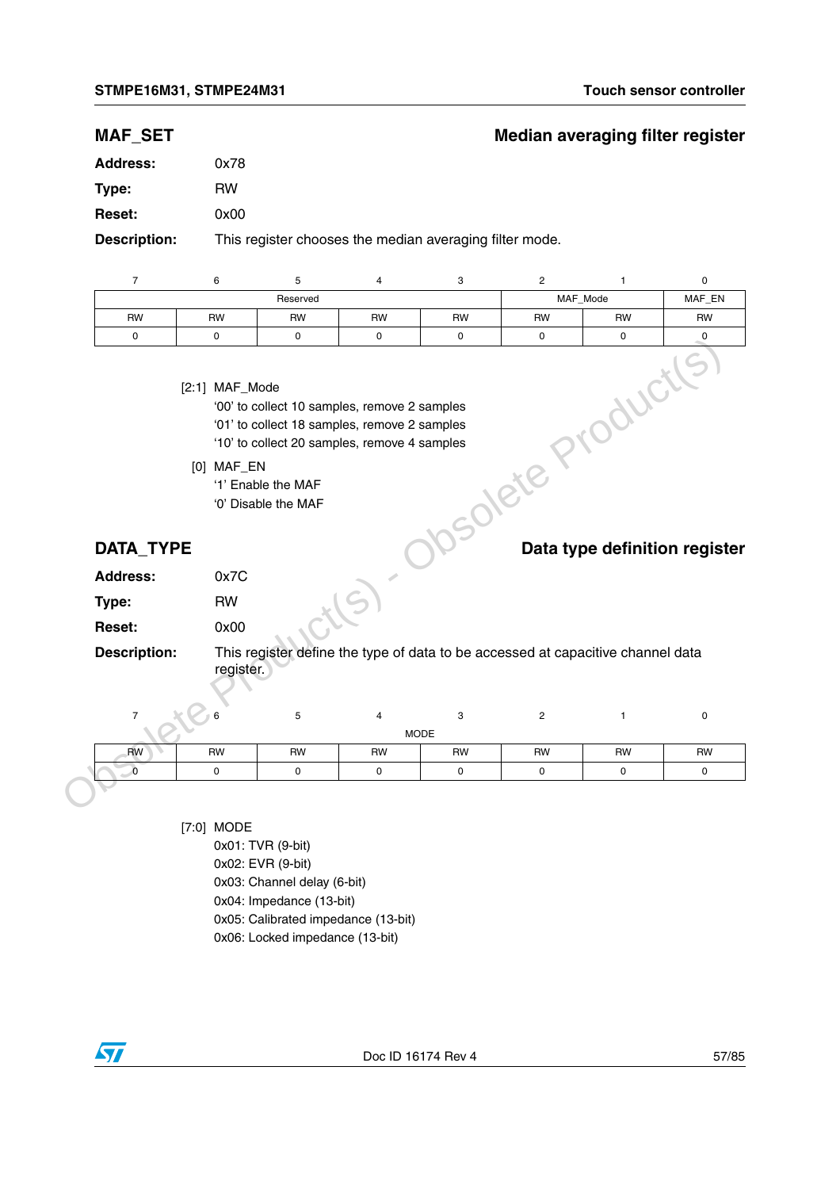## MAF_SET — Median averaging filter register

**Address:** 0x78

**Type:** RW

**Reset:** 0x00

**Description:** This register chooses the median averaging filter mode.

| 7 | 6 | 5 | 4 | 3 | 2 | 1 | 0 |
|---|---|---|---|---|---|---|---|
| Reserved | | | | | MAF_Mode | | MAF_EN |
| RW | RW | RW | RW | RW | RW | RW | RW |
| 0 | 0 | 0 | 0 | 0 | 0 | 0 | 0 |

[2:1] MAF_Mode
'00' to collect 10 samples, remove 2 samples
'01' to collect 18 samples, remove 2 samples
'10' to collect 20 samples, remove 4 samples

[0] MAF_EN
'1' Enable the MAF
'0' Disable the MAF

## DATA_TYPE — Data type definition register

**Address:** 0x7C

**Type:** RW

**Reset:** 0x00

**Description:** This register define the type of data to be accessed at capacitive channel data register.

| 7 | 6 | 5 | 4 | 3 | 2 | 1 | 0 |
|---|---|---|---|---|---|---|---|
| MODE | | | | | | | |
| RW | RW | RW | RW | RW | RW | RW | RW |
| 0 | 0 | 0 | 0 | 0 | 0 | 0 | 0 |

[7:0] MODE
0x01: TVR (9-bit)
0x02: EVR (9-bit)
0x03: Channel delay (6-bit)
0x04: Impedance (13-bit)
0x05: Calibrated impedance (13-bit)
0x06: Locked impedance (13-bit)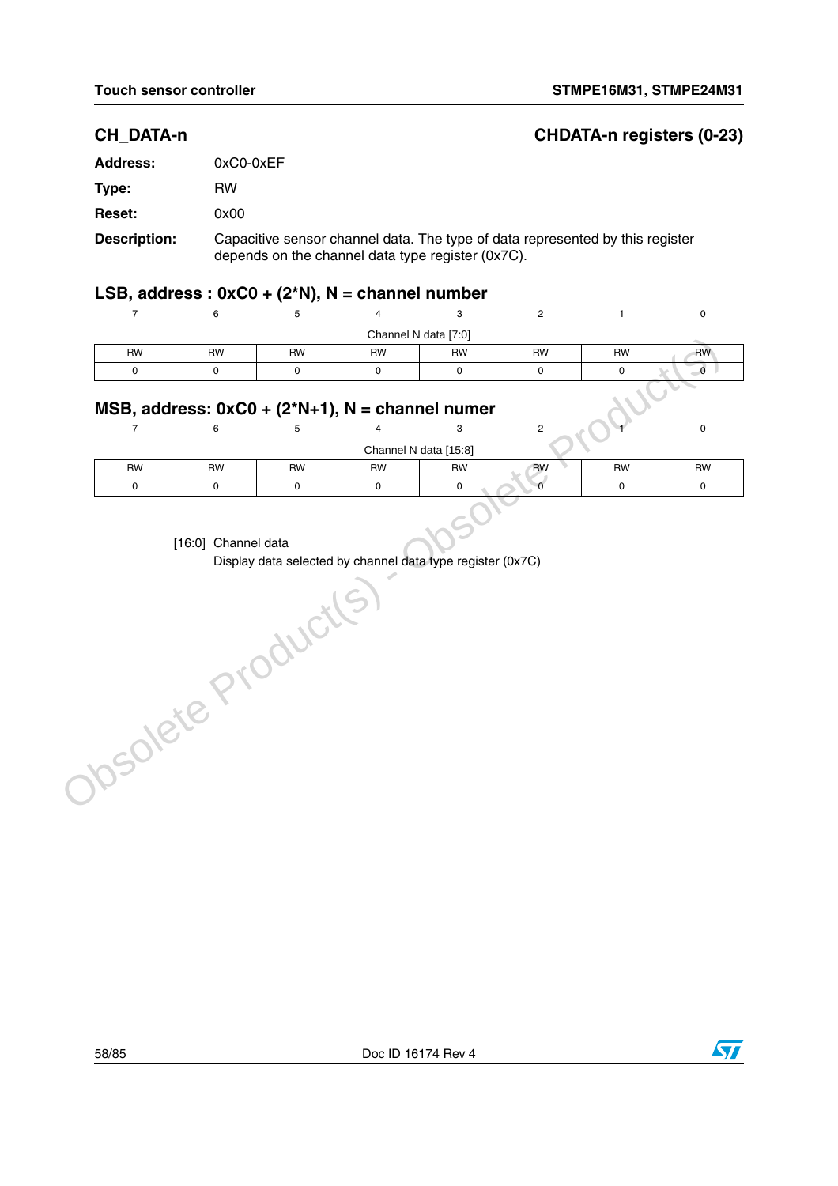## CH_DATA-n — CHDATA-n registers (0-23)

**Address:** 0xC0-0xEF

**Type:** RW

**Reset:** 0x00

**Description:** Capacitive sensor channel data. The type of data represented by this register depends on the channel data type register (0x7C).

### LSB, address : 0xC0 + (2*N), N = channel number

| 7 | 6 | 5 | 4 | 3 | 2 | 1 | 0 |
|---|---|---|---|---|---|---|---|
| Channel N data [7:0] | | | | | | | |
| RW | RW | RW | RW | RW | RW | RW | RW |
| 0 | 0 | 0 | 0 | 0 | 0 | 0 | 0 |

### MSB, address: 0xC0 + (2*N+1), N = channel numer

| 7 | 6 | 5 | 4 | 3 | 2 | 1 | 0 |
|---|---|---|---|---|---|---|---|
| Channel N data [15:8] | | | | | | | |
| RW | RW | RW | RW | RW | RW | RW | RW |
| 0 | 0 | 0 | 0 | 0 | 0 | 0 | 0 |

[16:0] Channel data
Display data selected by channel data type register (0x7C)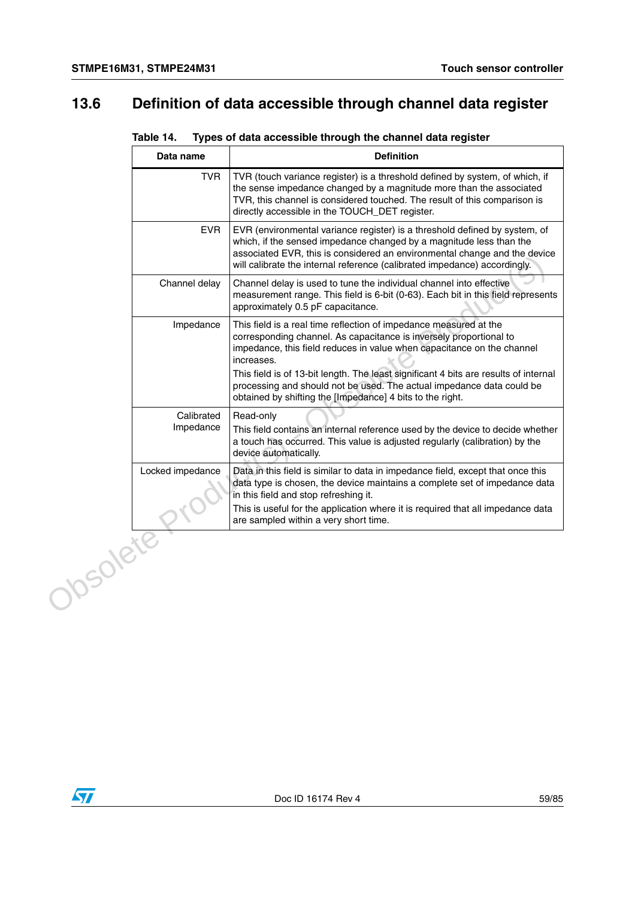## 13.6 Definition of data accessible through channel data register

Table 14. Types of data accessible through the channel data register

| Data name | Definition |
|---|---|
| TVR | TVR (touch variance register) is a threshold defined by system, of which, if the sense impedance changed by a magnitude more than the associated TVR, this channel is considered touched. The result of this comparison is directly accessible in the TOUCH_DET register. |
| EVR | EVR (environmental variance register) is a threshold defined by system, of which, if the sensed impedance changed by a magnitude less than the associated EVR, this is considered an environmental change and the device will calibrate the internal reference (calibrated impedance) accordingly. |
| Channel delay | Channel delay is used to tune the individual channel into effective measurement range. This field is 6-bit (0-63). Each bit in this field represents approximately 0.5 pF capacitance. |
| Impedance | This field is a real time reflection of impedance measured at the corresponding channel. As capacitance is inversely proportional to impedance, this field reduces in value when capacitance on the channel increases.<br>This field is of 13-bit length. The least significant 4 bits are results of internal processing and should not be used. The actual impedance data could be obtained by shifting the [Impedance] 4 bits to the right. |
| Calibrated Impedance | Read-only<br>This field contains an internal reference used by the device to decide whether a touch has occurred. This value is adjusted regularly (calibration) by the device automatically. |
| Locked impedance | Data in this field is similar to data in impedance field, except that once this data type is chosen, the device maintains a complete set of impedance data in this field and stop refreshing it.<br>This is useful for the application where it is required that all impedance data are sampled within a very short time. |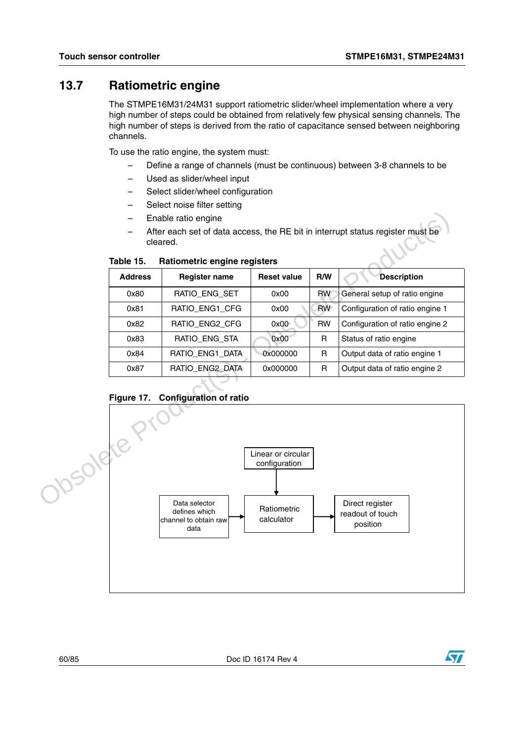## 13.7 Ratiometric engine

The STMPE16M31/24M31 support ratiometric slider/wheel implementation where a very high number of steps could be obtained from relatively few physical sensing channels. The high number of steps is derived from the ratio of capacitance sensed between neighboring channels.

To use the ratio engine, the system must:

- Define a range of channels (must be continuous) between 3-8 channels to be
- Used as slider/wheel input
- Select slider/wheel configuration
- Select noise filter setting
- Enable ratio engine
- After each set of data access, the RE bit in interrupt status register must be cleared.

**Table 15. Ratiometric engine registers**

| Address | Register name | Reset value | R/W | Description |
|---|---|---|---|---|
| 0x80 | RATIO_ENG_SET | 0x00 | RW | General setup of ratio engine |
| 0x81 | RATIO_ENG1_CFG | 0x00 | RW | Configuration of ratio engine 1 |
| 0x82 | RATIO_ENG2_CFG | 0x00 | RW | Configuration of ratio engine 2 |
| 0x83 | RATIO_ENG_STA | 0x00 | R | Status of ratio engine |
| 0x84 | RATIO_ENG1_DATA | 0x000000 | R | Output data of ratio engine 1 |
| 0x87 | RATIO_ENG2_DATA | 0x000000 | R | Output data of ratio engine 2 |

**Figure 17. Configuration of ratio**

Linear or circular configuration → Ratiometric calculator

Data selector defines which channel to obtain raw data → Ratiometric calculator → Direct register readout of touch position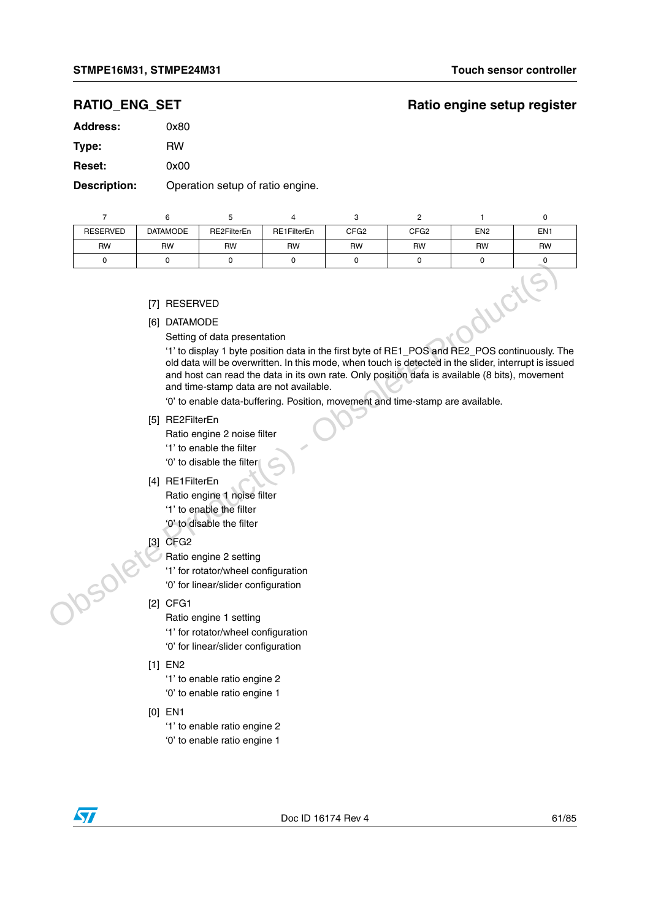## RATIO_ENG_SET — Ratio engine setup register

**Address:** 0x80

**Type:** RW

**Reset:** 0x00

**Description:** Operation setup of ratio engine.

| 7 | 6 | 5 | 4 | 3 | 2 | 1 | 0 |
|---|---|---|---|---|---|---|---|
| RESERVED | DATAMODE | RE2FilterEn | RE1FilterEn | CFG2 | CFG2 | EN2 | EN1 |
| RW | RW | RW | RW | RW | RW | RW | RW |
| 0 | 0 | 0 | 0 | 0 | 0 | 0 | 0 |

[7] RESERVED

[6] DATAMODE

Setting of data presentation

'1' to display 1 byte position data in the first byte of RE1_POS and RE2_POS continuously. The old data will be overwritten. In this mode, when touch is detected in the slider, interrupt is issued and host can read the data in its own rate. Only position data is available (8 bits), movement and time-stamp data are not available.

'0' to enable data-buffering. Position, movement and time-stamp are available.

[5] RE2FilterEn

Ratio engine 2 noise filter

'1' to enable the filter

'0' to disable the filter

[4] RE1FilterEn

Ratio engine 1 noise filter

'1' to enable the filter

'0' to disable the filter

[3] CFG2

Ratio engine 2 setting

'1' for rotator/wheel configuration

'0' for linear/slider configuration

[2] CFG1

Ratio engine 1 setting

'1' for rotator/wheel configuration

'0' for linear/slider configuration

[1] EN2

'1' to enable ratio engine 2

'0' to enable ratio engine 1

[0] EN1

'1' to enable ratio engine 2

'0' to enable ratio engine 1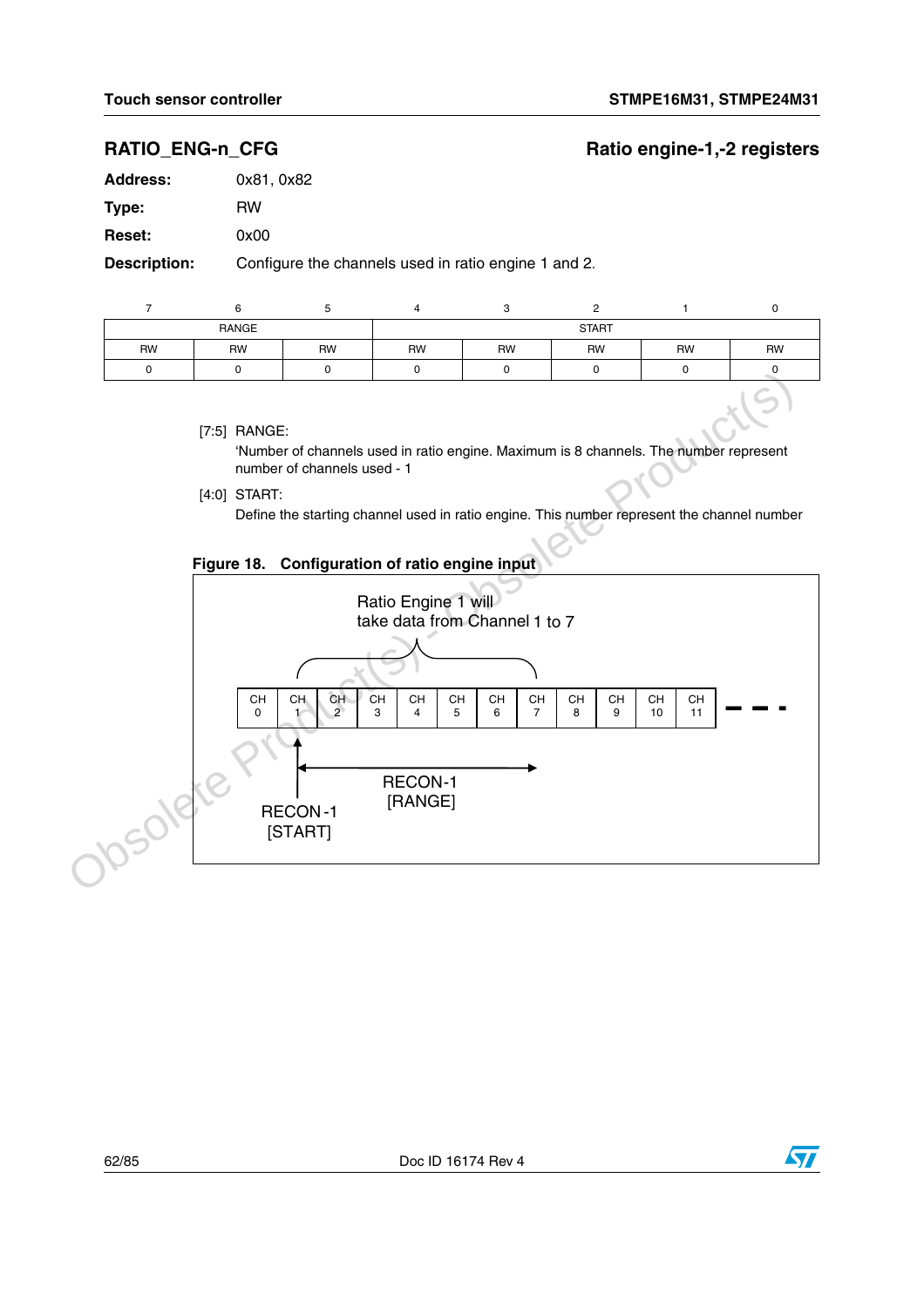## RATIO_ENG-n_CFG — Ratio engine-1,-2 registers

**Address:** 0x81, 0x82

**Type:** RW

**Reset:** 0x00

**Description:** Configure the channels used in ratio engine 1 and 2.

| 7 | 6 | 5 | 4 | 3 | 2 | 1 | 0 |
|---|---|---|---|---|---|---|---|
| RANGE | | | START | | | | |
| RW | RW | RW | RW | RW | RW | RW | RW |
| 0 | 0 | 0 | 0 | 0 | 0 | 0 | 0 |

[7:5] RANGE:
'Number of channels used in ratio engine. Maximum is 8 channels. The number represent number of channels used - 1

[4:0] START:
Define the starting channel used in ratio engine. This number represent the channel number

**Figure 18. Configuration of ratio engine input**

Ratio Engine 1 will take data from Channel 1 to 7

| CH 0 | CH 1 | CH 2 | CH 3 | CH 4 | CH 5 | CH 6 | CH 7 | CH 8 | CH 9 | CH 10 | CH 11 | - - - |
|---|---|---|---|---|---|---|---|---|---|---|---|---|

RECON-1 [START]

RECON-1 [RANGE]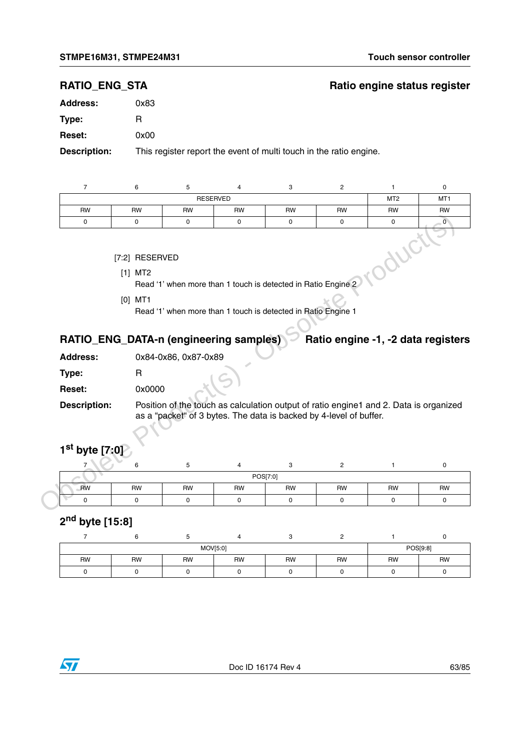## RATIO_ENG_STA — Ratio engine status register

**Address:** 0x83

**Type:** R

**Reset:** 0x00

**Description:** This register report the event of multi touch in the ratio engine.

| 7 | 6 | 5 | 4 | 3 | 2 | 1 | 0 |
|---|---|---|---|---|---|---|---|
| RESERVED | | | | | | MT2 | MT1 |
| RW | RW | RW | RW | RW | RW | RW | RW |
| 0 | 0 | 0 | 0 | 0 | 0 | 0 | 0 |

[7:2] RESERVED

[1] MT2
Read '1' when more than 1 touch is detected in Ratio Engine 2

[0] MT1
Read '1' when more than 1 touch is detected in Ratio Engine 1

## RATIO_ENG_DATA-n (engineering samples) — Ratio engine -1, -2 data registers

**Address:** 0x84-0x86, 0x87-0x89

**Type:** R

**Reset:** 0x0000

**Description:** Position of the touch as calculation output of ratio engine1 and 2. Data is organized as a "packet" of 3 bytes. The data is backed by 4-level of buffer.

### 1st byte [7:0]

| 7 | 6 | 5 | 4 | 3 | 2 | 1 | 0 |
|---|---|---|---|---|---|---|---|
| POS[7:0] | | | | | | | |
| RW | RW | RW | RW | RW | RW | RW | RW |
| 0 | 0 | 0 | 0 | 0 | 0 | 0 | 0 |

### 2nd byte [15:8]

| 7 | 6 | 5 | 4 | 3 | 2 | 1 | 0 |
|---|---|---|---|---|---|---|---|
| MOV[5:0] | | | | | | POS[9:8] | |
| RW | RW | RW | RW | RW | RW | RW | RW |
| 0 | 0 | 0 | 0 | 0 | 0 | 0 | 0 |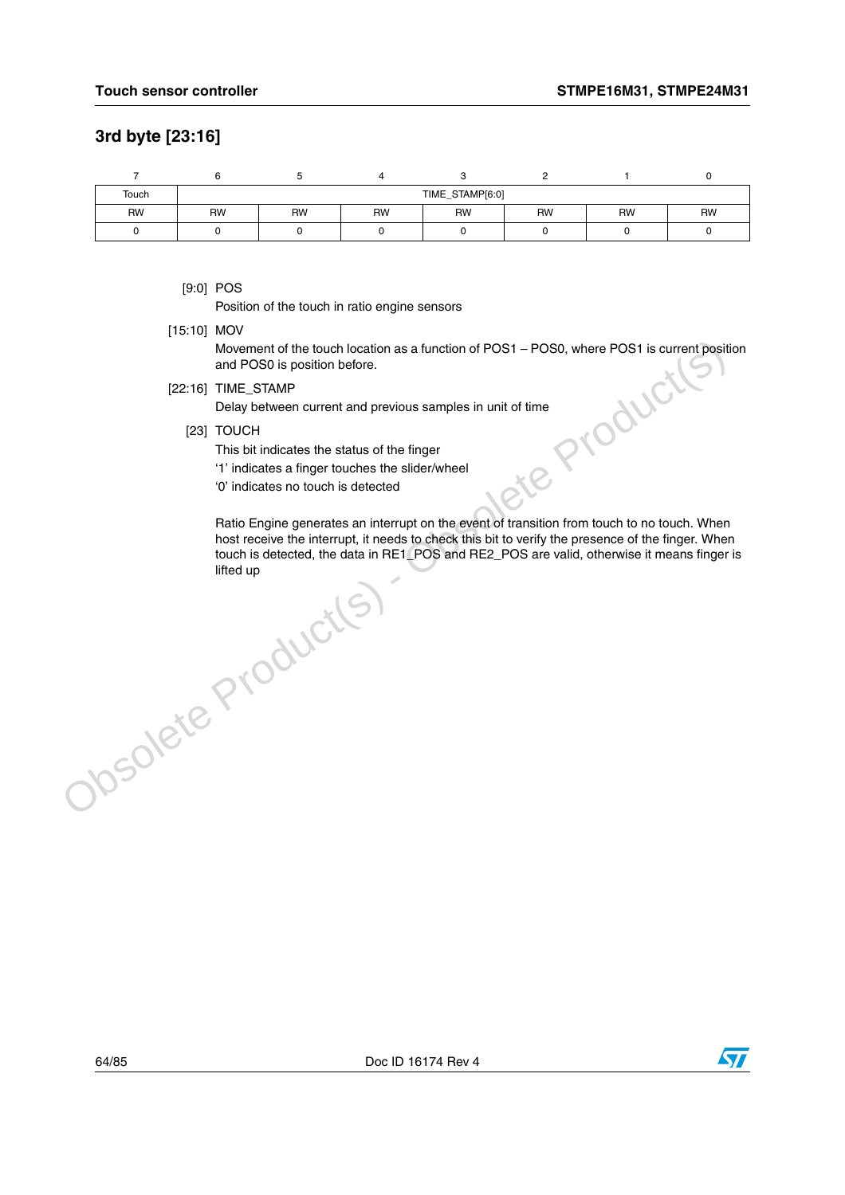### 3rd byte [23:16]

| 7 | 6 | 5 | 4 | 3 | 2 | 1 | 0 |
|---|---|---|---|---|---|---|---|
| Touch | TIME_STAMP[6:0] | | | | | | |
| RW | RW | RW | RW | RW | RW | RW | RW |
| 0 | 0 | 0 | 0 | 0 | 0 | 0 | 0 |

[9:0] POS
Position of the touch in ratio engine sensors

[15:10] MOV
Movement of the touch location as a function of POS1 – POS0, where POS1 is current position and POS0 is position before.

[22:16] TIME_STAMP
Delay between current and previous samples in unit of time

[23] TOUCH
This bit indicates the status of the finger
'1' indicates a finger touches the slider/wheel
'0' indicates no touch is detected

Ratio Engine generates an interrupt on the event of transition from touch to no touch. When host receive the interrupt, it needs to check this bit to verify the presence of the finger. When touch is detected, the data in RE1_POS and RE2_POS are valid, otherwise it means finger is lifted up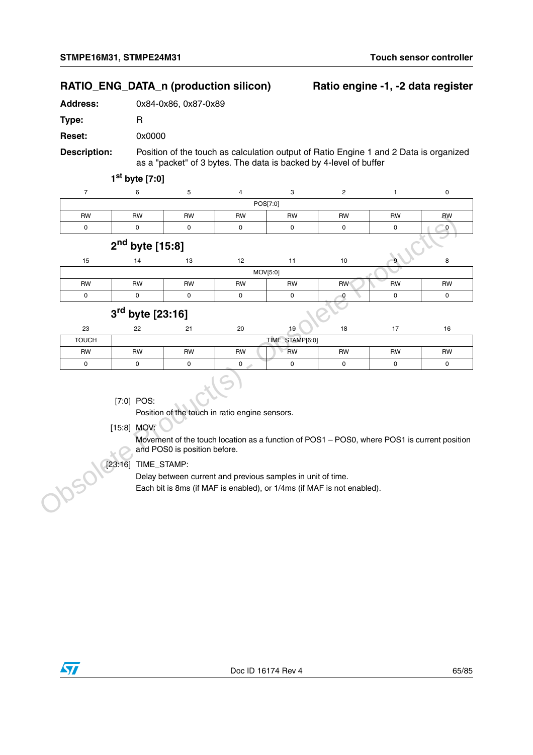## RATIO_ENG_DATA_n (production silicon) — Ratio engine -1, -2 data register

**Address:** 0x84-0x86, 0x87-0x89

**Type:** R

**Reset:** 0x0000

**Description:** Position of the touch as calculation output of Ratio Engine 1 and 2 Data is organized as a "packet" of 3 bytes. The data is backed by 4-level of buffer

### 1st byte [7:0]

| 7 | 6 | 5 | 4 | 3 | 2 | 1 | 0 |
|---|---|---|---|---|---|---|---|
| POS[7:0] | | | | | | | |
| RW | RW | RW | RW | RW | RW | RW | RW |
| 0 | 0 | 0 | 0 | 0 | 0 | 0 | 0 |

### 2nd byte [15:8]

| 15 | 14 | 13 | 12 | 11 | 10 | 9 | 8 |
|---|---|---|---|---|---|---|---|
| MOV[5:0] | | | | | | | |
| RW | RW | RW | RW | RW | RW | RW | RW |
| 0 | 0 | 0 | 0 | 0 | 0 | 0 | 0 |

### 3rd byte [23:16]

| 23 | 22 | 21 | 20 | 19 | 18 | 17 | 16 |
|---|---|---|---|---|---|---|---|
| TOUCH | TIME_STAMP[6:0] | | | | | | |
| RW | RW | RW | RW | RW | RW | RW | RW |
| 0 | 0 | 0 | 0 | 0 | 0 | 0 | 0 |

[7:0] POS:

Position of the touch in ratio engine sensors.

[15:8] MOV:

Movement of the touch location as a function of POS1 – POS0, where POS1 is current position and POS0 is position before.

[23:16] TIME_STAMP:

Delay between current and previous samples in unit of time.
Each bit is 8ms (if MAF is enabled), or 1/4ms (if MAF is not enabled).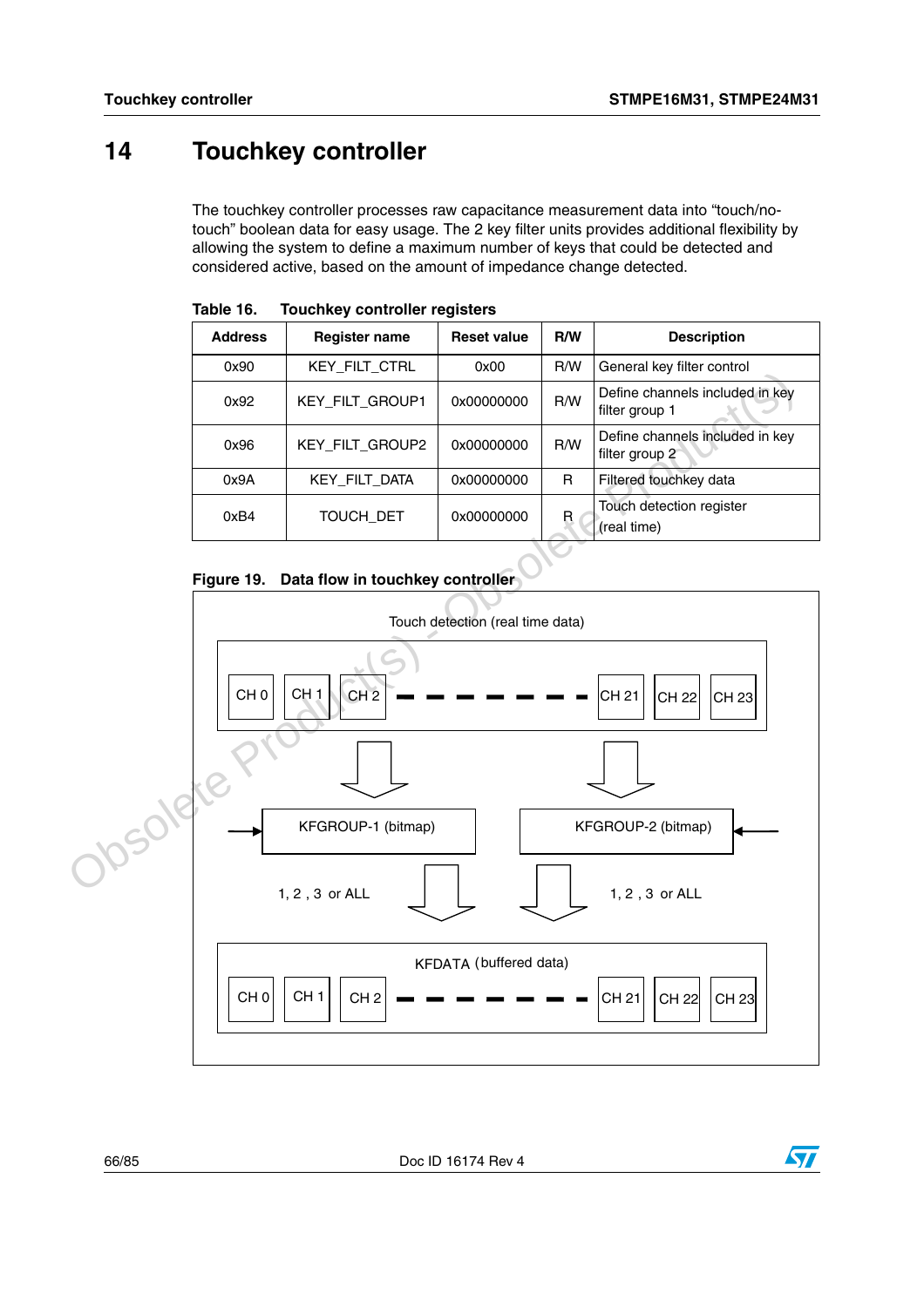# 14 Touchkey controller

The touchkey controller processes raw capacitance measurement data into "touch/no-touch" boolean data for easy usage. The 2 key filter units provides additional flexibility by allowing the system to define a maximum number of keys that could be detected and considered active, based on the amount of impedance change detected.

**Table 16. Touchkey controller registers**

| Address | Register name | Reset value | R/W | Description |
|---|---|---|---|---|
| 0x90 | KEY_FILT_CTRL | 0x00 | R/W | General key filter control |
| 0x92 | KEY_FILT_GROUP1 | 0x00000000 | R/W | Define channels included in key filter group 1 |
| 0x96 | KEY_FILT_GROUP2 | 0x00000000 | R/W | Define channels included in key filter group 2 |
| 0x9A | KEY_FILT_DATA | 0x00000000 | R | Filtered touchkey data |
| 0xB4 | TOUCH_DET | 0x00000000 | R | Touch detection register (real time) |

**Figure 19. Data flow in touchkey controller**

Touch detection (real time data)

CH 0 CH 1 CH 2 - - - - - - - CH 21 CH 22 CH 23

KFGROUP-1 (bitmap) KFGROUP-2 (bitmap)

1, 2, 3 or ALL 1, 2, 3 or ALL

KFDATA (buffered data)

CH 0 CH 1 CH 2 - - - - - - - CH 21 CH 22 CH 23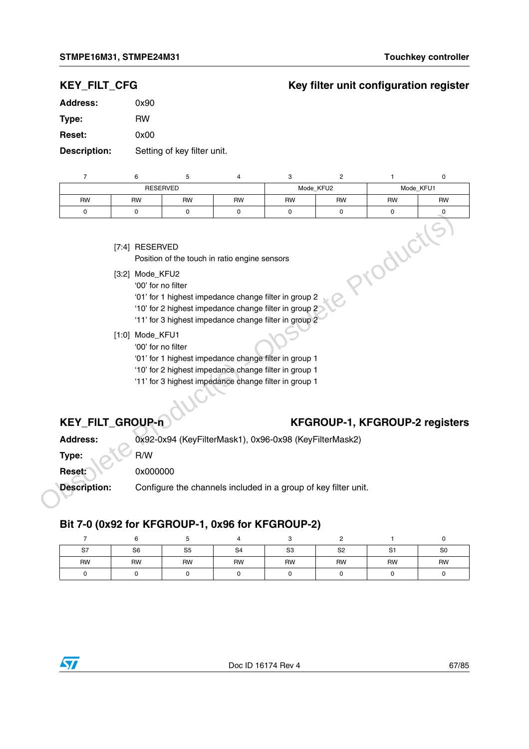## KEY_FILT_CFG — Key filter unit configuration register

**Address:** 0x90

**Type:** RW

**Reset:** 0x00

**Description:** Setting of key filter unit.

| 7 | 6 | 5 | 4 | 3 | 2 | 1 | 0 |
|---|---|---|---|---|---|---|---|
| RESERVED | | | | Mode_KFU2 | | Mode_KFU1 | |
| RW | RW | RW | RW | RW | RW | RW | RW |
| 0 | 0 | 0 | 0 | 0 | 0 | 0 | 0 |

[7:4] RESERVED
Position of the touch in ratio engine sensors

[3:2] Mode_KFU2
'00' for no filter
'01' for 1 highest impedance change filter in group 2
'10' for 2 highest impedance change filter in group 2
'11' for 3 highest impedance change filter in group 2

[1:0] Mode_KFU1
'00' for no filter
'01' for 1 highest impedance change filter in group 1
'10' for 2 highest impedance change filter in group 1
'11' for 3 highest impedance change filter in group 1

## KEY_FILT_GROUP-n — KFGROUP-1, KFGROUP-2 registers

**Address:** 0x92-0x94 (KeyFilterMask1), 0x96-0x98 (KeyFilterMask2)

**Type:** R/W

**Reset:** 0x000000

**Description:** Configure the channels included in a group of key filter unit.

### Bit 7-0 (0x92 for KFGROUP-1, 0x96 for KFGROUP-2)

| 7 | 6 | 5 | 4 | 3 | 2 | 1 | 0 |
|---|---|---|---|---|---|---|---|
| S7 | S6 | S5 | S4 | S3 | S2 | S1 | S0 |
| RW | RW | RW | RW | RW | RW | RW | RW |
| 0 | 0 | 0 | 0 | 0 | 0 | 0 | 0 |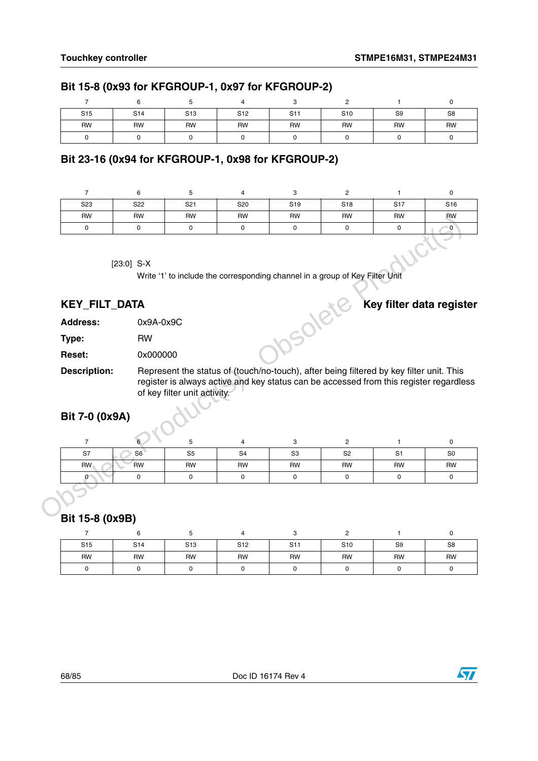### Bit 15-8 (0x93 for KFGROUP-1, 0x97 for KFGROUP-2)

| 7 | 6 | 5 | 4 | 3 | 2 | 1 | 0 |
|---|---|---|---|---|---|---|---|
| S15 | S14 | S13 | S12 | S11 | S10 | S9 | S8 |
| RW | RW | RW | RW | RW | RW | RW | RW |
| 0 | 0 | 0 | 0 | 0 | 0 | 0 | 0 |

### Bit 23-16 (0x94 for KFGROUP-1, 0x98 for KFGROUP-2)

| 7 | 6 | 5 | 4 | 3 | 2 | 1 | 0 |
|---|---|---|---|---|---|---|---|
| S23 | S22 | S21 | S20 | S19 | S18 | S17 | S16 |
| RW | RW | RW | RW | RW | RW | RW | RW |
| 0 | 0 | 0 | 0 | 0 | 0 | 0 | 0 |

[23:0] S-X

Write ‘1’ to include the corresponding channel in a group of Key Filter Unit

## KEY_FILT_DATA — Key filter data register

**Address:** 0x9A-0x9C

**Type:** RW

**Reset:** 0x000000

**Description:** Represent the status of (touch/no-touch), after being filtered by key filter unit. This register is always active and key status can be accessed from this register regardless of key filter unit activity.

### Bit 7-0 (0x9A)

| 7 | 6 | 5 | 4 | 3 | 2 | 1 | 0 |
|---|---|---|---|---|---|---|---|
| S7 | S6 | S5 | S4 | S3 | S2 | S1 | S0 |
| RW | RW | RW | RW | RW | RW | RW | RW |
| 0 | 0 | 0 | 0 | 0 | 0 | 0 | 0 |

### Bit 15-8 (0x9B)

| 7 | 6 | 5 | 4 | 3 | 2 | 1 | 0 |
|---|---|---|---|---|---|---|---|
| S15 | S14 | S13 | S12 | S11 | S10 | S9 | S8 |
| RW | RW | RW | RW | RW | RW | RW | RW |
| 0 | 0 | 0 | 0 | 0 | 0 | 0 | 0 |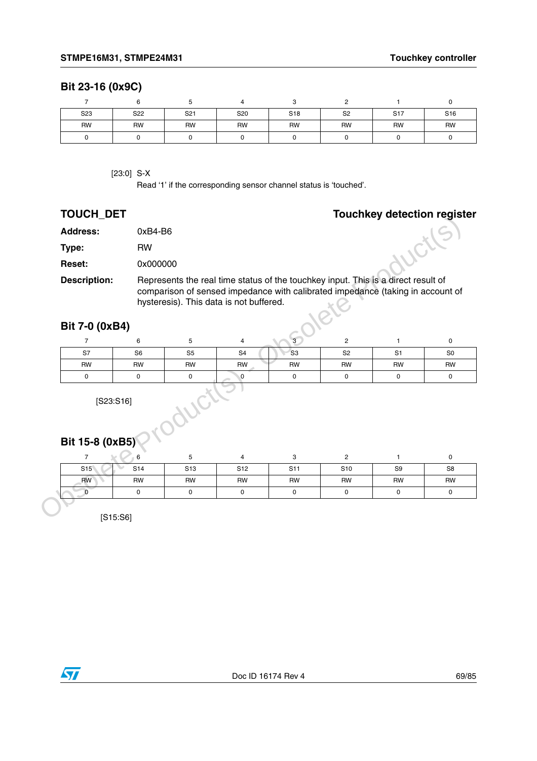**Bit 23-16 (0x9C)**

| 7 | 6 | 5 | 4 | 3 | 2 | 1 | 0 |
|---|---|---|---|---|---|---|---|
| S23 | S22 | S21 | S20 | S18 | S2 | S17 | S16 |
| RW | RW | RW | RW | RW | RW | RW | RW |
| 0 | 0 | 0 | 0 | 0 | 0 | 0 | 0 |

[23:0] S-X
Read '1' if the corresponding sensor channel status is 'touched'.

## TOUCH_DET — Touchkey detection register

**Address:** 0xB4-B6

**Type:** RW

**Reset:** 0x000000

**Description:** Represents the real time status of the touchkey input. This is a direct result of comparison of sensed impedance with calibrated impedance (taking in account of hysteresis). This data is not buffered.

**Bit 7-0 (0xB4)**

| 7 | 6 | 5 | 4 | 3 | 2 | 1 | 0 |
|---|---|---|---|---|---|---|---|
| S7 | S6 | S5 | S4 | S3 | S2 | S1 | S0 |
| RW | RW | RW | RW | RW | RW | RW | RW |
| 0 | 0 | 0 | 0 | 0 | 0 | 0 | 0 |

[S23:S16]

**Bit 15-8 (0xB5)**

| 7 | 6 | 5 | 4 | 3 | 2 | 1 | 0 |
|---|---|---|---|---|---|---|---|
| S15 | S14 | S13 | S12 | S11 | S10 | S9 | S8 |
| RW | RW | RW | RW | RW | RW | RW | RW |
| 0 | 0 | 0 | 0 | 0 | 0 | 0 | 0 |

[S15:S6]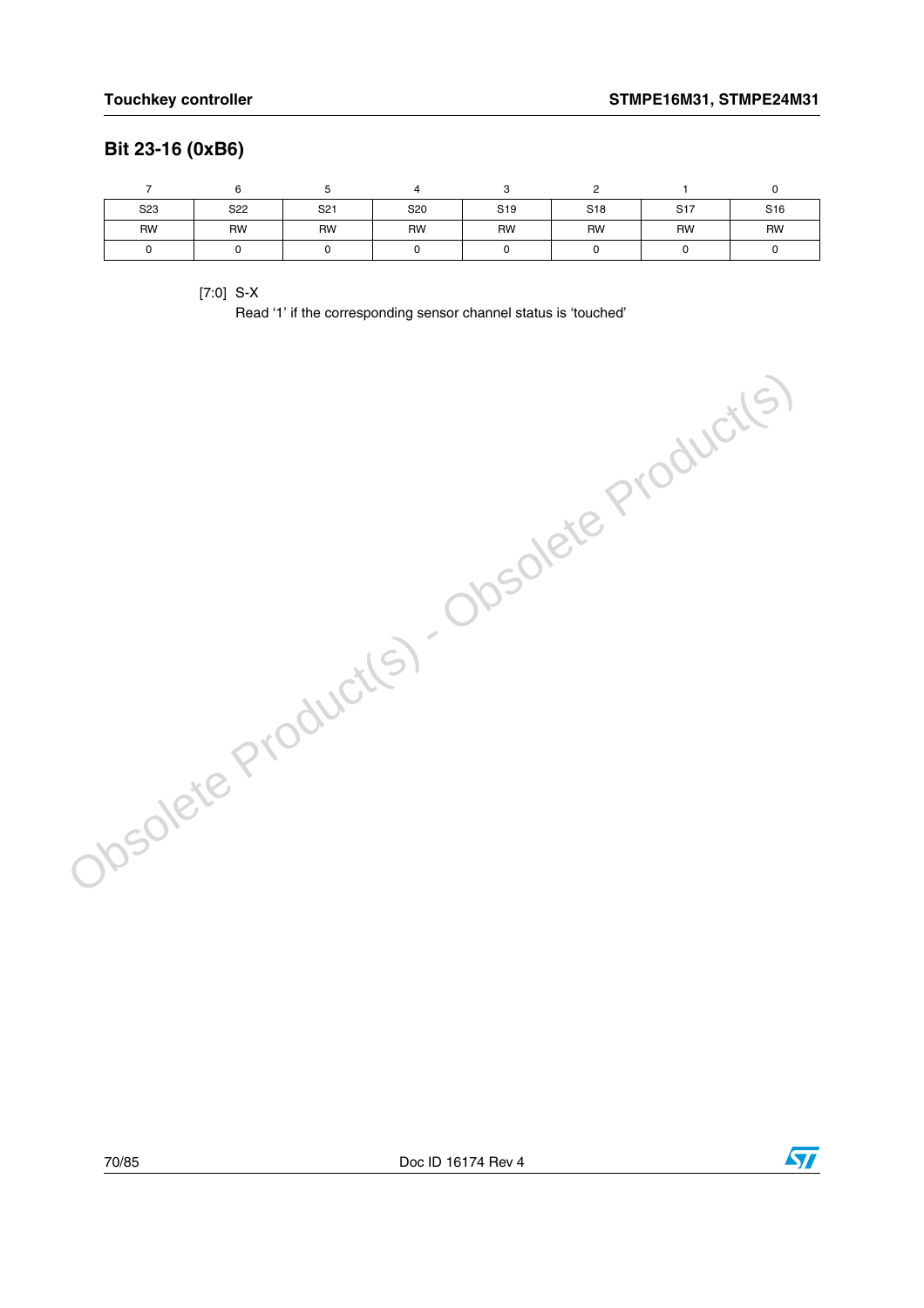## Bit 23-16 (0xB6)

| 7 | 6 | 5 | 4 | 3 | 2 | 1 | 0 |
|---|---|---|---|---|---|---|---|
| S23 | S22 | S21 | S20 | S19 | S18 | S17 | S16 |
| RW | RW | RW | RW | RW | RW | RW | RW |
| 0 | 0 | 0 | 0 | 0 | 0 | 0 | 0 |

[7:0] S-X
Read '1' if the corresponding sensor channel status is 'touched'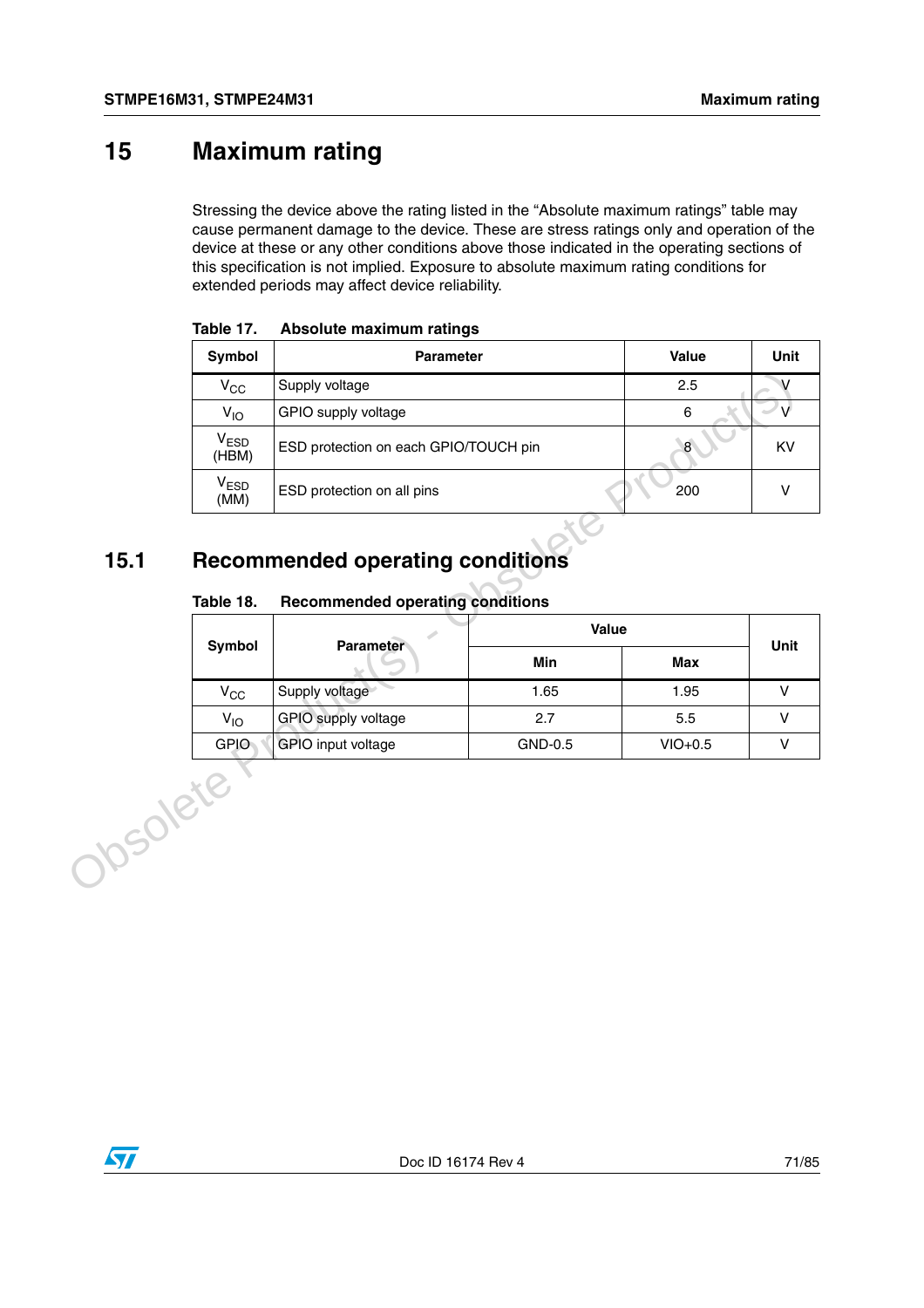# 15 Maximum rating

Stressing the device above the rating listed in the "Absolute maximum ratings" table may cause permanent damage to the device. These are stress ratings only and operation of the device at these or any other conditions above those indicated in the operating sections of this specification is not implied. Exposure to absolute maximum rating conditions for extended periods may affect device reliability.

**Table 17. Absolute maximum ratings**

| Symbol | Parameter | Value | Unit |
|---|---|---|---|
| $V_{CC}$ | Supply voltage | 2.5 | V |
| $V_{IO}$ | GPIO supply voltage | 6 | V |
| $V_{ESD}$ (HBM) | ESD protection on each GPIO/TOUCH pin | 8 | KV |
| $V_{ESD}$ (MM) | ESD protection on all pins | 200 | V |

## 15.1 Recommended operating conditions

**Table 18. Recommended operating conditions**

| Symbol | Parameter | Value | | Unit |
|---|---|---|---|---|
| | | Min | Max | |
| $V_{CC}$ | Supply voltage | 1.65 | 1.95 | V |
| $V_{IO}$ | GPIO supply voltage | 2.7 | 5.5 | V |
| GPIO | GPIO input voltage | GND-0.5 | VIO+0.5 | V |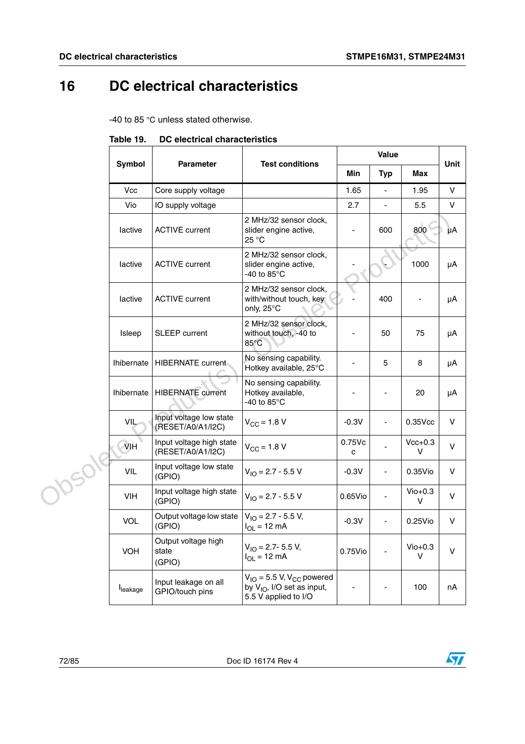# 16 DC electrical characteristics

-40 to 85 °C unless stated otherwise.

**Table 19. DC electrical characteristics**

| Symbol | Parameter | Test conditions | Value | | | Unit |
|---|---|---|---|---|---|---|
| | | | Min | Typ | Max | |
| Vcc | Core supply voltage | | 1.65 | - | 1.95 | V |
| Vio | IO supply voltage | | 2.7 | - | 5.5 | V |
| Iactive | ACTIVE current | 2 MHz/32 sensor clock, slider engine active, 25 °C | - | 600 | 800 | µA |
| Iactive | ACTIVE current | 2 MHz/32 sensor clock, slider engine active, -40 to 85°C | - | - | 1000 | µA |
| Iactive | ACTIVE current | 2 MHz/32 sensor clock, with/without touch, key only, 25°C | - | 400 | - | µA |
| Isleep | SLEEP current | 2 MHz/32 sensor clock, without touch, -40 to 85°C | - | 50 | 75 | µA |
| Ihibernate | HIBERNATE current | No sensing capability. Hotkey available, 25°C | - | 5 | 8 | µA |
| Ihibernate | HIBERNATE current | No sensing capability. Hotkey available, -40 to 85°C | - | - | 20 | µA |
| VIL | Input voltage low state (RESET/A0/A1/I2C) | $V_{CC}$ = 1.8 V | -0.3V | - | 0.35Vcc | V |
| VIH | Input voltage high state (RESET/A0/A1/I2C) | $V_{CC}$ = 1.8 V | 0.75Vcc | - | Vcc+0.3 V | V |
| VIL | Input voltage low state (GPIO) | $V_{IO}$ = 2.7 - 5.5 V | -0.3V | - | 0.35Vio | V |
| VIH | Input voltage high state (GPIO) | $V_{IO}$ = 2.7 - 5.5 V | 0.65Vio | - | Vio+0.3 V | V |
| VOL | Output voltage low state (GPIO) | $V_{IO}$ = 2.7 - 5.5 V, $I_{OL}$ = 12 mA | -0.3V | - | 0.25Vio | V |
| VOH | Output voltage high state (GPIO) | $V_{IO}$ = 2.7- 5.5 V, $I_{OL}$ = 12 mA | 0.75Vio | - | Vio+0.3 V | V |
| $I_{leakage}$ | Input leakage on all GPIO/touch pins | $V_{IO}$ = 5.5 V, $V_{CC}$ powered by $V_{IO}$, I/O set as input, 5.5 V applied to I/O | - | - | 100 | nA |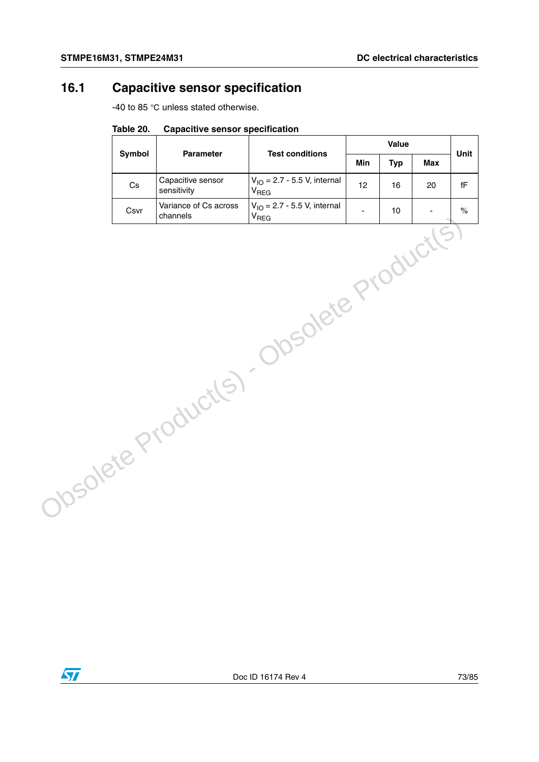## 16.1 Capacitive sensor specification

-40 to 85 °C unless stated otherwise.

**Table 20. Capacitive sensor specification**

| Symbol | Parameter | Test conditions | Value | | | Unit |
|---|---|---|---|---|---|---|
| | | | Min | Typ | Max | |
| Cs | Capacitive sensor sensitivity | $V_{IO}$ = 2.7 - 5.5 V, internal $V_{REG}$ | 12 | 16 | 20 | fF |
| Csvr | Variance of Cs across channels | $V_{IO}$ = 2.7 - 5.5 V, internal $V_{REG}$ | - | 10 | - | % |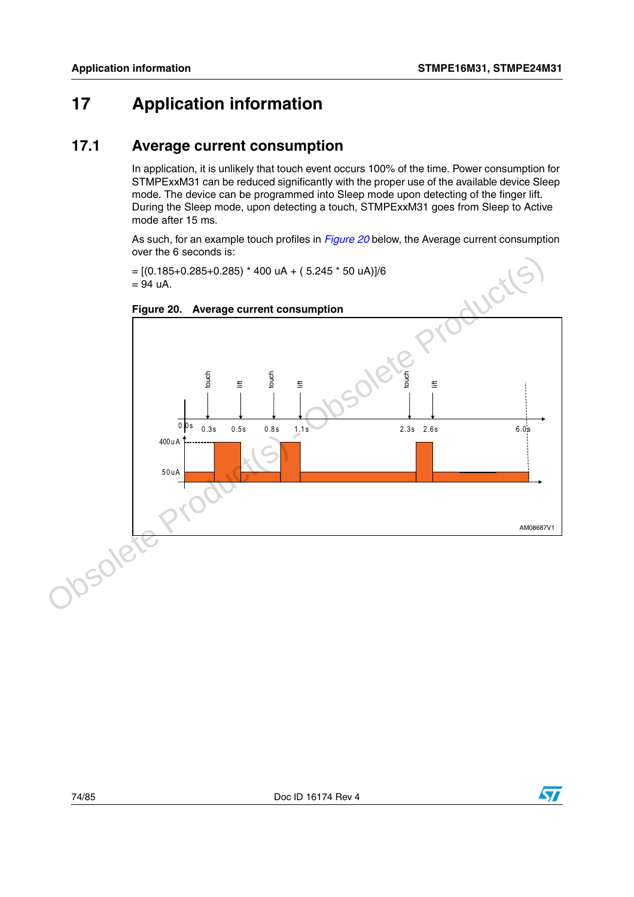# 17 Application information

## 17.1 Average current consumption

In application, it is unlikely that touch event occurs 100% of the time. Power consumption for STMPExxM31 can be reduced significantly with the proper use of the available device Sleep mode. The device can be programmed into Sleep mode upon detecting of the finger lift. During the Sleep mode, upon detecting a touch, STMPExxM31 goes from Sleep to Active mode after 15 ms.

As such, for an example touch profiles in *Figure 20* below, the Average current consumption over the 6 seconds is:

= [(0.185+0.285+0.285) * 400 uA + ( 5.245 * 50 uA)]/6
= 94 uA.

**Figure 20. Average current consumption**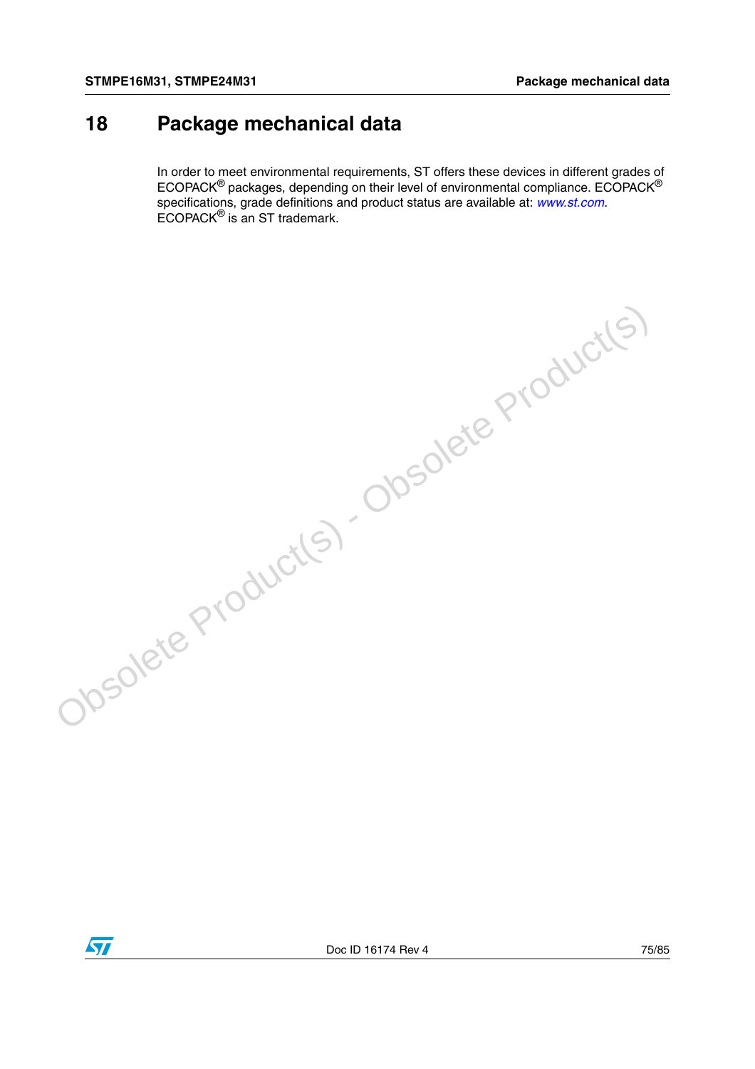# 18 Package mechanical data

In order to meet environmental requirements, ST offers these devices in different grades of ECOPACK® packages, depending on their level of environmental compliance. ECOPACK® specifications, grade definitions and product status are available at: *www.st.com*. ECOPACK® is an ST trademark.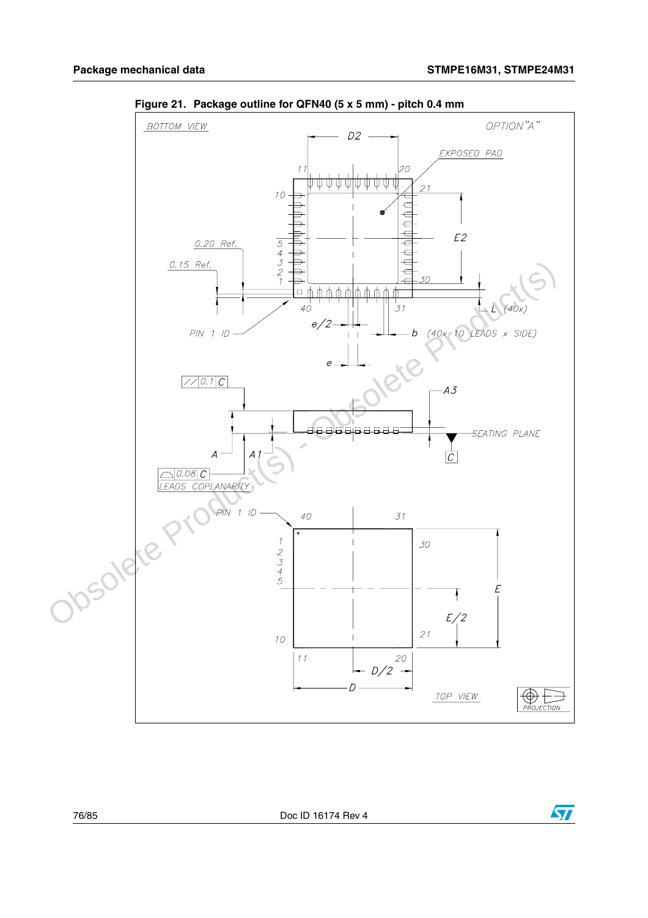**Figure 21. Package outline for QFN40 (5 x 5 mm) - pitch 0.4 mm**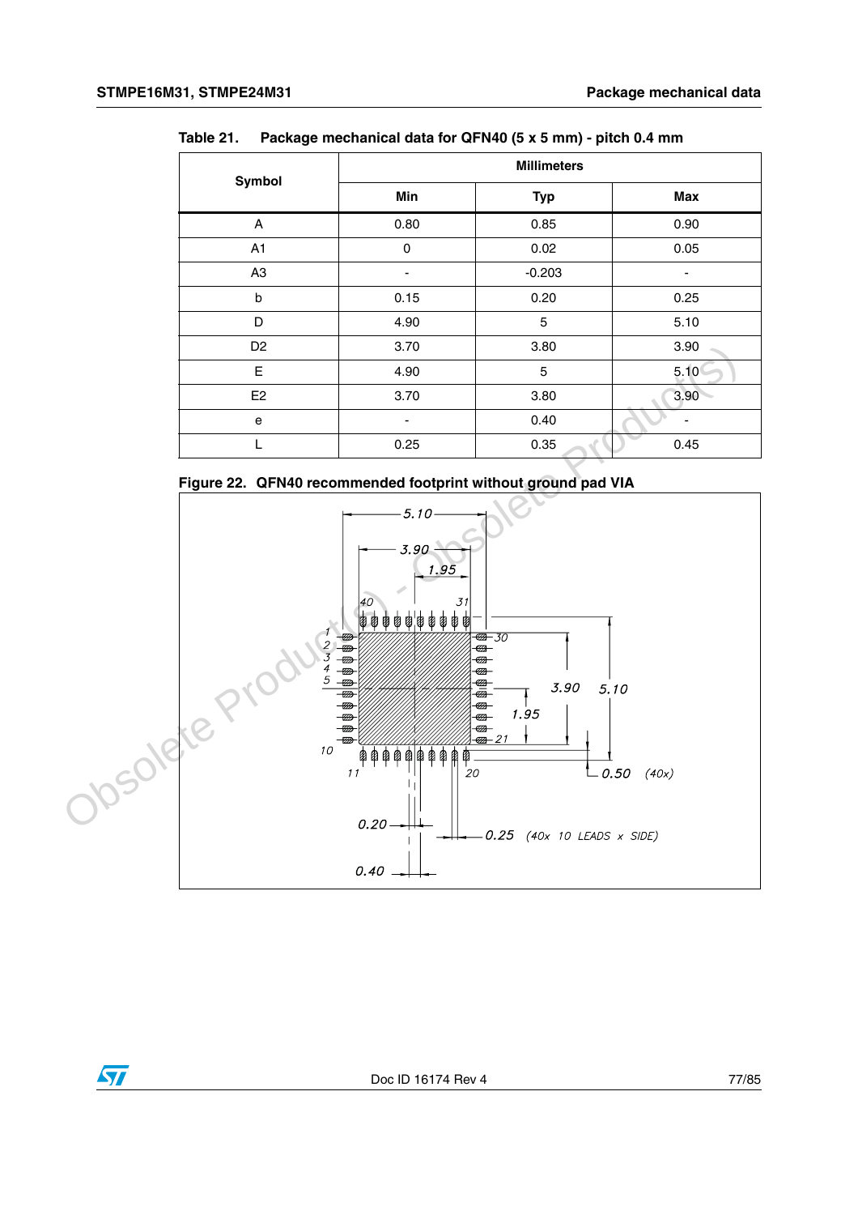Table 21. Package mechanical data for QFN40 (5 x 5 mm) - pitch 0.4 mm

| Symbol | Millimeters | | |
|---|---|---|---|
| | Min | Typ | Max |
| A | 0.80 | 0.85 | 0.90 |
| A1 | 0 | 0.02 | 0.05 |
| A3 | - | -0.203 | - |
| b | 0.15 | 0.20 | 0.25 |
| D | 4.90 | 5 | 5.10 |
| D2 | 3.70 | 3.80 | 3.90 |
| E | 4.90 | 5 | 5.10 |
| E2 | 3.70 | 3.80 | 3.90 |
| e | - | 0.40 | - |
| L | 0.25 | 0.35 | 0.45 |

Figure 22. QFN40 recommended footprint without ground pad VIA

5.10
3.90
1.95
40
31
1
2
3
4
5
30
3.90
5.10
1.95
10
21
11
20
0.50 (40x)
0.20
0.25 (40x 10 LEADS x SIDE)
0.40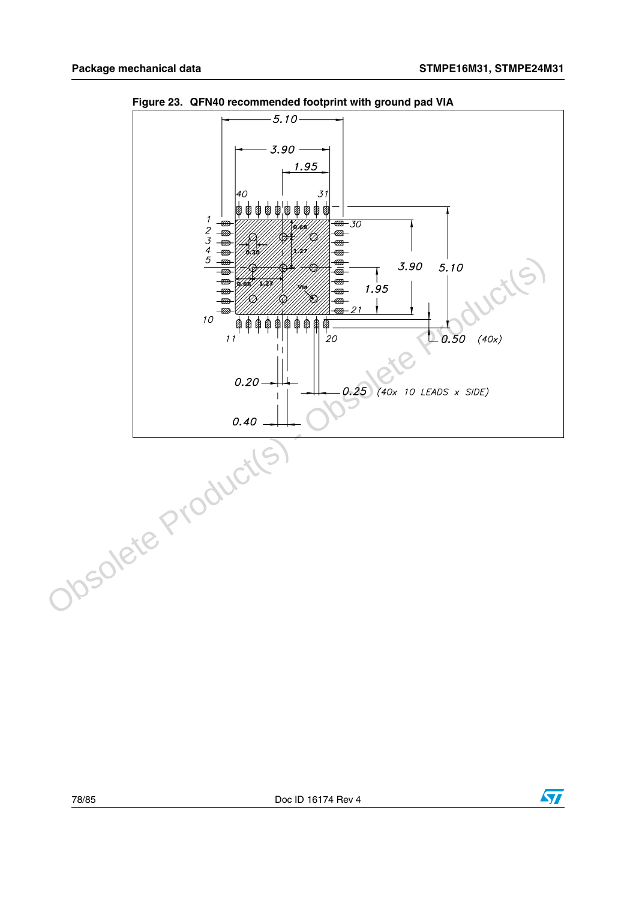**Figure 23. QFN40 recommended footprint with ground pad VIA**

5.10

3.90

1.95

40 31

1 2 3 4 5 30

0.68

0.30

1.27

3.90 5.10

0.65 1.27

Via

1.95

10 21

11 20

0.50 (40x)

0.20

0.25 (40x 10 LEADS x SIDE)

0.40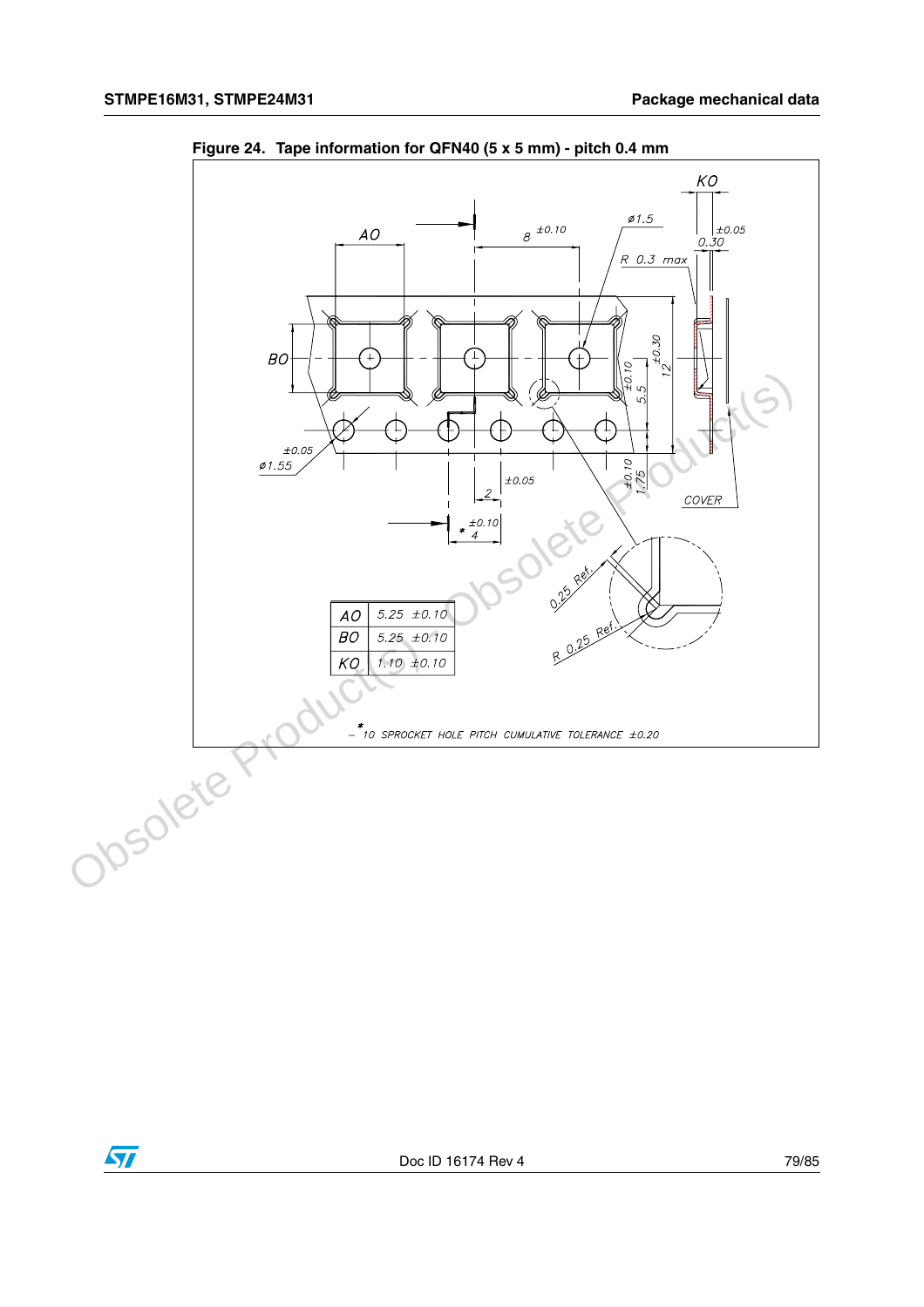Figure 24. Tape information for QFN40 (5 x 5 mm) - pitch 0.4 mm

| | |
|---|---|
| AO | 5.25 ±0.10 |
| BO | 5.25 ±0.10 |
| KO | 1.10 ±0.10 |

\* 10 SPROCKET HOLE PITCH CUMULATIVE TOLERANCE ±0.20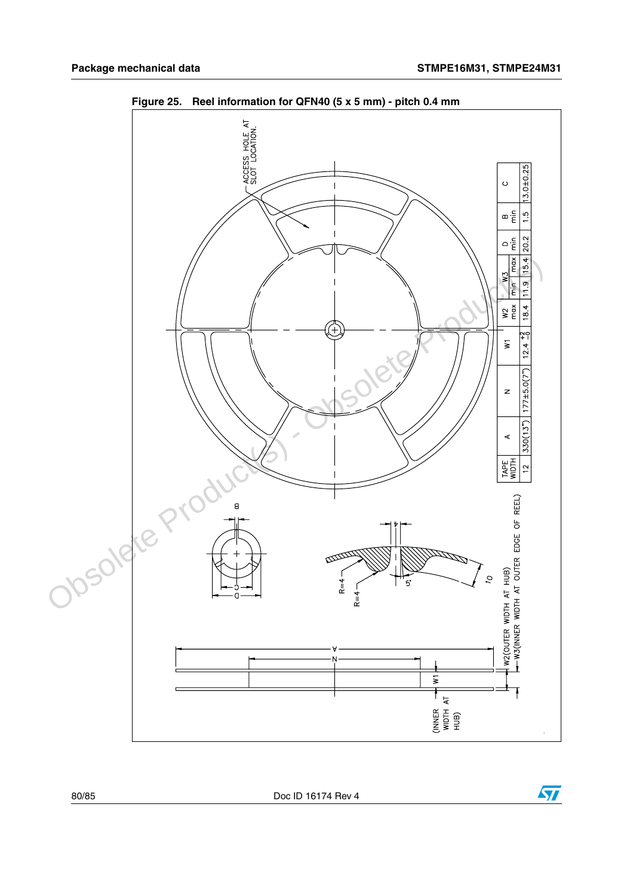Figure 25. Reel information for QFN40 (5 x 5 mm) - pitch 0.4 mm

| TAPE WIDTH | A | N | W1 | W2 max | W3 | | D min | B min | C |
|---|---|---|---|---|---|---|---|---|---|
| | | | | | min | max | | | |
| 12 | 330(13") | 177±5.0(7") | $12.4^{+2}_{-0}$ | 18.4 | 11.9 | 15.4 | 20.2 | 1.5 | 13.0±0.25 |

ACCESS HOLE AT SLOT LOCATION.

R=4

R=4

W2(OUTER WIDTH AT HUB)

W3(INNER WIDTH AT OUTER EDGE OF REEL)

(INNER WIDTH AT HUB)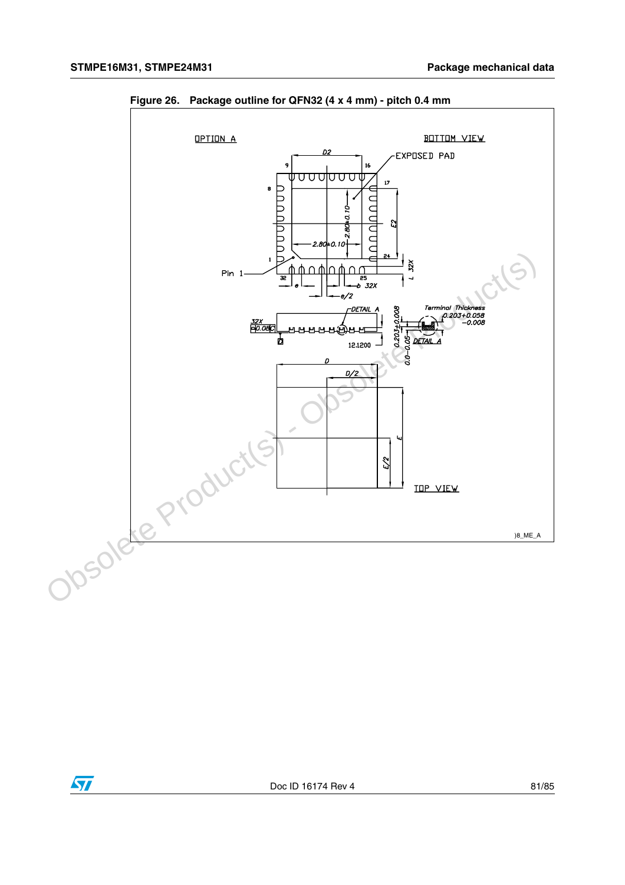**Figure 26. Package outline for QFN32 (4 x 4 mm) - pitch 0.4 mm**

OPTION A

BOTTOM VIEW

D2

EXPOSED PAD

9 16 8 17 1 24 32 25

2.80±0.10

2.80±0.10

E2

Pin 1

e

e/2

b 32X

L 32X

32X

0.08 C

C

DETAIL A

12.1200

0.203±0.008

0.0~0.05

Terminal Thickness

0.203+0.058 −0.008

DETAIL A

D

D/2

E

E/2

TOP VIEW

)8_ME_A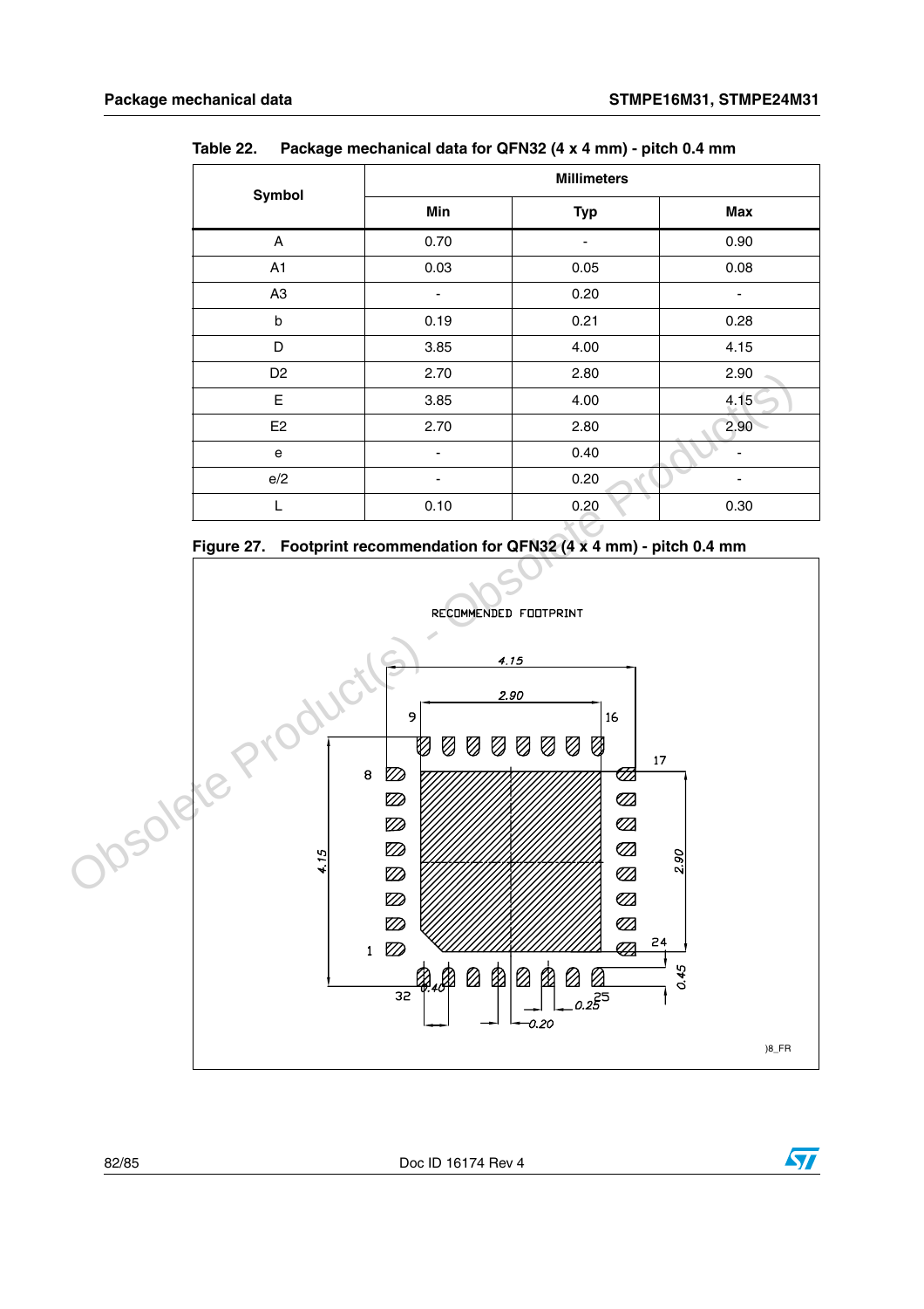Table 22. Package mechanical data for QFN32 (4 x 4 mm) - pitch 0.4 mm

| Symbol | Millimeters | | |
|---|---|---|---|
| | Min | Typ | Max |
| A | 0.70 | - | 0.90 |
| A1 | 0.03 | 0.05 | 0.08 |
| A3 | - | 0.20 | - |
| b | 0.19 | 0.21 | 0.28 |
| D | 3.85 | 4.00 | 4.15 |
| D2 | 2.70 | 2.80 | 2.90 |
| E | 3.85 | 4.00 | 4.15 |
| E2 | 2.70 | 2.80 | 2.90 |
| e | - | 0.40 | - |
| e/2 | - | 0.20 | - |
| L | 0.10 | 0.20 | 0.30 |

Figure 27. Footprint recommendation for QFN32 (4 x 4 mm) - pitch 0.4 mm

RECOMMENDED FOOTPRINT

4.15, 2.90, 4.15, 2.90, 0.45, 0.40, 0.25, 0.20

Pins: 1, 8, 9, 16, 17, 24, 25, 32

)8_FR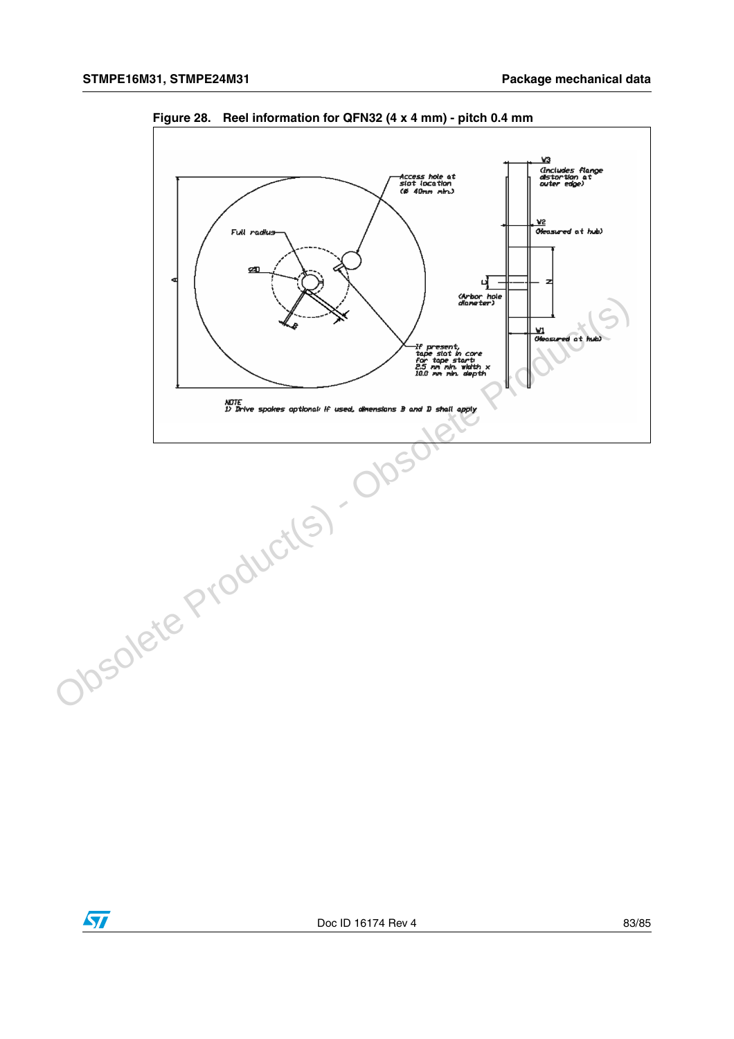Figure 28. Reel information for QFN32 (4 x 4 mm) - pitch 0.4 mm

Access hole at slot location (Ø 40mm min.)

Full radius

Ø D

A

B

(Arbor hole diameter)

C

N

W3 (Includes flange distortion at outer edge)

W2 (Measured at hub)

W1 (Measured at hub)

If present, tape slot in core for tape start: 2.5 mm min. width x 10.0 mm min. depth

NOTE
1) Drive spokes optional: if used, dimensions B and D shall apply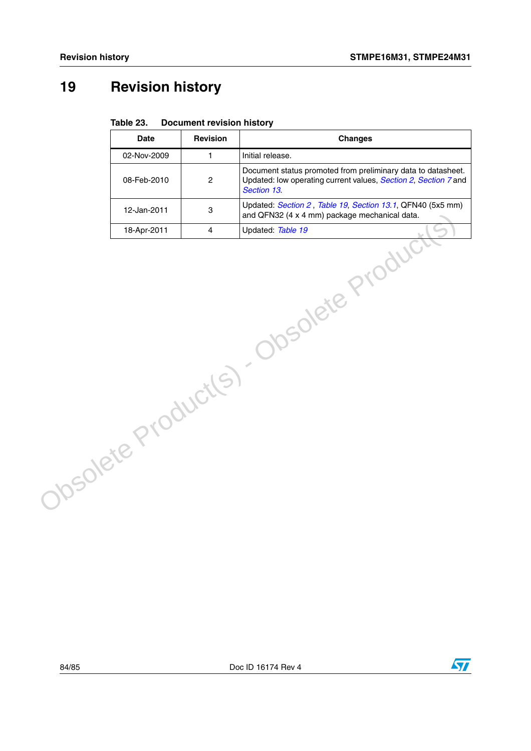# 19 Revision history

Table 23. Document revision history

| Date | Revision | Changes |
| --- | --- | --- |
| 02-Nov-2009 | 1 | Initial release. |
| 08-Feb-2010 | 2 | Document status promoted from preliminary data to datasheet. Updated: low operating current values, *Section 2*, *Section 7* and *Section 13*. |
| 12-Jan-2011 | 3 | Updated: *Section 2* , *Table 19*, *Section 13.1*, QFN40 (5x5 mm) and QFN32 (4 x 4 mm) package mechanical data. |
| 18-Apr-2011 | 4 | Updated: *Table 19* |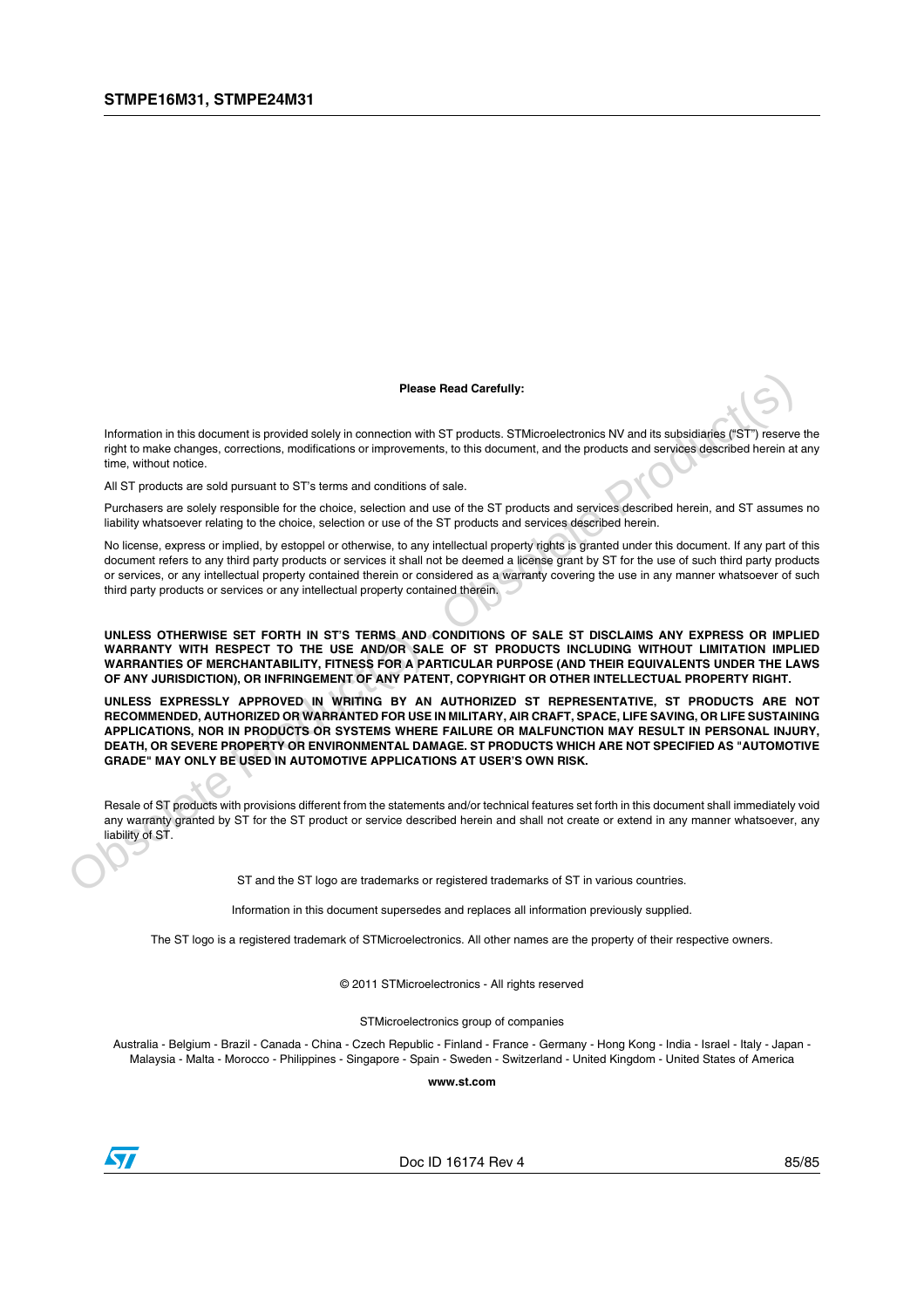**Please Read Carefully:**

Information in this document is provided solely in connection with ST products. STMicroelectronics NV and its subsidiaries ("ST") reserve the right to make changes, corrections, modifications or improvements, to this document, and the products and services described herein at any time, without notice.

All ST products are sold pursuant to ST's terms and conditions of sale.

Purchasers are solely responsible for the choice, selection and use of the ST products and services described herein, and ST assumes no liability whatsoever relating to the choice, selection or use of the ST products and services described herein.

No license, express or implied, by estoppel or otherwise, to any intellectual property rights is granted under this document. If any part of this document refers to any third party products or services it shall not be deemed a license grant by ST for the use of such third party products or services, or any intellectual property contained therein or considered as a warranty covering the use in any manner whatsoever of such third party products or services or any intellectual property contained therein.

**UNLESS OTHERWISE SET FORTH IN ST'S TERMS AND CONDITIONS OF SALE ST DISCLAIMS ANY EXPRESS OR IMPLIED WARRANTY WITH RESPECT TO THE USE AND/OR SALE OF ST PRODUCTS INCLUDING WITHOUT LIMITATION IMPLIED WARRANTIES OF MERCHANTABILITY, FITNESS FOR A PARTICULAR PURPOSE (AND THEIR EQUIVALENTS UNDER THE LAWS OF ANY JURISDICTION), OR INFRINGEMENT OF ANY PATENT, COPYRIGHT OR OTHER INTELLECTUAL PROPERTY RIGHT.**

**UNLESS EXPRESSLY APPROVED IN WRITING BY AN AUTHORIZED ST REPRESENTATIVE, ST PRODUCTS ARE NOT RECOMMENDED, AUTHORIZED OR WARRANTED FOR USE IN MILITARY, AIR CRAFT, SPACE, LIFE SAVING, OR LIFE SUSTAINING APPLICATIONS, NOR IN PRODUCTS OR SYSTEMS WHERE FAILURE OR MALFUNCTION MAY RESULT IN PERSONAL INJURY, DEATH, OR SEVERE PROPERTY OR ENVIRONMENTAL DAMAGE. ST PRODUCTS WHICH ARE NOT SPECIFIED AS "AUTOMOTIVE GRADE" MAY ONLY BE USED IN AUTOMOTIVE APPLICATIONS AT USER'S OWN RISK.**

Resale of ST products with provisions different from the statements and/or technical features set forth in this document shall immediately void any warranty granted by ST for the ST product or service described herein and shall not create or extend in any manner whatsoever, any liability of ST.

ST and the ST logo are trademarks or registered trademarks of ST in various countries.

Information in this document supersedes and replaces all information previously supplied.

The ST logo is a registered trademark of STMicroelectronics. All other names are the property of their respective owners.

© 2011 STMicroelectronics - All rights reserved

STMicroelectronics group of companies

Australia - Belgium - Brazil - Canada - China - Czech Republic - Finland - France - Germany - Hong Kong - India - Israel - Italy - Japan - Malaysia - Malta - Morocco - Philippines - Singapore - Spain - Sweden - Switzerland - United Kingdom - United States of America

**www.st.com**